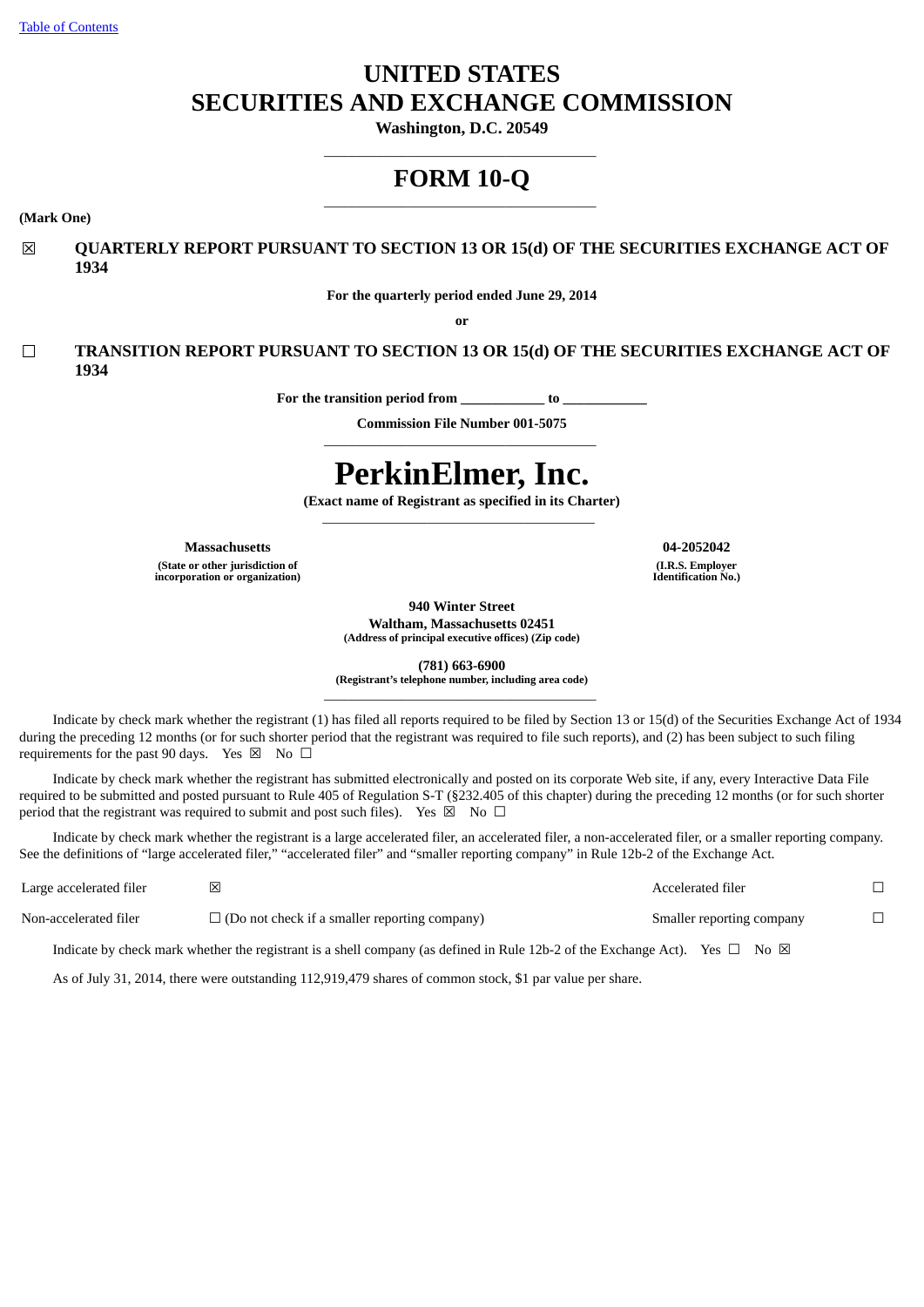[Table of Contents](#)

# UNITED STATES
# SECURITIES AND EXCHANGE COMMISSION

**Washington, D.C. 20549**

---

# FORM 10-Q

---

**(Mark One)**

☒ **QUARTERLY REPORT PURSUANT TO SECTION 13 OR 15(d) OF THE SECURITIES EXCHANGE ACT OF 1934**

**For the quarterly period ended June 29, 2014**

**or**

☐ **TRANSITION REPORT PURSUANT TO SECTION 13 OR 15(d) OF THE SECURITIES EXCHANGE ACT OF 1934**

**For the transition period from \_\_\_\_\_\_\_\_\_\_\_\_ to \_\_\_\_\_\_\_\_\_\_\_\_**

**Commission File Number 001-5075**

---

# PerkinElmer, Inc.

**(Exact name of Registrant as specified in its Charter)**

---

| **Massachusetts** | **04-2052042** |
|---|---|
| **(State or other jurisdiction of incorporation or organization)** | **(I.R.S. Employer Identification No.)** |

**940 Winter Street**
**Waltham, Massachusetts 02451**
**(Address of principal executive offices) (Zip code)**

**(781) 663-6900**
**(Registrant's telephone number, including area code)**

---

Indicate by check mark whether the registrant (1) has filed all reports required to be filed by Section 13 or 15(d) of the Securities Exchange Act of 1934 during the preceding 12 months (or for such shorter period that the registrant was required to file such reports), and (2) has been subject to such filing requirements for the past 90 days. Yes ☒ No ☐

Indicate by check mark whether the registrant has submitted electronically and posted on its corporate Web site, if any, every Interactive Data File required to be submitted and posted pursuant to Rule 405 of Regulation S-T (§232.405 of this chapter) during the preceding 12 months (or for such shorter period that the registrant was required to submit and post such files). Yes ☒ No ☐

Indicate by check mark whether the registrant is a large accelerated filer, an accelerated filer, a non-accelerated filer, or a smaller reporting company. See the definitions of "large accelerated filer," "accelerated filer" and "smaller reporting company" in Rule 12b-2 of the Exchange Act.

| | | | |
|---|---|---|---|
| Large accelerated filer | ☒ | Accelerated filer | ☐ |
| Non-accelerated filer | ☐ (Do not check if a smaller reporting company) | Smaller reporting company | ☐ |

Indicate by check mark whether the registrant is a shell company (as defined in Rule 12b-2 of the Exchange Act). Yes ☐ No ☒

As of July 31, 2014, there were outstanding 112,919,479 shares of common stock, $1 par value per share.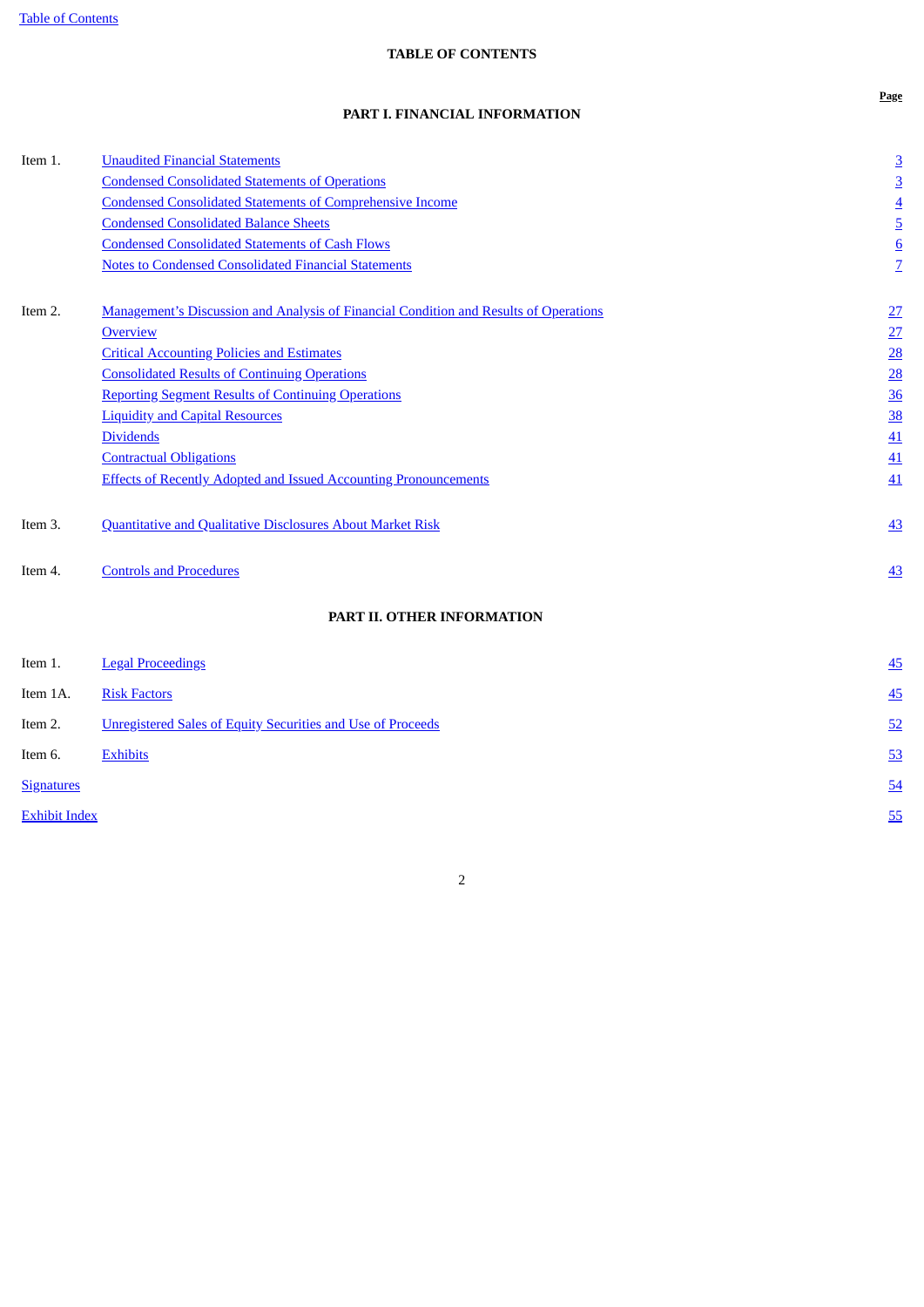## TABLE OF CONTENTS

### PART I. FINANCIAL INFORMATION

| | | Page |
|---|---|---|
| Item 1. | Unaudited Financial Statements | 3 |
| | Condensed Consolidated Statements of Operations | 3 |
| | Condensed Consolidated Statements of Comprehensive Income | 4 |
| | Condensed Consolidated Balance Sheets | 5 |
| | Condensed Consolidated Statements of Cash Flows | 6 |
| | Notes to Condensed Consolidated Financial Statements | 7 |
| Item 2. | Management's Discussion and Analysis of Financial Condition and Results of Operations | 27 |
| | Overview | 27 |
| | Critical Accounting Policies and Estimates | 28 |
| | Consolidated Results of Continuing Operations | 28 |
| | Reporting Segment Results of Continuing Operations | 36 |
| | Liquidity and Capital Resources | 38 |
| | Dividends | 41 |
| | Contractual Obligations | 41 |
| | Effects of Recently Adopted and Issued Accounting Pronouncements | 41 |
| Item 3. | Quantitative and Qualitative Disclosures About Market Risk | 43 |
| Item 4. | Controls and Procedures | 43 |

### PART II. OTHER INFORMATION

| | | |
|---|---|---|
| Item 1. | Legal Proceedings | 45 |
| Item 1A. | Risk Factors | 45 |
| Item 2. | Unregistered Sales of Equity Securities and Use of Proceeds | 52 |
| Item 6. | Exhibits | 53 |
| Signatures | | 54 |
| Exhibit Index | | 55 |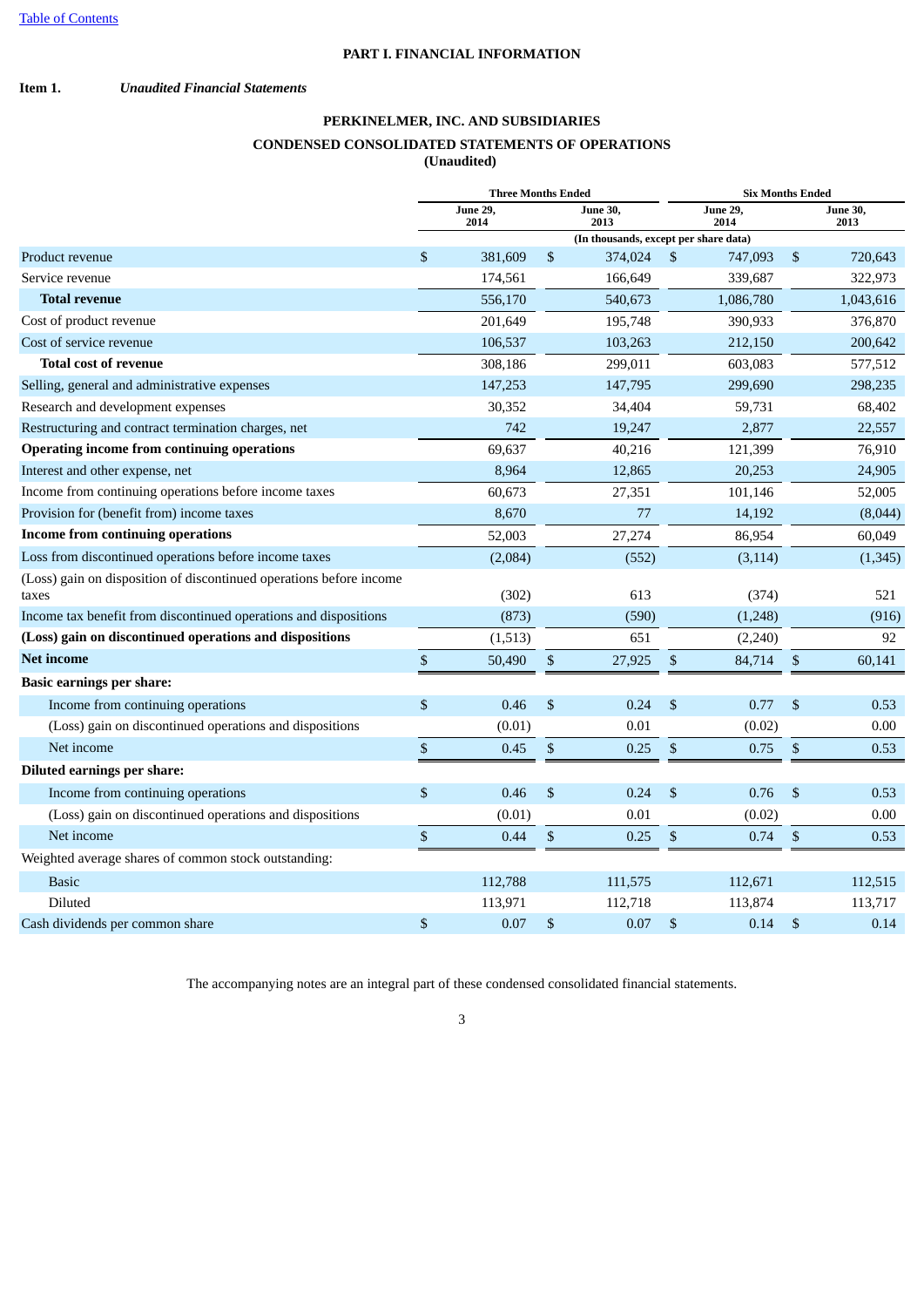Table of Contents

# PART I. FINANCIAL INFORMATION

**Item 1.** ***Unaudited Financial Statements***

## PERKINELMER, INC. AND SUBSIDIARIES

## CONDENSED CONSOLIDATED STATEMENTS OF OPERATIONS

**(Unaudited)**

| | Three Months Ended | | Six Months Ended | |
|---|---|---|---|---|
| | June 29, 2014 | June 30, 2013 | June 29, 2014 | June 30, 2013 |
| | (In thousands, except per share data) | | | |
| Product revenue | $ 381,609 | $ 374,024 | $ 747,093 | $ 720,643 |
| Service revenue | 174,561 | 166,649 | 339,687 | 322,973 |
| **Total revenue** | 556,170 | 540,673 | 1,086,780 | 1,043,616 |
| Cost of product revenue | 201,649 | 195,748 | 390,933 | 376,870 |
| Cost of service revenue | 106,537 | 103,263 | 212,150 | 200,642 |
| **Total cost of revenue** | 308,186 | 299,011 | 603,083 | 577,512 |
| Selling, general and administrative expenses | 147,253 | 147,795 | 299,690 | 298,235 |
| Research and development expenses | 30,352 | 34,404 | 59,731 | 68,402 |
| Restructuring and contract termination charges, net | 742 | 19,247 | 2,877 | 22,557 |
| **Operating income from continuing operations** | 69,637 | 40,216 | 121,399 | 76,910 |
| Interest and other expense, net | 8,964 | 12,865 | 20,253 | 24,905 |
| Income from continuing operations before income taxes | 60,673 | 27,351 | 101,146 | 52,005 |
| Provision for (benefit from) income taxes | 8,670 | 77 | 14,192 | (8,044) |
| **Income from continuing operations** | 52,003 | 27,274 | 86,954 | 60,049 |
| Loss from discontinued operations before income taxes | (2,084) | (552) | (3,114) | (1,345) |
| (Loss) gain on disposition of discontinued operations before income taxes | (302) | 613 | (374) | 521 |
| Income tax benefit from discontinued operations and dispositions | (873) | (590) | (1,248) | (916) |
| **(Loss) gain on discontinued operations and dispositions** | (1,513) | 651 | (2,240) | 92 |
| **Net income** | $ 50,490 | $ 27,925 | $ 84,714 | $ 60,141 |
| **Basic earnings per share:** | | | | |
| Income from continuing operations | $ 0.46 | $ 0.24 | $ 0.77 | $ 0.53 |
| (Loss) gain on discontinued operations and dispositions | (0.01) | 0.01 | (0.02) | 0.00 |
| Net income | $ 0.45 | $ 0.25 | $ 0.75 | $ 0.53 |
| **Diluted earnings per share:** | | | | |
| Income from continuing operations | $ 0.46 | $ 0.24 | $ 0.76 | $ 0.53 |
| (Loss) gain on discontinued operations and dispositions | (0.01) | 0.01 | (0.02) | 0.00 |
| Net income | $ 0.44 | $ 0.25 | $ 0.74 | $ 0.53 |
| Weighted average shares of common stock outstanding: | | | | |
| Basic | 112,788 | 111,575 | 112,671 | 112,515 |
| Diluted | 113,971 | 112,718 | 113,874 | 113,717 |
| Cash dividends per common share | $ 0.07 | $ 0.07 | $ 0.14 | $ 0.14 |

The accompanying notes are an integral part of these condensed consolidated financial statements.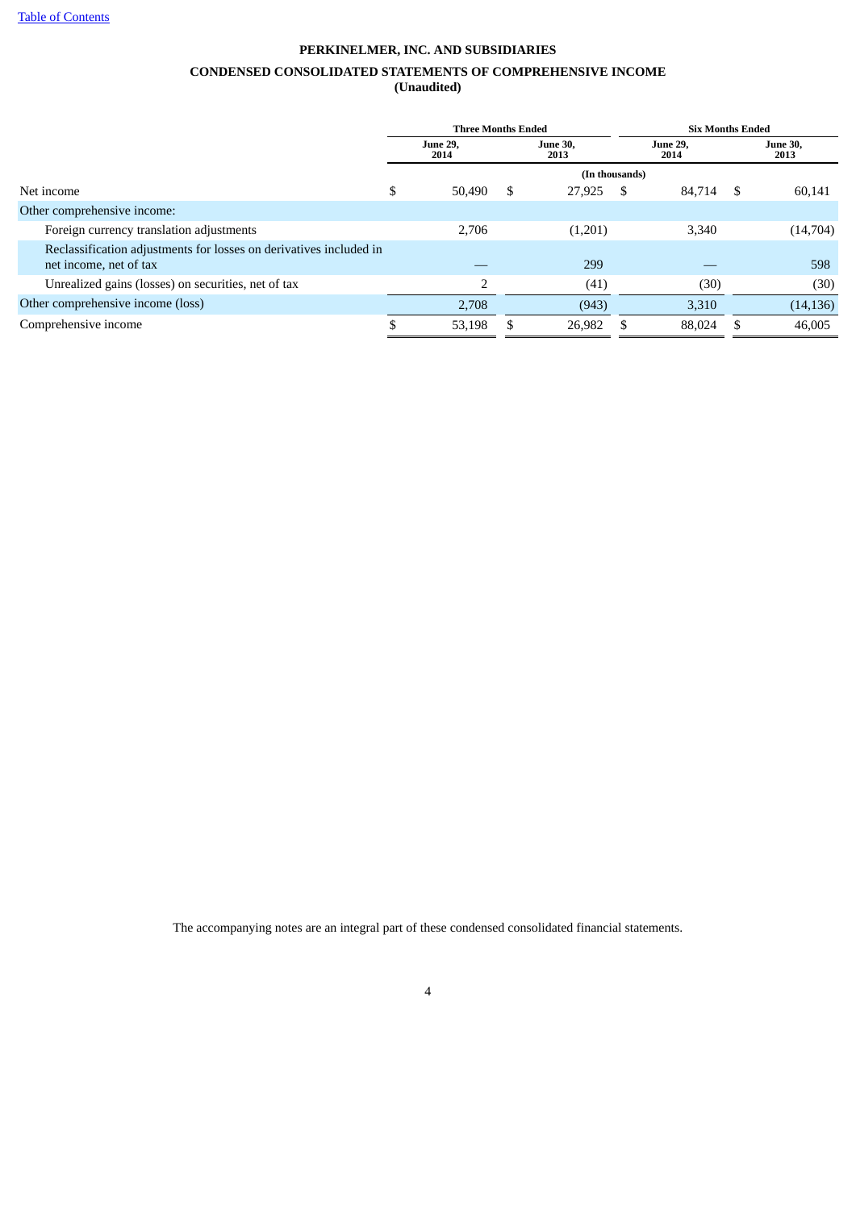Table of Contents

# PERKINELMER, INC. AND SUBSIDIARIES

## CONDENSED CONSOLIDATED STATEMENTS OF COMPREHENSIVE INCOME

**(Unaudited)**

| | Three Months Ended | | Six Months Ended | |
|---|---|---|---|---|
| | June 29, 2014 | June 30, 2013 | June 29, 2014 | June 30, 2013 |
| | (In thousands) | | | |
| Net income | $ 50,490 | $ 27,925 | $ 84,714 | $ 60,141 |
| Other comprehensive income: | | | | |
| Foreign currency translation adjustments | 2,706 | (1,201) | 3,340 | (14,704) |
| Reclassification adjustments for losses on derivatives included in net income, net of tax | — | 299 | — | 598 |
| Unrealized gains (losses) on securities, net of tax | 2 | (41) | (30) | (30) |
| Other comprehensive income (loss) | 2,708 | (943) | 3,310 | (14,136) |
| Comprehensive income | $ 53,198 | $ 26,982 | $ 88,024 | $ 46,005 |

The accompanying notes are an integral part of these condensed consolidated financial statements.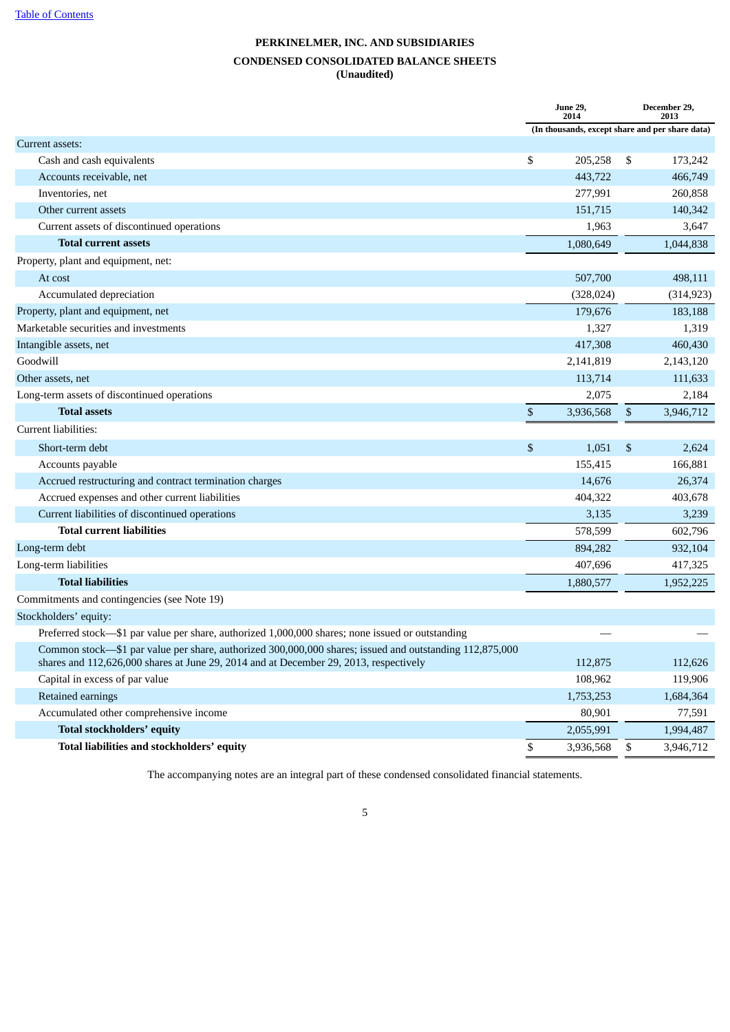# PERKINELMER, INC. AND SUBSIDIARIES

## CONDENSED CONSOLIDATED BALANCE SHEETS

**(Unaudited)**

| | June 29, 2014 | December 29, 2013 |
|---|---|---|
| | (In thousands, except share and per share data) | |
| Current assets: | | |
| Cash and cash equivalents | $ 205,258 | $ 173,242 |
| Accounts receivable, net | 443,722 | 466,749 |
| Inventories, net | 277,991 | 260,858 |
| Other current assets | 151,715 | 140,342 |
| Current assets of discontinued operations | 1,963 | 3,647 |
| **Total current assets** | 1,080,649 | 1,044,838 |
| Property, plant and equipment, net: | | |
| At cost | 507,700 | 498,111 |
| Accumulated depreciation | (328,024) | (314,923) |
| Property, plant and equipment, net | 179,676 | 183,188 |
| Marketable securities and investments | 1,327 | 1,319 |
| Intangible assets, net | 417,308 | 460,430 |
| Goodwill | 2,141,819 | 2,143,120 |
| Other assets, net | 113,714 | 111,633 |
| Long-term assets of discontinued operations | 2,075 | 2,184 |
| **Total assets** | $ 3,936,568 | $ 3,946,712 |
| Current liabilities: | | |
| Short-term debt | $ 1,051 | $ 2,624 |
| Accounts payable | 155,415 | 166,881 |
| Accrued restructuring and contract termination charges | 14,676 | 26,374 |
| Accrued expenses and other current liabilities | 404,322 | 403,678 |
| Current liabilities of discontinued operations | 3,135 | 3,239 |
| **Total current liabilities** | 578,599 | 602,796 |
| Long-term debt | 894,282 | 932,104 |
| Long-term liabilities | 407,696 | 417,325 |
| **Total liabilities** | 1,880,577 | 1,952,225 |
| Commitments and contingencies (see Note 19) | | |
| Stockholders' equity: | | |
| Preferred stock—$1 par value per share, authorized 1,000,000 shares; none issued or outstanding | — | — |
| Common stock—$1 par value per share, authorized 300,000,000 shares; issued and outstanding 112,875,000 shares and 112,626,000 shares at June 29, 2014 and at December 29, 2013, respectively | 112,875 | 112,626 |
| Capital in excess of par value | 108,962 | 119,906 |
| Retained earnings | 1,753,253 | 1,684,364 |
| Accumulated other comprehensive income | 80,901 | 77,591 |
| **Total stockholders' equity** | 2,055,991 | 1,994,487 |
| **Total liabilities and stockholders' equity** | $ 3,936,568 | $ 3,946,712 |

The accompanying notes are an integral part of these condensed consolidated financial statements.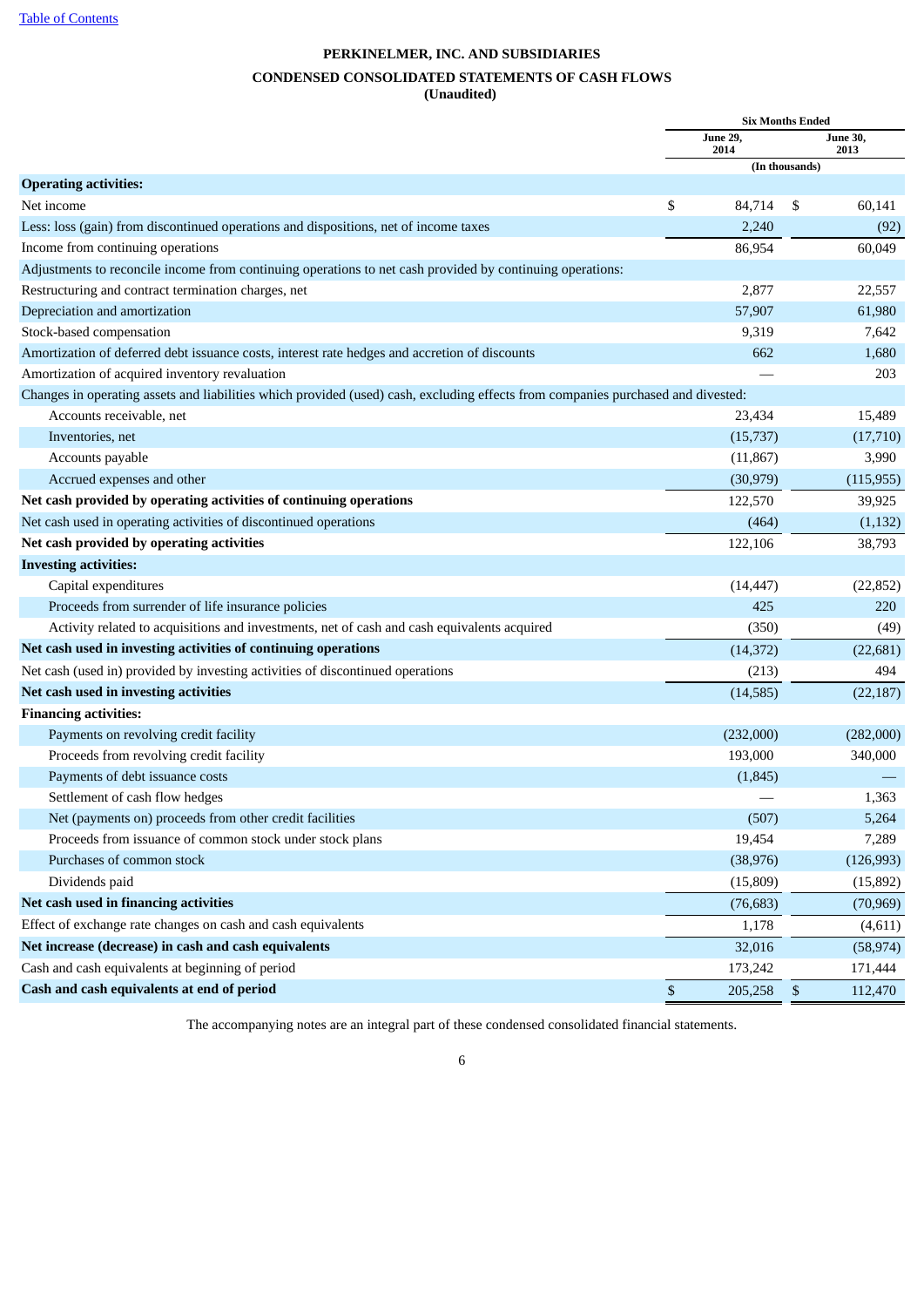**PERKINELMER, INC. AND SUBSIDIARIES**

**CONDENSED CONSOLIDATED STATEMENTS OF CASH FLOWS**
**(Unaudited)**

| | Six Months Ended | |
|---|---|---|
| | June 29, 2014 | June 30, 2013 |
| | (In thousands) | |
| **Operating activities:** | | |
| Net income | $ 84,714 | $ 60,141 |
| Less: loss (gain) from discontinued operations and dispositions, net of income taxes | 2,240 | (92) |
| Income from continuing operations | 86,954 | 60,049 |
| Adjustments to reconcile income from continuing operations to net cash provided by continuing operations: | | |
| Restructuring and contract termination charges, net | 2,877 | 22,557 |
| Depreciation and amortization | 57,907 | 61,980 |
| Stock-based compensation | 9,319 | 7,642 |
| Amortization of deferred debt issuance costs, interest rate hedges and accretion of discounts | 662 | 1,680 |
| Amortization of acquired inventory revaluation | — | 203 |
| Changes in operating assets and liabilities which provided (used) cash, excluding effects from companies purchased and divested: | | |
| Accounts receivable, net | 23,434 | 15,489 |
| Inventories, net | (15,737) | (17,710) |
| Accounts payable | (11,867) | 3,990 |
| Accrued expenses and other | (30,979) | (115,955) |
| **Net cash provided by operating activities of continuing operations** | 122,570 | 39,925 |
| Net cash used in operating activities of discontinued operations | (464) | (1,132) |
| **Net cash provided by operating activities** | 122,106 | 38,793 |
| **Investing activities:** | | |
| Capital expenditures | (14,447) | (22,852) |
| Proceeds from surrender of life insurance policies | 425 | 220 |
| Activity related to acquisitions and investments, net of cash and cash equivalents acquired | (350) | (49) |
| **Net cash used in investing activities of continuing operations** | (14,372) | (22,681) |
| Net cash (used in) provided by investing activities of discontinued operations | (213) | 494 |
| **Net cash used in investing activities** | (14,585) | (22,187) |
| **Financing activities:** | | |
| Payments on revolving credit facility | (232,000) | (282,000) |
| Proceeds from revolving credit facility | 193,000 | 340,000 |
| Payments of debt issuance costs | (1,845) | — |
| Settlement of cash flow hedges | — | 1,363 |
| Net (payments on) proceeds from other credit facilities | (507) | 5,264 |
| Proceeds from issuance of common stock under stock plans | 19,454 | 7,289 |
| Purchases of common stock | (38,976) | (126,993) |
| Dividends paid | (15,809) | (15,892) |
| **Net cash used in financing activities** | (76,683) | (70,969) |
| Effect of exchange rate changes on cash and cash equivalents | 1,178 | (4,611) |
| **Net increase (decrease) in cash and cash equivalents** | 32,016 | (58,974) |
| Cash and cash equivalents at beginning of period | 173,242 | 171,444 |
| **Cash and cash equivalents at end of period** | $ 205,258 | $ 112,470 |

The accompanying notes are an integral part of these condensed consolidated financial statements.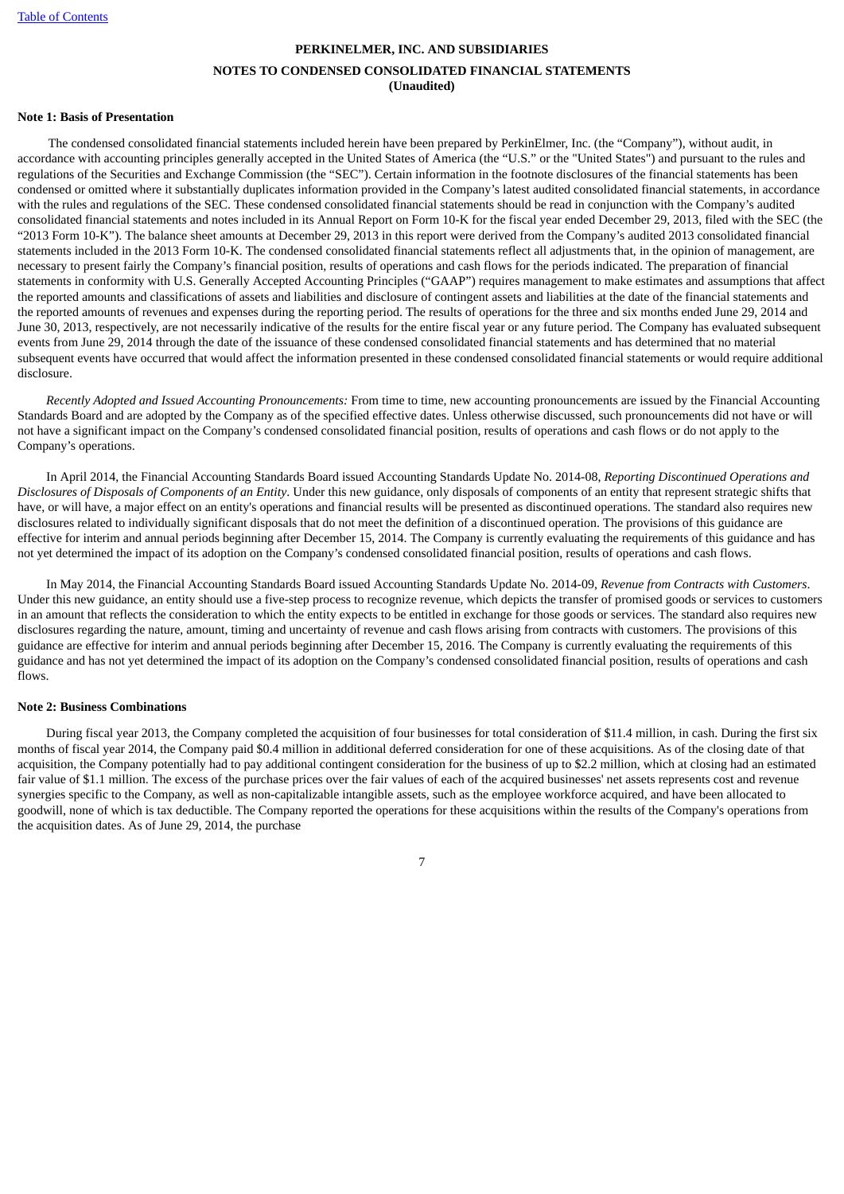**PERKINELMER, INC. AND SUBSIDIARIES**

**NOTES TO CONDENSED CONSOLIDATED FINANCIAL STATEMENTS**
**(Unaudited)**

**Note 1: Basis of Presentation**

The condensed consolidated financial statements included herein have been prepared by PerkinElmer, Inc. (the "Company"), without audit, in accordance with accounting principles generally accepted in the United States of America (the "U.S." or the "United States") and pursuant to the rules and regulations of the Securities and Exchange Commission (the "SEC"). Certain information in the footnote disclosures of the financial statements has been condensed or omitted where it substantially duplicates information provided in the Company's latest audited consolidated financial statements, in accordance with the rules and regulations of the SEC. These condensed consolidated financial statements should be read in conjunction with the Company's audited consolidated financial statements and notes included in its Annual Report on Form 10-K for the fiscal year ended December 29, 2013, filed with the SEC (the "2013 Form 10-K"). The balance sheet amounts at December 29, 2013 in this report were derived from the Company's audited 2013 consolidated financial statements included in the 2013 Form 10-K. The condensed consolidated financial statements reflect all adjustments that, in the opinion of management, are necessary to present fairly the Company's financial position, results of operations and cash flows for the periods indicated. The preparation of financial statements in conformity with U.S. Generally Accepted Accounting Principles ("GAAP") requires management to make estimates and assumptions that affect the reported amounts and classifications of assets and liabilities and disclosure of contingent assets and liabilities at the date of the financial statements and the reported amounts of revenues and expenses during the reporting period. The results of operations for the three and six months ended June 29, 2014 and June 30, 2013, respectively, are not necessarily indicative of the results for the entire fiscal year or any future period. The Company has evaluated subsequent events from June 29, 2014 through the date of the issuance of these condensed consolidated financial statements and has determined that no material subsequent events have occurred that would affect the information presented in these condensed consolidated financial statements or would require additional disclosure.

*Recently Adopted and Issued Accounting Pronouncements:* From time to time, new accounting pronouncements are issued by the Financial Accounting Standards Board and are adopted by the Company as of the specified effective dates. Unless otherwise discussed, such pronouncements did not have or will not have a significant impact on the Company's condensed consolidated financial position, results of operations and cash flows or do not apply to the Company's operations.

In April 2014, the Financial Accounting Standards Board issued Accounting Standards Update No. 2014-08, *Reporting Discontinued Operations and Disclosures of Disposals of Components of an Entity*. Under this new guidance, only disposals of components of an entity that represent strategic shifts that have, or will have, a major effect on an entity's operations and financial results will be presented as discontinued operations. The standard also requires new disclosures related to individually significant disposals that do not meet the definition of a discontinued operation. The provisions of this guidance are effective for interim and annual periods beginning after December 15, 2014. The Company is currently evaluating the requirements of this guidance and has not yet determined the impact of its adoption on the Company's condensed consolidated financial position, results of operations and cash flows.

In May 2014, the Financial Accounting Standards Board issued Accounting Standards Update No. 2014-09, *Revenue from Contracts with Customers*. Under this new guidance, an entity should use a five-step process to recognize revenue, which depicts the transfer of promised goods or services to customers in an amount that reflects the consideration to which the entity expects to be entitled in exchange for those goods or services. The standard also requires new disclosures regarding the nature, amount, timing and uncertainty of revenue and cash flows arising from contracts with customers. The provisions of this guidance are effective for interim and annual periods beginning after December 15, 2016. The Company is currently evaluating the requirements of this guidance and has not yet determined the impact of its adoption on the Company's condensed consolidated financial position, results of operations and cash flows.

**Note 2: Business Combinations**

During fiscal year 2013, the Company completed the acquisition of four businesses for total consideration of $11.4 million, in cash. During the first six months of fiscal year 2014, the Company paid $0.4 million in additional deferred consideration for one of these acquisitions. As of the closing date of that acquisition, the Company potentially had to pay additional contingent consideration for the business of up to $2.2 million, which at closing had an estimated fair value of $1.1 million. The excess of the purchase prices over the fair values of each of the acquired businesses' net assets represents cost and revenue synergies specific to the Company, as well as non-capitalizable intangible assets, such as the employee workforce acquired, and have been allocated to goodwill, none of which is tax deductible. The Company reported the operations for these acquisitions within the results of the Company's operations from the acquisition dates. As of June 29, 2014, the purchase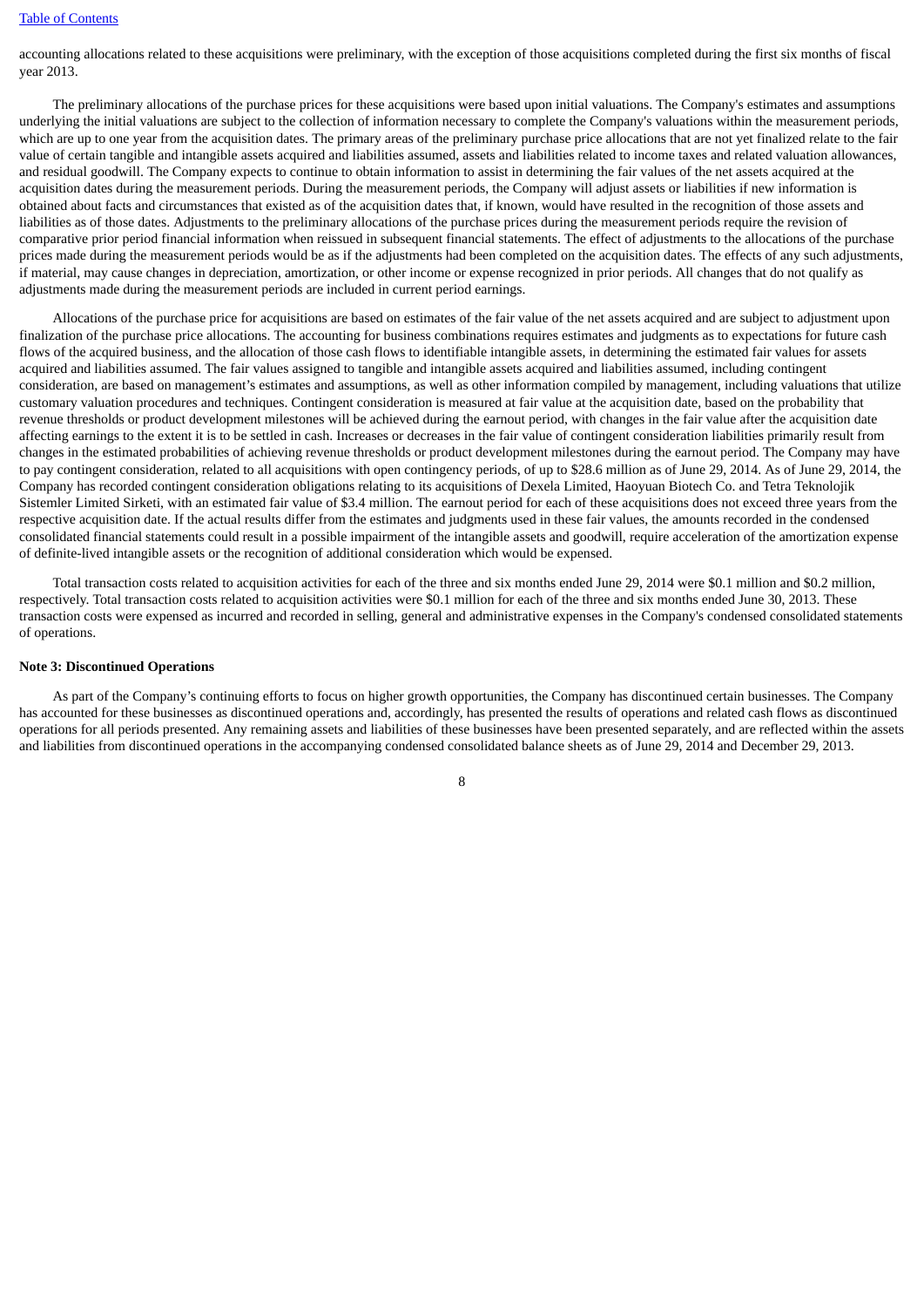accounting allocations related to these acquisitions were preliminary, with the exception of those acquisitions completed during the first six months of fiscal year 2013.

The preliminary allocations of the purchase prices for these acquisitions were based upon initial valuations. The Company's estimates and assumptions underlying the initial valuations are subject to the collection of information necessary to complete the Company's valuations within the measurement periods, which are up to one year from the acquisition dates. The primary areas of the preliminary purchase price allocations that are not yet finalized relate to the fair value of certain tangible and intangible assets acquired and liabilities assumed, assets and liabilities related to income taxes and related valuation allowances, and residual goodwill. The Company expects to continue to obtain information to assist in determining the fair values of the net assets acquired at the acquisition dates during the measurement periods. During the measurement periods, the Company will adjust assets or liabilities if new information is obtained about facts and circumstances that existed as of the acquisition dates that, if known, would have resulted in the recognition of those assets and liabilities as of those dates. Adjustments to the preliminary allocations of the purchase prices during the measurement periods require the revision of comparative prior period financial information when reissued in subsequent financial statements. The effect of adjustments to the allocations of the purchase prices made during the measurement periods would be as if the adjustments had been completed on the acquisition dates. The effects of any such adjustments, if material, may cause changes in depreciation, amortization, or other income or expense recognized in prior periods. All changes that do not qualify as adjustments made during the measurement periods are included in current period earnings.

Allocations of the purchase price for acquisitions are based on estimates of the fair value of the net assets acquired and are subject to adjustment upon finalization of the purchase price allocations. The accounting for business combinations requires estimates and judgments as to expectations for future cash flows of the acquired business, and the allocation of those cash flows to identifiable intangible assets, in determining the estimated fair values for assets acquired and liabilities assumed. The fair values assigned to tangible and intangible assets acquired and liabilities assumed, including contingent consideration, are based on management's estimates and assumptions, as well as other information compiled by management, including valuations that utilize customary valuation procedures and techniques. Contingent consideration is measured at fair value at the acquisition date, based on the probability that revenue thresholds or product development milestones will be achieved during the earnout period, with changes in the fair value after the acquisition date affecting earnings to the extent it is to be settled in cash. Increases or decreases in the fair value of contingent consideration liabilities primarily result from changes in the estimated probabilities of achieving revenue thresholds or product development milestones during the earnout period. The Company may have to pay contingent consideration, related to all acquisitions with open contingency periods, of up to $28.6 million as of June 29, 2014. As of June 29, 2014, the Company has recorded contingent consideration obligations relating to its acquisitions of Dexela Limited, Haoyuan Biotech Co. and Tetra Teknolojik Sistemler Limited Sirketi, with an estimated fair value of $3.4 million. The earnout period for each of these acquisitions does not exceed three years from the respective acquisition date. If the actual results differ from the estimates and judgments used in these fair values, the amounts recorded in the condensed consolidated financial statements could result in a possible impairment of the intangible assets and goodwill, require acceleration of the amortization expense of definite-lived intangible assets or the recognition of additional consideration which would be expensed.

Total transaction costs related to acquisition activities for each of the three and six months ended June 29, 2014 were $0.1 million and $0.2 million, respectively. Total transaction costs related to acquisition activities were $0.1 million for each of the three and six months ended June 30, 2013. These transaction costs were expensed as incurred and recorded in selling, general and administrative expenses in the Company's condensed consolidated statements of operations.

**Note 3: Discontinued Operations**

As part of the Company's continuing efforts to focus on higher growth opportunities, the Company has discontinued certain businesses. The Company has accounted for these businesses as discontinued operations and, accordingly, has presented the results of operations and related cash flows as discontinued operations for all periods presented. Any remaining assets and liabilities of these businesses have been presented separately, and are reflected within the assets and liabilities from discontinued operations in the accompanying condensed consolidated balance sheets as of June 29, 2014 and December 29, 2013.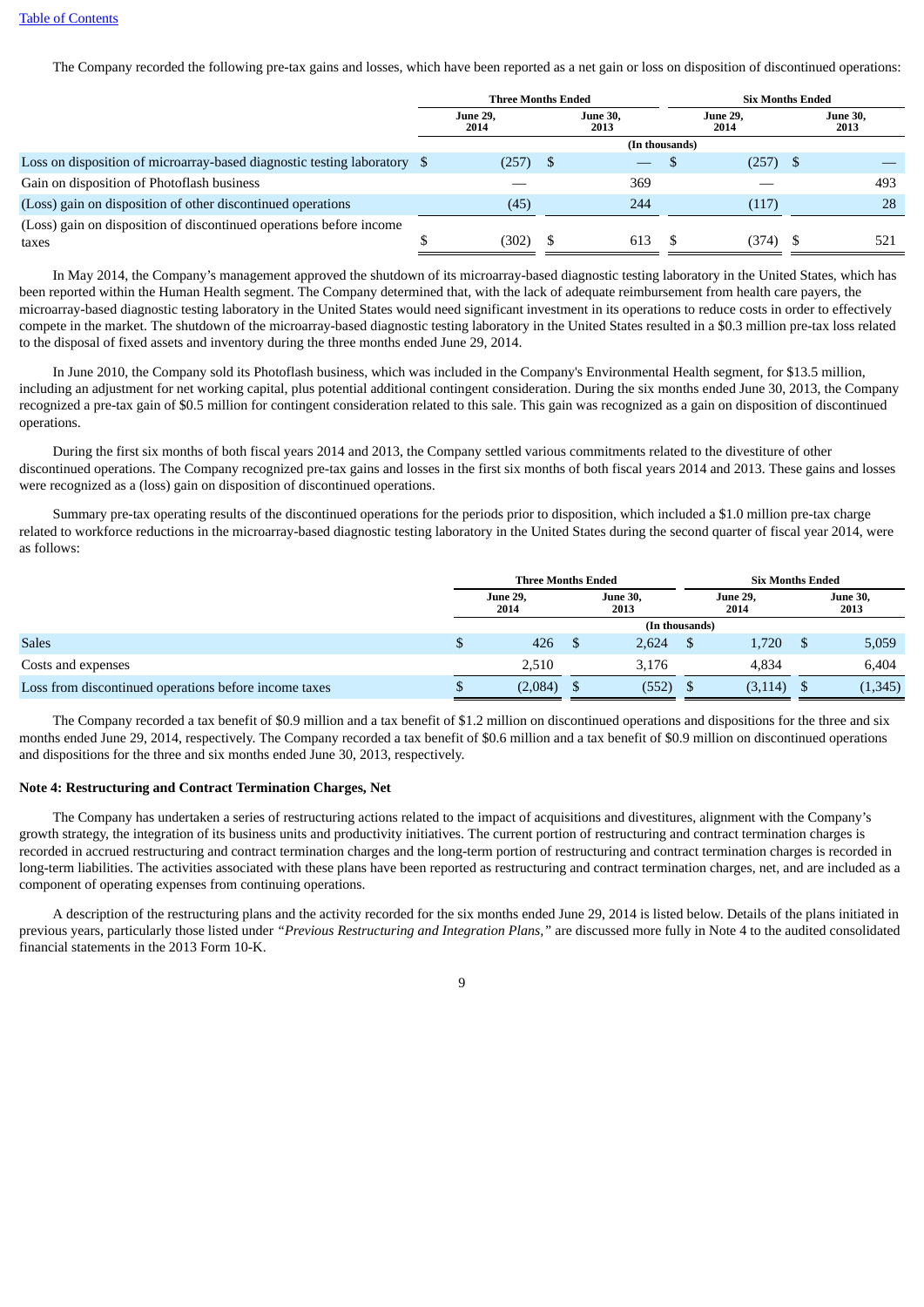The Company recorded the following pre-tax gains and losses, which have been reported as a net gain or loss on disposition of discontinued operations:

| | Three Months Ended | | Six Months Ended | |
|---|---|---|---|---|
| | June 29, 2014 | June 30, 2013 | June 29, 2014 | June 30, 2013 |
| | (In thousands) | | | |
| Loss on disposition of microarray-based diagnostic testing laboratory | $ (257) | $ — | $ (257) | $ — |
| Gain on disposition of Photoflash business | — | 369 | — | 493 |
| (Loss) gain on disposition of other discontinued operations | (45) | 244 | (117) | 28 |
| (Loss) gain on disposition of discontinued operations before income taxes | $ (302) | $ 613 | $ (374) | $ 521 |

In May 2014, the Company's management approved the shutdown of its microarray-based diagnostic testing laboratory in the United States, which has been reported within the Human Health segment. The Company determined that, with the lack of adequate reimbursement from health care payers, the microarray-based diagnostic testing laboratory in the United States would need significant investment in its operations to reduce costs in order to effectively compete in the market. The shutdown of the microarray-based diagnostic testing laboratory in the United States resulted in a $0.3 million pre-tax loss related to the disposal of fixed assets and inventory during the three months ended June 29, 2014.

In June 2010, the Company sold its Photoflash business, which was included in the Company's Environmental Health segment, for $13.5 million, including an adjustment for net working capital, plus potential additional contingent consideration. During the six months ended June 30, 2013, the Company recognized a pre-tax gain of $0.5 million for contingent consideration related to this sale. This gain was recognized as a gain on disposition of discontinued operations.

During the first six months of both fiscal years 2014 and 2013, the Company settled various commitments related to the divestiture of other discontinued operations. The Company recognized pre-tax gains and losses in the first six months of both fiscal years 2014 and 2013. These gains and losses were recognized as a (loss) gain on disposition of discontinued operations.

Summary pre-tax operating results of the discontinued operations for the periods prior to disposition, which included a $1.0 million pre-tax charge related to workforce reductions in the microarray-based diagnostic testing laboratory in the United States during the second quarter of fiscal year 2014, were as follows:

| | Three Months Ended | | Six Months Ended | |
|---|---|---|---|---|
| | June 29, 2014 | June 30, 2013 | June 29, 2014 | June 30, 2013 |
| | (In thousands) | | | |
| Sales | $ 426 | $ 2,624 | $ 1,720 | $ 5,059 |
| Costs and expenses | 2,510 | 3,176 | 4,834 | 6,404 |
| Loss from discontinued operations before income taxes | $ (2,084) | $ (552) | $ (3,114) | $ (1,345) |

The Company recorded a tax benefit of $0.9 million and a tax benefit of $1.2 million on discontinued operations and dispositions for the three and six months ended June 29, 2014, respectively. The Company recorded a tax benefit of $0.6 million and a tax benefit of $0.9 million on discontinued operations and dispositions for the three and six months ended June 30, 2013, respectively.

**Note 4: Restructuring and Contract Termination Charges, Net**

The Company has undertaken a series of restructuring actions related to the impact of acquisitions and divestitures, alignment with the Company's growth strategy, the integration of its business units and productivity initiatives. The current portion of restructuring and contract termination charges is recorded in accrued restructuring and contract termination charges and the long-term portion of restructuring and contract termination charges is recorded in long-term liabilities. The activities associated with these plans have been reported as restructuring and contract termination charges, net, and are included as a component of operating expenses from continuing operations.

A description of the restructuring plans and the activity recorded for the six months ended June 29, 2014 is listed below. Details of the plans initiated in previous years, particularly those listed under *"Previous Restructuring and Integration Plans,"* are discussed more fully in Note 4 to the audited consolidated financial statements in the 2013 Form 10-K.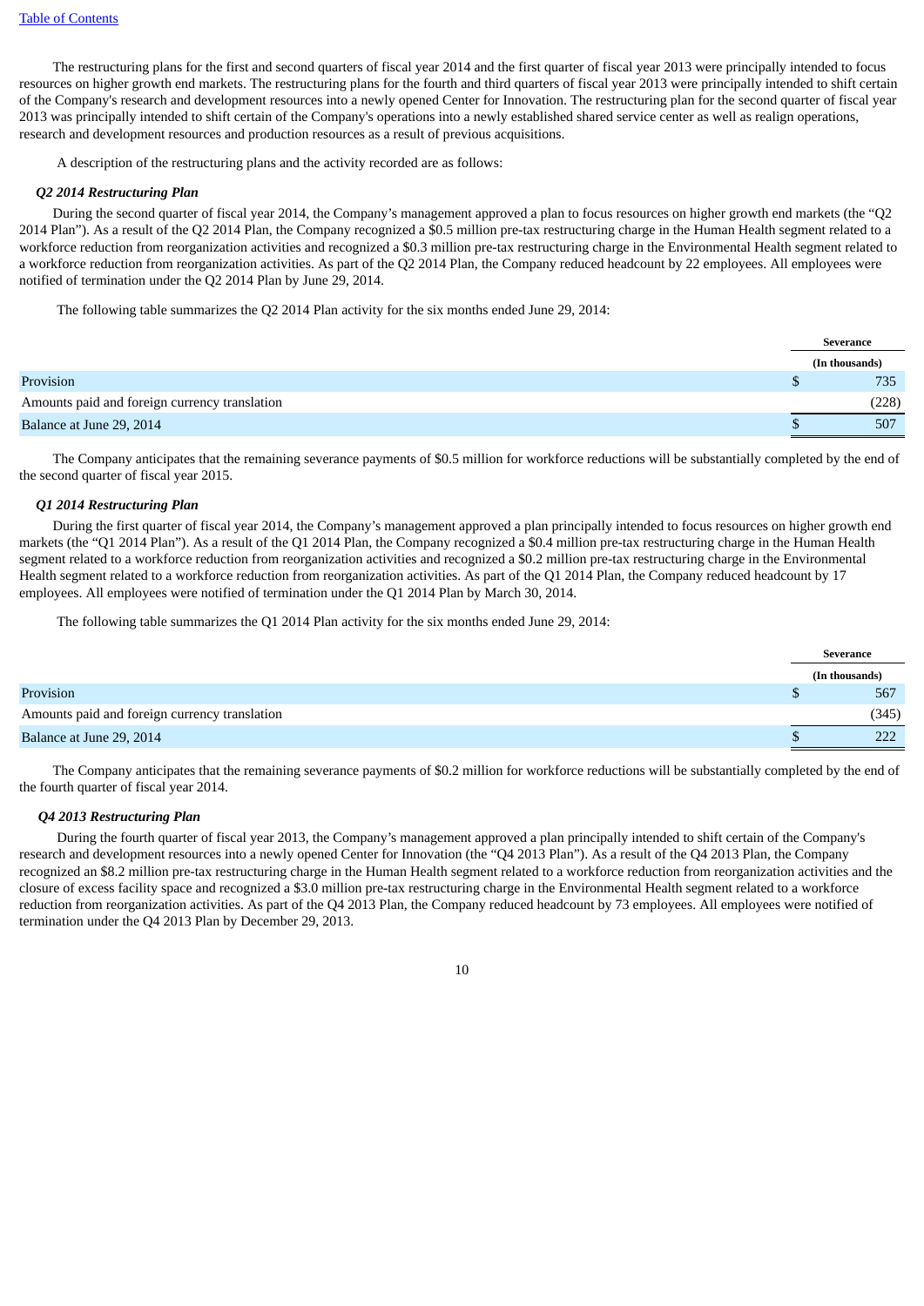The restructuring plans for the first and second quarters of fiscal year 2014 and the first quarter of fiscal year 2013 were principally intended to focus resources on higher growth end markets. The restructuring plans for the fourth and third quarters of fiscal year 2013 were principally intended to shift certain of the Company's research and development resources into a newly opened Center for Innovation. The restructuring plan for the second quarter of fiscal year 2013 was principally intended to shift certain of the Company's operations into a newly established shared service center as well as realign operations, research and development resources and production resources as a result of previous acquisitions.

A description of the restructuring plans and the activity recorded are as follows:

***Q2 2014 Restructuring Plan***

During the second quarter of fiscal year 2014, the Company's management approved a plan to focus resources on higher growth end markets (the "Q2 2014 Plan"). As a result of the Q2 2014 Plan, the Company recognized a $0.5 million pre-tax restructuring charge in the Human Health segment related to a workforce reduction from reorganization activities and recognized a $0.3 million pre-tax restructuring charge in the Environmental Health segment related to a workforce reduction from reorganization activities. As part of the Q2 2014 Plan, the Company reduced headcount by 22 employees. All employees were notified of termination under the Q2 2014 Plan by June 29, 2014.

The following table summarizes the Q2 2014 Plan activity for the six months ended June 29, 2014:

| | Severance |
|---|---|
| | **(In thousands)** |
| Provision | $ 735 |
| Amounts paid and foreign currency translation | (228) |
| Balance at June 29, 2014 | $ 507 |

The Company anticipates that the remaining severance payments of $0.5 million for workforce reductions will be substantially completed by the end of the second quarter of fiscal year 2015.

***Q1 2014 Restructuring Plan***

During the first quarter of fiscal year 2014, the Company's management approved a plan principally intended to focus resources on higher growth end markets (the "Q1 2014 Plan"). As a result of the Q1 2014 Plan, the Company recognized a $0.4 million pre-tax restructuring charge in the Human Health segment related to a workforce reduction from reorganization activities and recognized a $0.2 million pre-tax restructuring charge in the Environmental Health segment related to a workforce reduction from reorganization activities. As part of the Q1 2014 Plan, the Company reduced headcount by 17 employees. All employees were notified of termination under the Q1 2014 Plan by March 30, 2014.

The following table summarizes the Q1 2014 Plan activity for the six months ended June 29, 2014:

| | Severance |
|---|---|
| | **(In thousands)** |
| Provision | $ 567 |
| Amounts paid and foreign currency translation | (345) |
| Balance at June 29, 2014 | $ 222 |

The Company anticipates that the remaining severance payments of $0.2 million for workforce reductions will be substantially completed by the end of the fourth quarter of fiscal year 2014.

***Q4 2013 Restructuring Plan***

During the fourth quarter of fiscal year 2013, the Company's management approved a plan principally intended to shift certain of the Company's research and development resources into a newly opened Center for Innovation (the "Q4 2013 Plan"). As a result of the Q4 2013 Plan, the Company recognized an $8.2 million pre-tax restructuring charge in the Human Health segment related to a workforce reduction from reorganization activities and the closure of excess facility space and recognized a $3.0 million pre-tax restructuring charge in the Environmental Health segment related to a workforce reduction from reorganization activities. As part of the Q4 2013 Plan, the Company reduced headcount by 73 employees. All employees were notified of termination under the Q4 2013 Plan by December 29, 2013.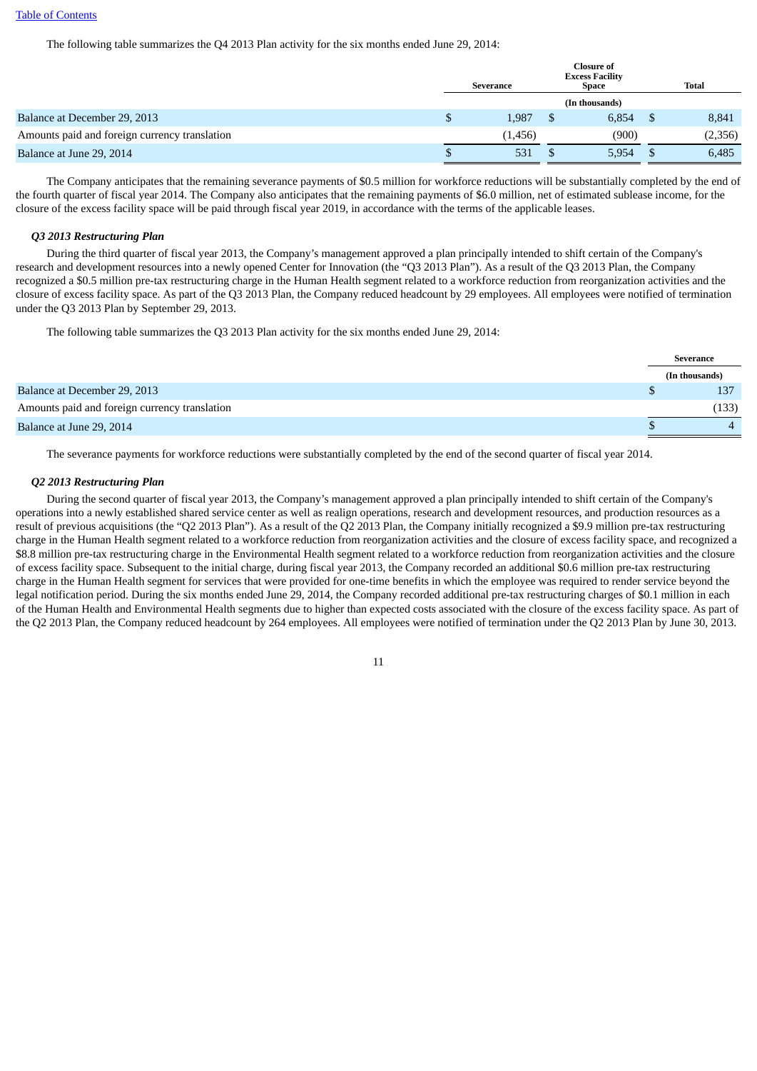The following table summarizes the Q4 2013 Plan activity for the six months ended June 29, 2014:

| | Severance | Closure of Excess Facility Space | Total |
|---|---|---|---|
| | (In thousands) | | |
| Balance at December 29, 2013 | $ 1,987 | $ 6,854 | $ 8,841 |
| Amounts paid and foreign currency translation | (1,456) | (900) | (2,356) |
| Balance at June 29, 2014 | $ 531 | $ 5,954 | $ 6,485 |

The Company anticipates that the remaining severance payments of $0.5 million for workforce reductions will be substantially completed by the end of the fourth quarter of fiscal year 2014. The Company also anticipates that the remaining payments of $6.0 million, net of estimated sublease income, for the closure of the excess facility space will be paid through fiscal year 2019, in accordance with the terms of the applicable leases.

***Q3 2013 Restructuring Plan***

During the third quarter of fiscal year 2013, the Company's management approved a plan principally intended to shift certain of the Company's research and development resources into a newly opened Center for Innovation (the "Q3 2013 Plan"). As a result of the Q3 2013 Plan, the Company recognized a $0.5 million pre-tax restructuring charge in the Human Health segment related to a workforce reduction from reorganization activities and the closure of excess facility space. As part of the Q3 2013 Plan, the Company reduced headcount by 29 employees. All employees were notified of termination under the Q3 2013 Plan by September 29, 2013.

The following table summarizes the Q3 2013 Plan activity for the six months ended June 29, 2014:

| | Severance |
|---|---|
| | (In thousands) |
| Balance at December 29, 2013 | $ 137 |
| Amounts paid and foreign currency translation | (133) |
| Balance at June 29, 2014 | $ 4 |

The severance payments for workforce reductions were substantially completed by the end of the second quarter of fiscal year 2014.

***Q2 2013 Restructuring Plan***

During the second quarter of fiscal year 2013, the Company's management approved a plan principally intended to shift certain of the Company's operations into a newly established shared service center as well as realign operations, research and development resources, and production resources as a result of previous acquisitions (the "Q2 2013 Plan"). As a result of the Q2 2013 Plan, the Company initially recognized a $9.9 million pre-tax restructuring charge in the Human Health segment related to a workforce reduction from reorganization activities and the closure of excess facility space, and recognized a $8.8 million pre-tax restructuring charge in the Environmental Health segment related to a workforce reduction from reorganization activities and the closure of excess facility space. Subsequent to the initial charge, during fiscal year 2013, the Company recorded an additional $0.6 million pre-tax restructuring charge in the Human Health segment for services that were provided for one-time benefits in which the employee was required to render service beyond the legal notification period. During the six months ended June 29, 2014, the Company recorded additional pre-tax restructuring charges of $0.1 million in each of the Human Health and Environmental Health segments due to higher than expected costs associated with the closure of the excess facility space. As part of the Q2 2013 Plan, the Company reduced headcount by 264 employees. All employees were notified of termination under the Q2 2013 Plan by June 30, 2013.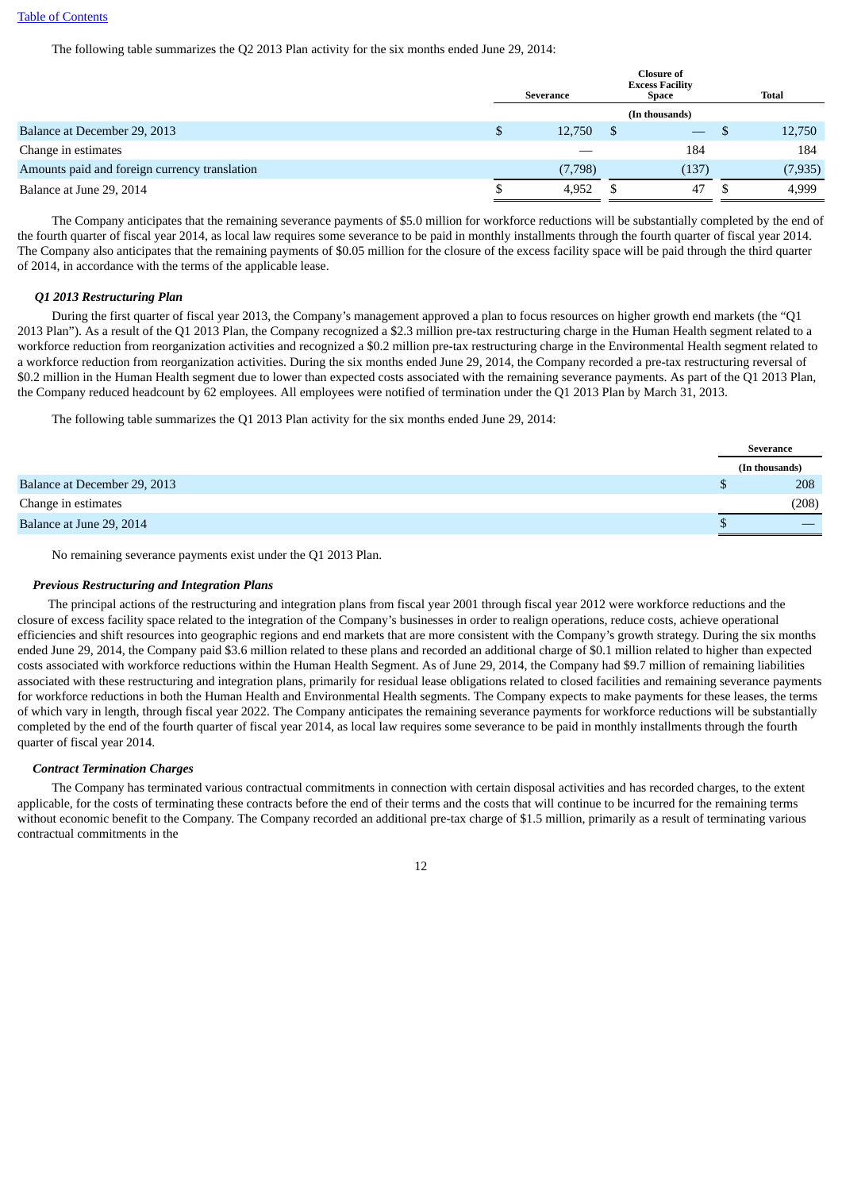The following table summarizes the Q2 2013 Plan activity for the six months ended June 29, 2014:

| | Severance | Closure of Excess Facility Space | Total |
|---|---|---|---|
| | | (In thousands) | |
| Balance at December 29, 2013 | $ 12,750 | $ — | $ 12,750 |
| Change in estimates | — | 184 | 184 |
| Amounts paid and foreign currency translation | (7,798) | (137) | (7,935) |
| Balance at June 29, 2014 | $ 4,952 | $ 47 | $ 4,999 |

The Company anticipates that the remaining severance payments of $5.0 million for workforce reductions will be substantially completed by the end of the fourth quarter of fiscal year 2014, as local law requires some severance to be paid in monthly installments through the fourth quarter of fiscal year 2014. The Company also anticipates that the remaining payments of $0.05 million for the closure of the excess facility space will be paid through the third quarter of 2014, in accordance with the terms of the applicable lease.

***Q1 2013 Restructuring Plan***

During the first quarter of fiscal year 2013, the Company's management approved a plan to focus resources on higher growth end markets (the "Q1 2013 Plan"). As a result of the Q1 2013 Plan, the Company recognized a $2.3 million pre-tax restructuring charge in the Human Health segment related to a workforce reduction from reorganization activities and recognized a $0.2 million pre-tax restructuring charge in the Environmental Health segment related to a workforce reduction from reorganization activities. During the six months ended June 29, 2014, the Company recorded a pre-tax restructuring reversal of $0.2 million in the Human Health segment due to lower than expected costs associated with the remaining severance payments. As part of the Q1 2013 Plan, the Company reduced headcount by 62 employees. All employees were notified of termination under the Q1 2013 Plan by March 31, 2013.

The following table summarizes the Q1 2013 Plan activity for the six months ended June 29, 2014:

| | Severance |
|---|---|
| | (In thousands) |
| Balance at December 29, 2013 | $ 208 |
| Change in estimates | (208) |
| Balance at June 29, 2014 | $ — |

No remaining severance payments exist under the Q1 2013 Plan.

***Previous Restructuring and Integration Plans***

The principal actions of the restructuring and integration plans from fiscal year 2001 through fiscal year 2012 were workforce reductions and the closure of excess facility space related to the integration of the Company's businesses in order to realign operations, reduce costs, achieve operational efficiencies and shift resources into geographic regions and end markets that are more consistent with the Company's growth strategy. During the six months ended June 29, 2014, the Company paid $3.6 million related to these plans and recorded an additional charge of $0.1 million related to higher than expected costs associated with workforce reductions within the Human Health Segment. As of June 29, 2014, the Company had $9.7 million of remaining liabilities associated with these restructuring and integration plans, primarily for residual lease obligations related to closed facilities and remaining severance payments for workforce reductions in both the Human Health and Environmental Health segments. The Company expects to make payments for these leases, the terms of which vary in length, through fiscal year 2022. The Company anticipates the remaining severance payments for workforce reductions will be substantially completed by the end of the fourth quarter of fiscal year 2014, as local law requires some severance to be paid in monthly installments through the fourth quarter of fiscal year 2014.

***Contract Termination Charges***

The Company has terminated various contractual commitments in connection with certain disposal activities and has recorded charges, to the extent applicable, for the costs of terminating these contracts before the end of their terms and the costs that will continue to be incurred for the remaining terms without economic benefit to the Company. The Company recorded an additional pre-tax charge of $1.5 million, primarily as a result of terminating various contractual commitments in the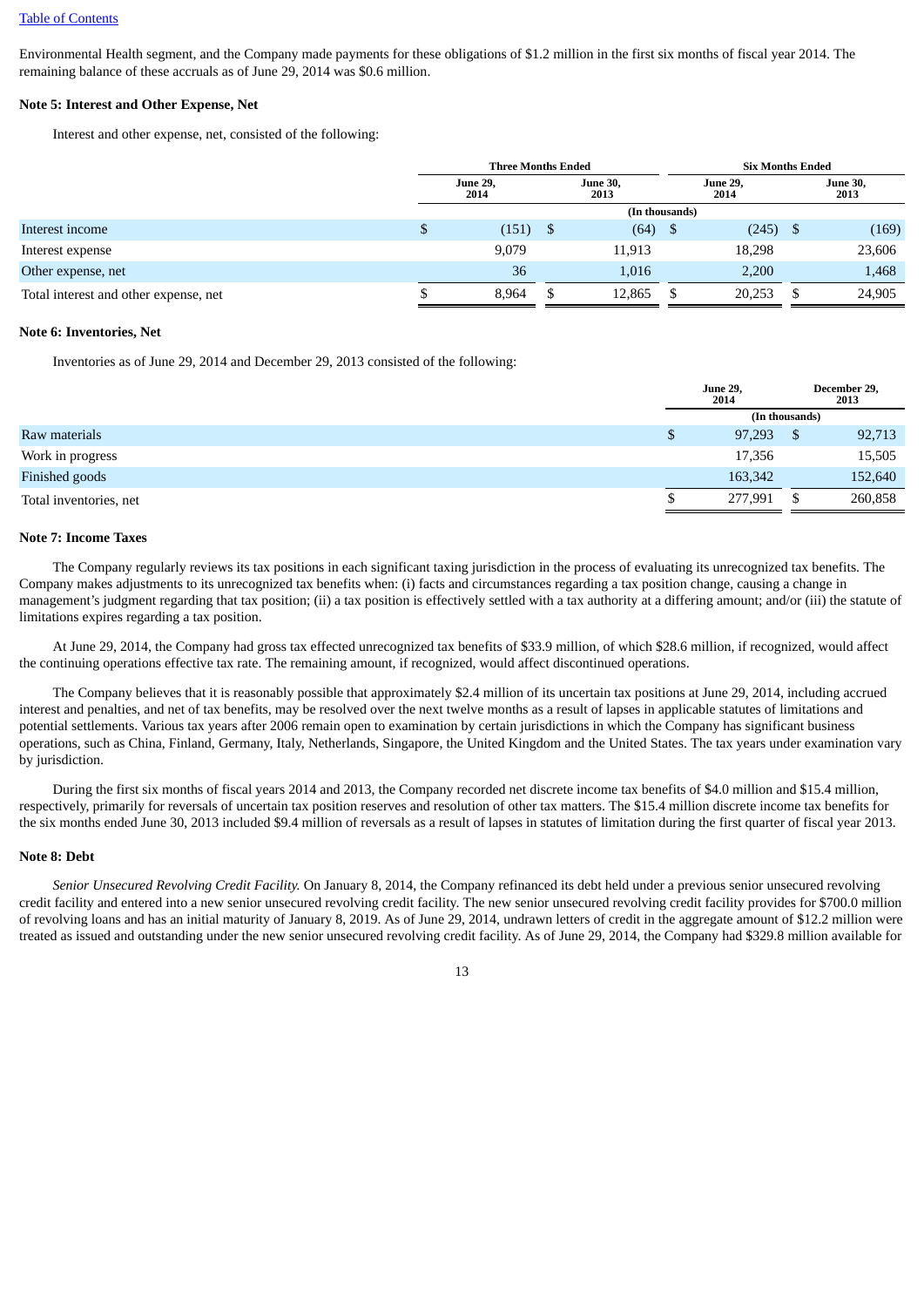Environmental Health segment, and the Company made payments for these obligations of $1.2 million in the first six months of fiscal year 2014. The remaining balance of these accruals as of June 29, 2014 was $0.6 million.

**Note 5: Interest and Other Expense, Net**

Interest and other expense, net, consisted of the following:

| | Three Months Ended | | Six Months Ended | |
|---|---|---|---|---|
| | June 29, 2014 | June 30, 2013 | June 29, 2014 | June 30, 2013 |
| | (In thousands) | | | |
| Interest income | $ (151) | $ (64) | $ (245) | $ (169) |
| Interest expense | 9,079 | 11,913 | 18,298 | 23,606 |
| Other expense, net | 36 | 1,016 | 2,200 | 1,468 |
| Total interest and other expense, net | $ 8,964 | $ 12,865 | $ 20,253 | $ 24,905 |

**Note 6: Inventories, Net**

Inventories as of June 29, 2014 and December 29, 2013 consisted of the following:

| | June 29, 2014 | December 29, 2013 |
|---|---|---|
| | (In thousands) | |
| Raw materials | $ 97,293 | $ 92,713 |
| Work in progress | 17,356 | 15,505 |
| Finished goods | 163,342 | 152,640 |
| Total inventories, net | $ 277,991 | $ 260,858 |

**Note 7: Income Taxes**

The Company regularly reviews its tax positions in each significant taxing jurisdiction in the process of evaluating its unrecognized tax benefits. The Company makes adjustments to its unrecognized tax benefits when: (i) facts and circumstances regarding a tax position change, causing a change in management's judgment regarding that tax position; (ii) a tax position is effectively settled with a tax authority at a differing amount; and/or (iii) the statute of limitations expires regarding a tax position.

At June 29, 2014, the Company had gross tax effected unrecognized tax benefits of $33.9 million, of which $28.6 million, if recognized, would affect the continuing operations effective tax rate. The remaining amount, if recognized, would affect discontinued operations.

The Company believes that it is reasonably possible that approximately $2.4 million of its uncertain tax positions at June 29, 2014, including accrued interest and penalties, and net of tax benefits, may be resolved over the next twelve months as a result of lapses in applicable statutes of limitations and potential settlements. Various tax years after 2006 remain open to examination by certain jurisdictions in which the Company has significant business operations, such as China, Finland, Germany, Italy, Netherlands, Singapore, the United Kingdom and the United States. The tax years under examination vary by jurisdiction.

During the first six months of fiscal years 2014 and 2013, the Company recorded net discrete income tax benefits of $4.0 million and $15.4 million, respectively, primarily for reversals of uncertain tax position reserves and resolution of other tax matters. The $15.4 million discrete income tax benefits for the six months ended June 30, 2013 included $9.4 million of reversals as a result of lapses in statutes of limitation during the first quarter of fiscal year 2013.

**Note 8: Debt**

*Senior Unsecured Revolving Credit Facility.* On January 8, 2014, the Company refinanced its debt held under a previous senior unsecured revolving credit facility and entered into a new senior unsecured revolving credit facility. The new senior unsecured revolving credit facility provides for $700.0 million of revolving loans and has an initial maturity of January 8, 2019. As of June 29, 2014, undrawn letters of credit in the aggregate amount of $12.2 million were treated as issued and outstanding under the new senior unsecured revolving credit facility. As of June 29, 2014, the Company had $329.8 million available for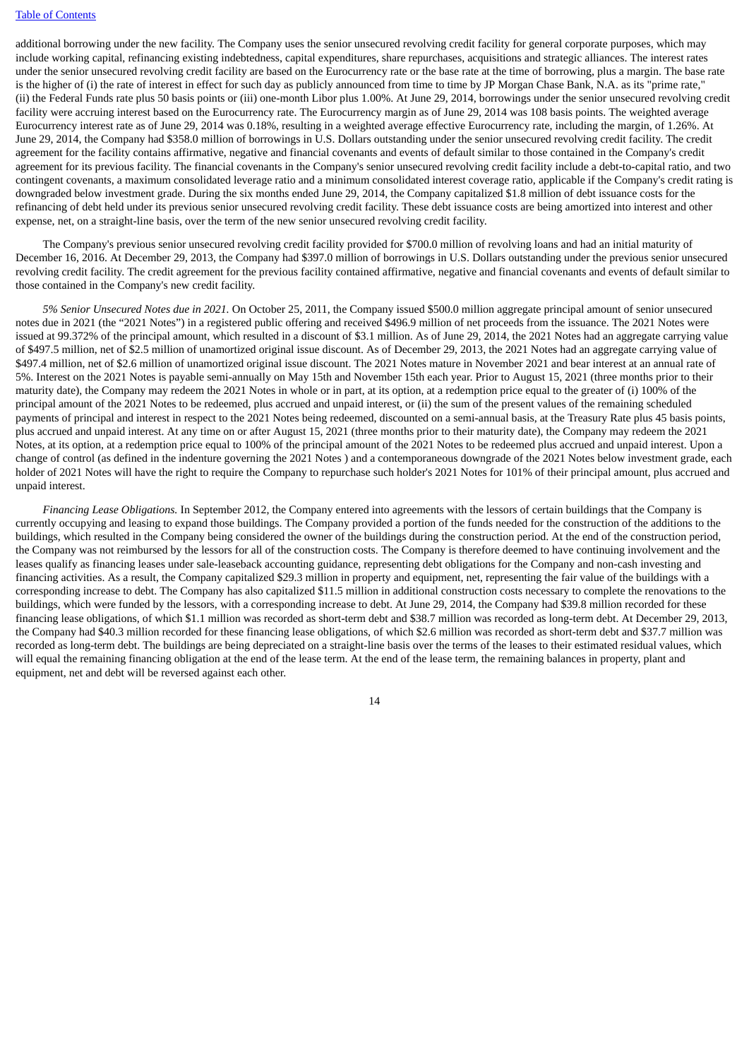additional borrowing under the new facility. The Company uses the senior unsecured revolving credit facility for general corporate purposes, which may include working capital, refinancing existing indebtedness, capital expenditures, share repurchases, acquisitions and strategic alliances. The interest rates under the senior unsecured revolving credit facility are based on the Eurocurrency rate or the base rate at the time of borrowing, plus a margin. The base rate is the higher of (i) the rate of interest in effect for such day as publicly announced from time to time by JP Morgan Chase Bank, N.A. as its "prime rate," (ii) the Federal Funds rate plus 50 basis points or (iii) one-month Libor plus 1.00%. At June 29, 2014, borrowings under the senior unsecured revolving credit facility were accruing interest based on the Eurocurrency rate. The Eurocurrency margin as of June 29, 2014 was 108 basis points. The weighted average Eurocurrency interest rate as of June 29, 2014 was 0.18%, resulting in a weighted average effective Eurocurrency rate, including the margin, of 1.26%. At June 29, 2014, the Company had $358.0 million of borrowings in U.S. Dollars outstanding under the senior unsecured revolving credit facility. The credit agreement for the facility contains affirmative, negative and financial covenants and events of default similar to those contained in the Company's credit agreement for its previous facility. The financial covenants in the Company's senior unsecured revolving credit facility include a debt-to-capital ratio, and two contingent covenants, a maximum consolidated leverage ratio and a minimum consolidated interest coverage ratio, applicable if the Company's credit rating is downgraded below investment grade. During the six months ended June 29, 2014, the Company capitalized $1.8 million of debt issuance costs for the refinancing of debt held under its previous senior unsecured revolving credit facility. These debt issuance costs are being amortized into interest and other expense, net, on a straight-line basis, over the term of the new senior unsecured revolving credit facility.

The Company's previous senior unsecured revolving credit facility provided for $700.0 million of revolving loans and had an initial maturity of December 16, 2016. At December 29, 2013, the Company had $397.0 million of borrowings in U.S. Dollars outstanding under the previous senior unsecured revolving credit facility. The credit agreement for the previous facility contained affirmative, negative and financial covenants and events of default similar to those contained in the Company's new credit facility.

*5% Senior Unsecured Notes due in 2021.* On October 25, 2011, the Company issued $500.0 million aggregate principal amount of senior unsecured notes due in 2021 (the "2021 Notes") in a registered public offering and received $496.9 million of net proceeds from the issuance. The 2021 Notes were issued at 99.372% of the principal amount, which resulted in a discount of $3.1 million. As of June 29, 2014, the 2021 Notes had an aggregate carrying value of $497.5 million, net of $2.5 million of unamortized original issue discount. As of December 29, 2013, the 2021 Notes had an aggregate carrying value of $497.4 million, net of $2.6 million of unamortized original issue discount. The 2021 Notes mature in November 2021 and bear interest at an annual rate of 5%. Interest on the 2021 Notes is payable semi-annually on May 15th and November 15th each year. Prior to August 15, 2021 (three months prior to their maturity date), the Company may redeem the 2021 Notes in whole or in part, at its option, at a redemption price equal to the greater of (i) 100% of the principal amount of the 2021 Notes to be redeemed, plus accrued and unpaid interest, or (ii) the sum of the present values of the remaining scheduled payments of principal and interest in respect to the 2021 Notes being redeemed, discounted on a semi-annual basis, at the Treasury Rate plus 45 basis points, plus accrued and unpaid interest. At any time on or after August 15, 2021 (three months prior to their maturity date), the Company may redeem the 2021 Notes, at its option, at a redemption price equal to 100% of the principal amount of the 2021 Notes to be redeemed plus accrued and unpaid interest. Upon a change of control (as defined in the indenture governing the 2021 Notes ) and a contemporaneous downgrade of the 2021 Notes below investment grade, each holder of 2021 Notes will have the right to require the Company to repurchase such holder's 2021 Notes for 101% of their principal amount, plus accrued and unpaid interest.

*Financing Lease Obligations.* In September 2012, the Company entered into agreements with the lessors of certain buildings that the Company is currently occupying and leasing to expand those buildings. The Company provided a portion of the funds needed for the construction of the additions to the buildings, which resulted in the Company being considered the owner of the buildings during the construction period. At the end of the construction period, the Company was not reimbursed by the lessors for all of the construction costs. The Company is therefore deemed to have continuing involvement and the leases qualify as financing leases under sale-leaseback accounting guidance, representing debt obligations for the Company and non-cash investing and financing activities. As a result, the Company capitalized $29.3 million in property and equipment, net, representing the fair value of the buildings with a corresponding increase to debt. The Company has also capitalized $11.5 million in additional construction costs necessary to complete the renovations to the buildings, which were funded by the lessors, with a corresponding increase to debt. At June 29, 2014, the Company had $39.8 million recorded for these financing lease obligations, of which $1.1 million was recorded as short-term debt and $38.7 million was recorded as long-term debt. At December 29, 2013, the Company had $40.3 million recorded for these financing lease obligations, of which $2.6 million was recorded as short-term debt and $37.7 million was recorded as long-term debt. The buildings are being depreciated on a straight-line basis over the terms of the leases to their estimated residual values, which will equal the remaining financing obligation at the end of the lease term. At the end of the lease term, the remaining balances in property, plant and equipment, net and debt will be reversed against each other.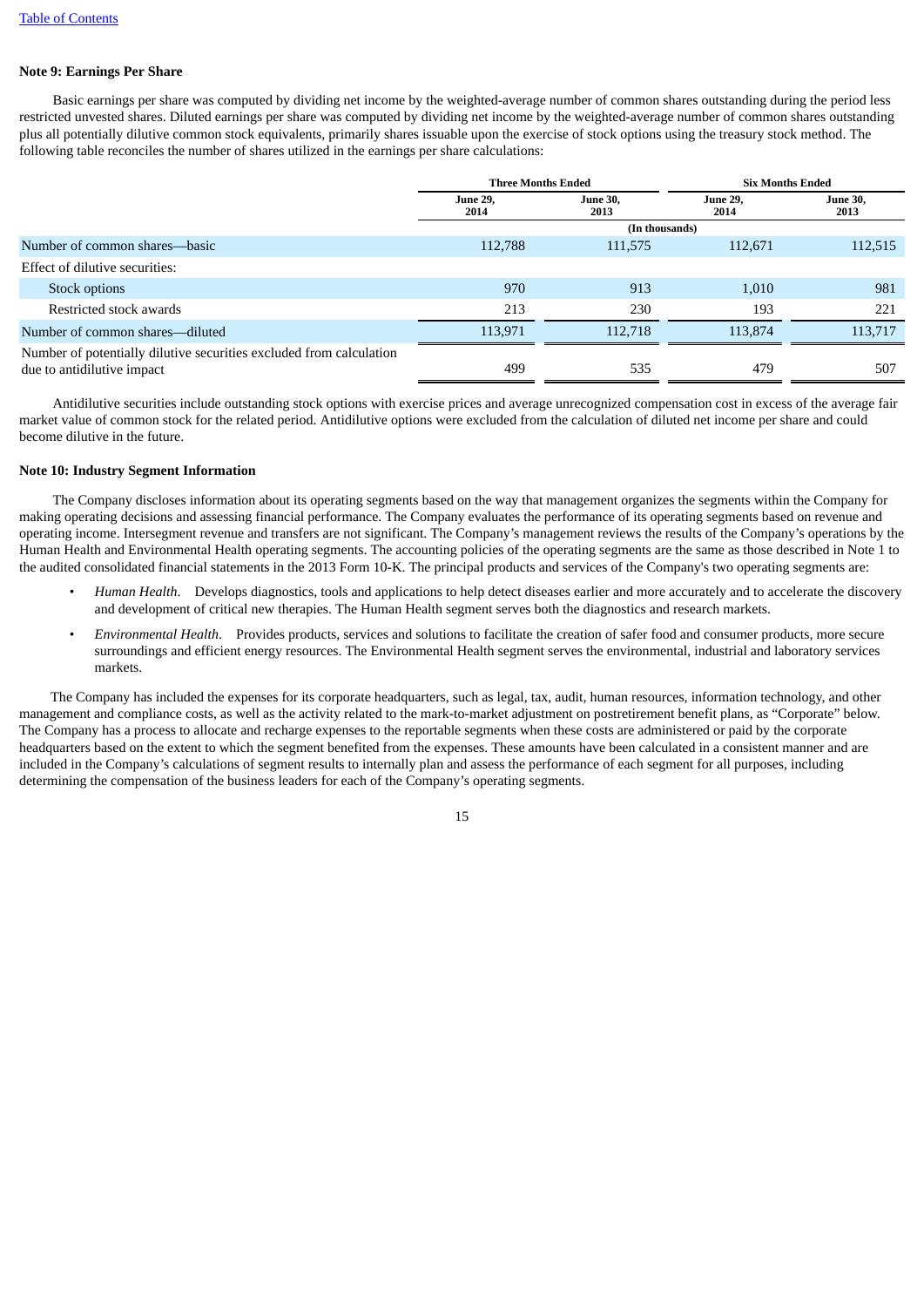**Note 9: Earnings Per Share**

Basic earnings per share was computed by dividing net income by the weighted-average number of common shares outstanding during the period less restricted unvested shares. Diluted earnings per share was computed by dividing net income by the weighted-average number of common shares outstanding plus all potentially dilutive common stock equivalents, primarily shares issuable upon the exercise of stock options using the treasury stock method. The following table reconciles the number of shares utilized in the earnings per share calculations:

| | Three Months Ended | | Six Months Ended | |
|---|---|---|---|---|
| | June 29, 2014 | June 30, 2013 | June 29, 2014 | June 30, 2013 |
| | (In thousands) | | | |
| Number of common shares—basic | 112,788 | 111,575 | 112,671 | 112,515 |
| Effect of dilutive securities: | | | | |
| Stock options | 970 | 913 | 1,010 | 981 |
| Restricted stock awards | 213 | 230 | 193 | 221 |
| Number of common shares—diluted | 113,971 | 112,718 | 113,874 | 113,717 |
| Number of potentially dilutive securities excluded from calculation due to antidilutive impact | 499 | 535 | 479 | 507 |

Antidilutive securities include outstanding stock options with exercise prices and average unrecognized compensation cost in excess of the average fair market value of common stock for the related period. Antidilutive options were excluded from the calculation of diluted net income per share and could become dilutive in the future.

**Note 10: Industry Segment Information**

The Company discloses information about its operating segments based on the way that management organizes the segments within the Company for making operating decisions and assessing financial performance. The Company evaluates the performance of its operating segments based on revenue and operating income. Intersegment revenue and transfers are not significant. The Company's management reviews the results of the Company's operations by the Human Health and Environmental Health operating segments. The accounting policies of the operating segments are the same as those described in Note 1 to the audited consolidated financial statements in the 2013 Form 10-K. The principal products and services of the Company's two operating segments are:

- *Human Health*. Develops diagnostics, tools and applications to help detect diseases earlier and more accurately and to accelerate the discovery and development of critical new therapies. The Human Health segment serves both the diagnostics and research markets.
- *Environmental Health*. Provides products, services and solutions to facilitate the creation of safer food and consumer products, more secure surroundings and efficient energy resources. The Environmental Health segment serves the environmental, industrial and laboratory services markets.

The Company has included the expenses for its corporate headquarters, such as legal, tax, audit, human resources, information technology, and other management and compliance costs, as well as the activity related to the mark-to-market adjustment on postretirement benefit plans, as "Corporate" below. The Company has a process to allocate and recharge expenses to the reportable segments when these costs are administered or paid by the corporate headquarters based on the extent to which the segment benefited from the expenses. These amounts have been calculated in a consistent manner and are included in the Company's calculations of segment results to internally plan and assess the performance of each segment for all purposes, including determining the compensation of the business leaders for each of the Company's operating segments.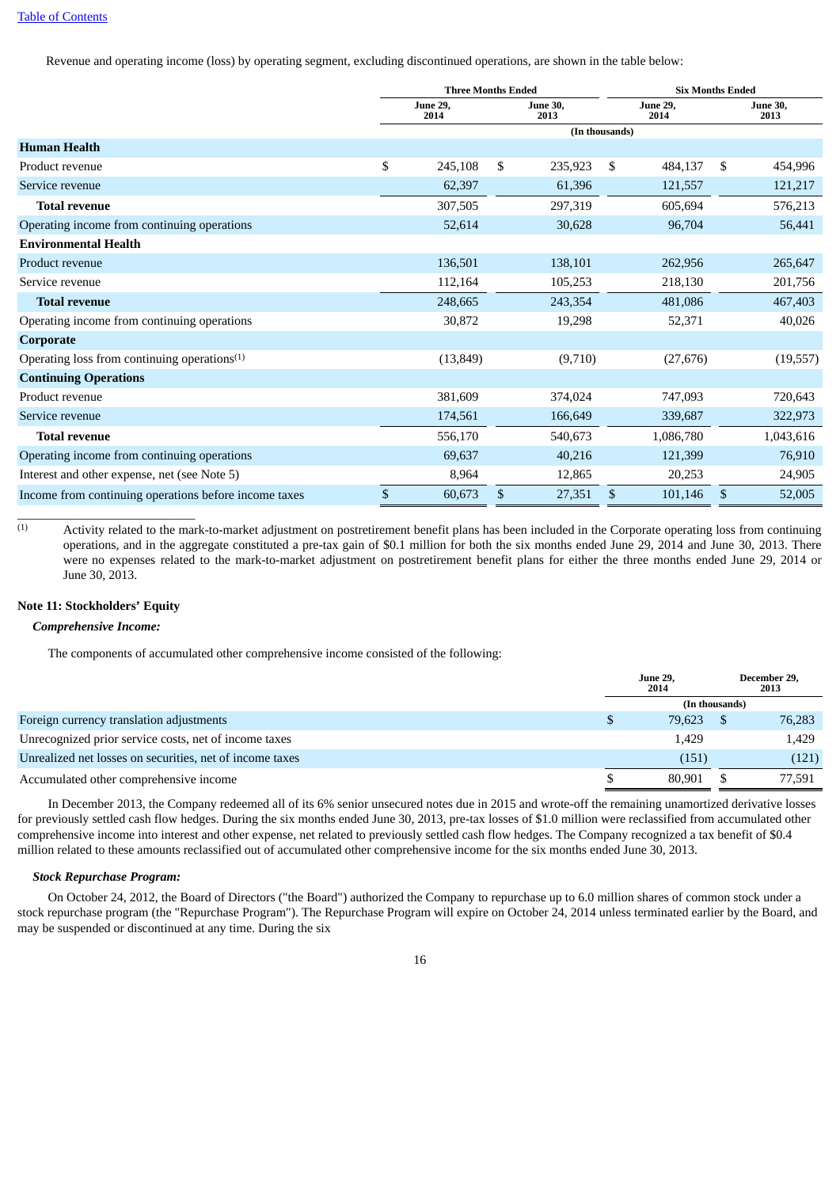Revenue and operating income (loss) by operating segment, excluding discontinued operations, are shown in the table below:

| | Three Months Ended | | Six Months Ended | |
|---|---|---|---|---|
| | June 29, 2014 | June 30, 2013 | June 29, 2014 | June 30, 2013 |
| | (In thousands) | | | |
| **Human Health** | | | | |
| Product revenue | $ 245,108 | $ 235,923 | $ 484,137 | $ 454,996 |
| Service revenue | 62,397 | 61,396 | 121,557 | 121,217 |
| **Total revenue** | 307,505 | 297,319 | 605,694 | 576,213 |
| Operating income from continuing operations | 52,614 | 30,628 | 96,704 | 56,441 |
| **Environmental Health** | | | | |
| Product revenue | 136,501 | 138,101 | 262,956 | 265,647 |
| Service revenue | 112,164 | 105,253 | 218,130 | 201,756 |
| **Total revenue** | 248,665 | 243,354 | 481,086 | 467,403 |
| Operating income from continuing operations | 30,872 | 19,298 | 52,371 | 40,026 |
| **Corporate** | | | | |
| Operating loss from continuing operations(1) | (13,849) | (9,710) | (27,676) | (19,557) |
| **Continuing Operations** | | | | |
| Product revenue | 381,609 | 374,024 | 747,093 | 720,643 |
| Service revenue | 174,561 | 166,649 | 339,687 | 322,973 |
| **Total revenue** | 556,170 | 540,673 | 1,086,780 | 1,043,616 |
| Operating income from continuing operations | 69,637 | 40,216 | 121,399 | 76,910 |
| Interest and other expense, net (see Note 5) | 8,964 | 12,865 | 20,253 | 24,905 |
| Income from continuing operations before income taxes | $ 60,673 | $ 27,351 | $ 101,146 | $ 52,005 |

(1) Activity related to the mark-to-market adjustment on postretirement benefit plans has been included in the Corporate operating loss from continuing operations, and in the aggregate constituted a pre-tax gain of $0.1 million for both the six months ended June 29, 2014 and June 30, 2013. There were no expenses related to the mark-to-market adjustment on postretirement benefit plans for either the three months ended June 29, 2014 or June 30, 2013.

## Note 11: Stockholders' Equity

***Comprehensive Income:***

The components of accumulated other comprehensive income consisted of the following:

| | June 29, 2014 | December 29, 2013 |
|---|---|---|
| | (In thousands) | |
| Foreign currency translation adjustments | $ 79,623 | $ 76,283 |
| Unrecognized prior service costs, net of income taxes | 1,429 | 1,429 |
| Unrealized net losses on securities, net of income taxes | (151) | (121) |
| Accumulated other comprehensive income | $ 80,901 | $ 77,591 |

In December 2013, the Company redeemed all of its 6% senior unsecured notes due in 2015 and wrote-off the remaining unamortized derivative losses for previously settled cash flow hedges. During the six months ended June 30, 2013, pre-tax losses of $1.0 million were reclassified from accumulated other comprehensive income into interest and other expense, net related to previously settled cash flow hedges. The Company recognized a tax benefit of $0.4 million related to these amounts reclassified out of accumulated other comprehensive income for the six months ended June 30, 2013.

***Stock Repurchase Program:***

On October 24, 2012, the Board of Directors ("the Board") authorized the Company to repurchase up to 6.0 million shares of common stock under a stock repurchase program (the "Repurchase Program"). The Repurchase Program will expire on October 24, 2014 unless terminated earlier by the Board, and may be suspended or discontinued at any time. During the six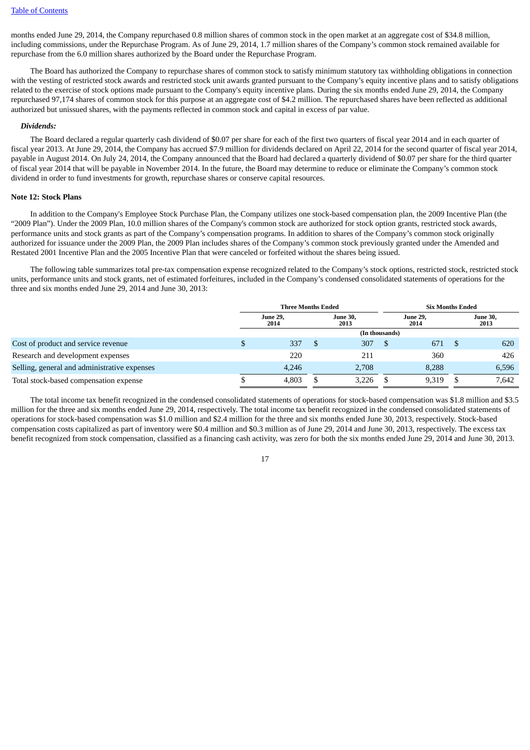months ended June 29, 2014, the Company repurchased 0.8 million shares of common stock in the open market at an aggregate cost of $34.8 million, including commissions, under the Repurchase Program. As of June 29, 2014, 1.7 million shares of the Company's common stock remained available for repurchase from the 6.0 million shares authorized by the Board under the Repurchase Program.

The Board has authorized the Company to repurchase shares of common stock to satisfy minimum statutory tax withholding obligations in connection with the vesting of restricted stock awards and restricted stock unit awards granted pursuant to the Company's equity incentive plans and to satisfy obligations related to the exercise of stock options made pursuant to the Company's equity incentive plans. During the six months ended June 29, 2014, the Company repurchased 97,174 shares of common stock for this purpose at an aggregate cost of $4.2 million. The repurchased shares have been reflected as additional authorized but unissued shares, with the payments reflected in common stock and capital in excess of par value.

***Dividends:***

The Board declared a regular quarterly cash dividend of $0.07 per share for each of the first two quarters of fiscal year 2014 and in each quarter of fiscal year 2013. At June 29, 2014, the Company has accrued $7.9 million for dividends declared on April 22, 2014 for the second quarter of fiscal year 2014, payable in August 2014. On July 24, 2014, the Company announced that the Board had declared a quarterly dividend of $0.07 per share for the third quarter of fiscal year 2014 that will be payable in November 2014. In the future, the Board may determine to reduce or eliminate the Company's common stock dividend in order to fund investments for growth, repurchase shares or conserve capital resources.

**Note 12: Stock Plans**

In addition to the Company's Employee Stock Purchase Plan, the Company utilizes one stock-based compensation plan, the 2009 Incentive Plan (the "2009 Plan"). Under the 2009 Plan, 10.0 million shares of the Company's common stock are authorized for stock option grants, restricted stock awards, performance units and stock grants as part of the Company's compensation programs. In addition to shares of the Company's common stock originally authorized for issuance under the 2009 Plan, the 2009 Plan includes shares of the Company's common stock previously granted under the Amended and Restated 2001 Incentive Plan and the 2005 Incentive Plan that were canceled or forfeited without the shares being issued.

The following table summarizes total pre-tax compensation expense recognized related to the Company's stock options, restricted stock, restricted stock units, performance units and stock grants, net of estimated forfeitures, included in the Company's condensed consolidated statements of operations for the three and six months ended June 29, 2014 and June 30, 2013:

| | Three Months Ended | | Six Months Ended | |
|---|---|---|---|---|
| | June 29, 2014 | June 30, 2013 | June 29, 2014 | June 30, 2013 |
| | (In thousands) | | | |
| Cost of product and service revenue | $ 337 | $ 307 | $ 671 | $ 620 |
| Research and development expenses | 220 | 211 | 360 | 426 |
| Selling, general and administrative expenses | 4,246 | 2,708 | 8,288 | 6,596 |
| Total stock-based compensation expense | $ 4,803 | $ 3,226 | $ 9,319 | $ 7,642 |

The total income tax benefit recognized in the condensed consolidated statements of operations for stock-based compensation was $1.8 million and $3.5 million for the three and six months ended June 29, 2014, respectively. The total income tax benefit recognized in the condensed consolidated statements of operations for stock-based compensation was $1.0 million and $2.4 million for the three and six months ended June 30, 2013, respectively. Stock-based compensation costs capitalized as part of inventory were $0.4 million and $0.3 million as of June 29, 2014 and June 30, 2013, respectively. The excess tax benefit recognized from stock compensation, classified as a financing cash activity, was zero for both the six months ended June 29, 2014 and June 30, 2013.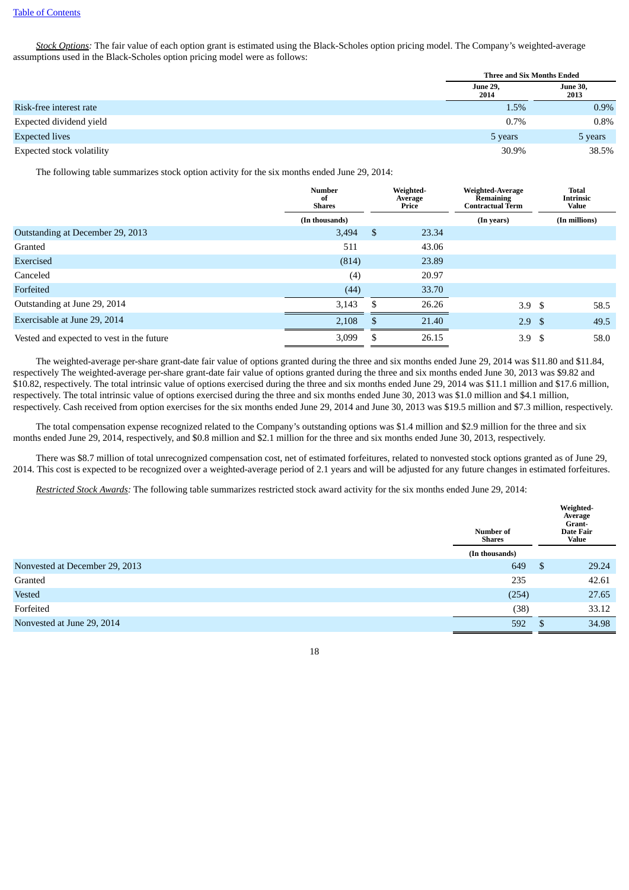[Table of Contents]

*Stock Options:* The fair value of each option grant is estimated using the Black-Scholes option pricing model. The Company's weighted-average assumptions used in the Black-Scholes option pricing model were as follows:

| | Three and Six Months Ended | |
|---|---|---|
| | June 29, 2014 | June 30, 2013 |
| Risk-free interest rate | 1.5% | 0.9% |
| Expected dividend yield | 0.7% | 0.8% |
| Expected lives | 5 years | 5 years |
| Expected stock volatility | 30.9% | 38.5% |

The following table summarizes stock option activity for the six months ended June 29, 2014:

| | Number of Shares | Weighted-Average Price | Weighted-Average Remaining Contractual Term | Total Intrinsic Value |
|---|---|---|---|---|
| | (In thousands) | | (In years) | (In millions) |
| Outstanding at December 29, 2013 | 3,494 | $ 23.34 | | |
| Granted | 511 | 43.06 | | |
| Exercised | (814) | 23.89 | | |
| Canceled | (4) | 20.97 | | |
| Forfeited | (44) | 33.70 | | |
| Outstanding at June 29, 2014 | 3,143 | $ 26.26 | 3.9 | $ 58.5 |
| Exercisable at June 29, 2014 | 2,108 | $ 21.40 | 2.9 | $ 49.5 |
| Vested and expected to vest in the future | 3,099 | $ 26.15 | 3.9 | $ 58.0 |

The weighted-average per-share grant-date fair value of options granted during the three and six months ended June 29, 2014 was $11.80 and $11.84, respectively The weighted-average per-share grant-date fair value of options granted during the three and six months ended June 30, 2013 was $9.82 and $10.82, respectively. The total intrinsic value of options exercised during the three and six months ended June 29, 2014 was $11.1 million and $17.6 million, respectively. The total intrinsic value of options exercised during the three and six months ended June 30, 2013 was $1.0 million and $4.1 million, respectively. Cash received from option exercises for the six months ended June 29, 2014 and June 30, 2013 was $19.5 million and $7.3 million, respectively.

The total compensation expense recognized related to the Company's outstanding options was $1.4 million and $2.9 million for the three and six months ended June 29, 2014, respectively, and $0.8 million and $2.1 million for the three and six months ended June 30, 2013, respectively.

There was $8.7 million of total unrecognized compensation cost, net of estimated forfeitures, related to nonvested stock options granted as of June 29, 2014. This cost is expected to be recognized over a weighted-average period of 2.1 years and will be adjusted for any future changes in estimated forfeitures.

*Restricted Stock Awards:* The following table summarizes restricted stock award activity for the six months ended June 29, 2014:

| | Number of Shares | Weighted-Average Grant-Date Fair Value |
|---|---|---|
| | (In thousands) | |
| Nonvested at December 29, 2013 | 649 | $ 29.24 |
| Granted | 235 | 42.61 |
| Vested | (254) | 27.65 |
| Forfeited | (38) | 33.12 |
| Nonvested at June 29, 2014 | 592 | $ 34.98 |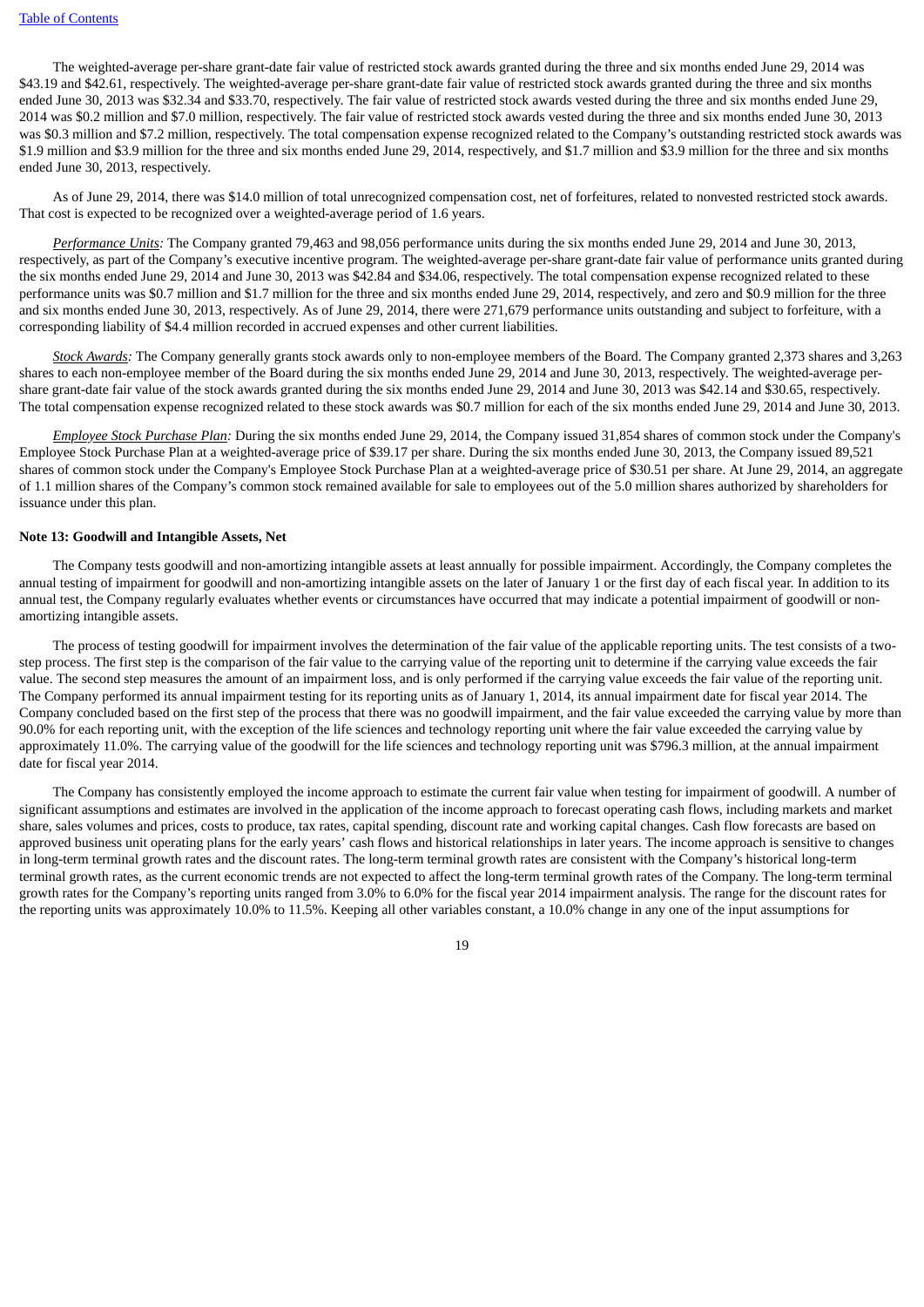The weighted-average per-share grant-date fair value of restricted stock awards granted during the three and six months ended June 29, 2014 was $43.19 and $42.61, respectively. The weighted-average per-share grant-date fair value of restricted stock awards granted during the three and six months ended June 30, 2013 was $32.34 and $33.70, respectively. The fair value of restricted stock awards vested during the three and six months ended June 29, 2014 was $0.2 million and $7.0 million, respectively. The fair value of restricted stock awards vested during the three and six months ended June 30, 2013 was $0.3 million and $7.2 million, respectively. The total compensation expense recognized related to the Company's outstanding restricted stock awards was $1.9 million and $3.9 million for the three and six months ended June 29, 2014, respectively, and $1.7 million and $3.9 million for the three and six months ended June 30, 2013, respectively.

As of June 29, 2014, there was $14.0 million of total unrecognized compensation cost, net of forfeitures, related to nonvested restricted stock awards. That cost is expected to be recognized over a weighted-average period of 1.6 years.

*Performance Units:* The Company granted 79,463 and 98,056 performance units during the six months ended June 29, 2014 and June 30, 2013, respectively, as part of the Company's executive incentive program. The weighted-average per-share grant-date fair value of performance units granted during the six months ended June 29, 2014 and June 30, 2013 was $42.84 and $34.06, respectively. The total compensation expense recognized related to these performance units was $0.7 million and $1.7 million for the three and six months ended June 29, 2014, respectively, and zero and $0.9 million for the three and six months ended June 30, 2013, respectively. As of June 29, 2014, there were 271,679 performance units outstanding and subject to forfeiture, with a corresponding liability of $4.4 million recorded in accrued expenses and other current liabilities.

*Stock Awards:* The Company generally grants stock awards only to non-employee members of the Board. The Company granted 2,373 shares and 3,263 shares to each non-employee member of the Board during the six months ended June 29, 2014 and June 30, 2013, respectively. The weighted-average per-share grant-date fair value of the stock awards granted during the six months ended June 29, 2014 and June 30, 2013 was $42.14 and $30.65, respectively. The total compensation expense recognized related to these stock awards was $0.7 million for each of the six months ended June 29, 2014 and June 30, 2013.

*Employee Stock Purchase Plan:* During the six months ended June 29, 2014, the Company issued 31,854 shares of common stock under the Company's Employee Stock Purchase Plan at a weighted-average price of $39.17 per share. During the six months ended June 30, 2013, the Company issued 89,521 shares of common stock under the Company's Employee Stock Purchase Plan at a weighted-average price of $30.51 per share. At June 29, 2014, an aggregate of 1.1 million shares of the Company's common stock remained available for sale to employees out of the 5.0 million shares authorized by shareholders for issuance under this plan.

**Note 13: Goodwill and Intangible Assets, Net**

The Company tests goodwill and non-amortizing intangible assets at least annually for possible impairment. Accordingly, the Company completes the annual testing of impairment for goodwill and non-amortizing intangible assets on the later of January 1 or the first day of each fiscal year. In addition to its annual test, the Company regularly evaluates whether events or circumstances have occurred that may indicate a potential impairment of goodwill or non-amortizing intangible assets.

The process of testing goodwill for impairment involves the determination of the fair value of the applicable reporting units. The test consists of a two-step process. The first step is the comparison of the fair value to the carrying value of the reporting unit to determine if the carrying value exceeds the fair value. The second step measures the amount of an impairment loss, and is only performed if the carrying value exceeds the fair value of the reporting unit. The Company performed its annual impairment testing for its reporting units as of January 1, 2014, its annual impairment date for fiscal year 2014. The Company concluded based on the first step of the process that there was no goodwill impairment, and the fair value exceeded the carrying value by more than 90.0% for each reporting unit, with the exception of the life sciences and technology reporting unit where the fair value exceeded the carrying value by approximately 11.0%. The carrying value of the goodwill for the life sciences and technology reporting unit was $796.3 million, at the annual impairment date for fiscal year 2014.

The Company has consistently employed the income approach to estimate the current fair value when testing for impairment of goodwill. A number of significant assumptions and estimates are involved in the application of the income approach to forecast operating cash flows, including markets and market share, sales volumes and prices, costs to produce, tax rates, capital spending, discount rate and working capital changes. Cash flow forecasts are based on approved business unit operating plans for the early years' cash flows and historical relationships in later years. The income approach is sensitive to changes in long-term terminal growth rates and the discount rates. The long-term terminal growth rates are consistent with the Company's historical long-term terminal growth rates, as the current economic trends are not expected to affect the long-term terminal growth rates of the Company. The long-term terminal growth rates for the Company's reporting units ranged from 3.0% to 6.0% for the fiscal year 2014 impairment analysis. The range for the discount rates for the reporting units was approximately 10.0% to 11.5%. Keeping all other variables constant, a 10.0% change in any one of the input assumptions for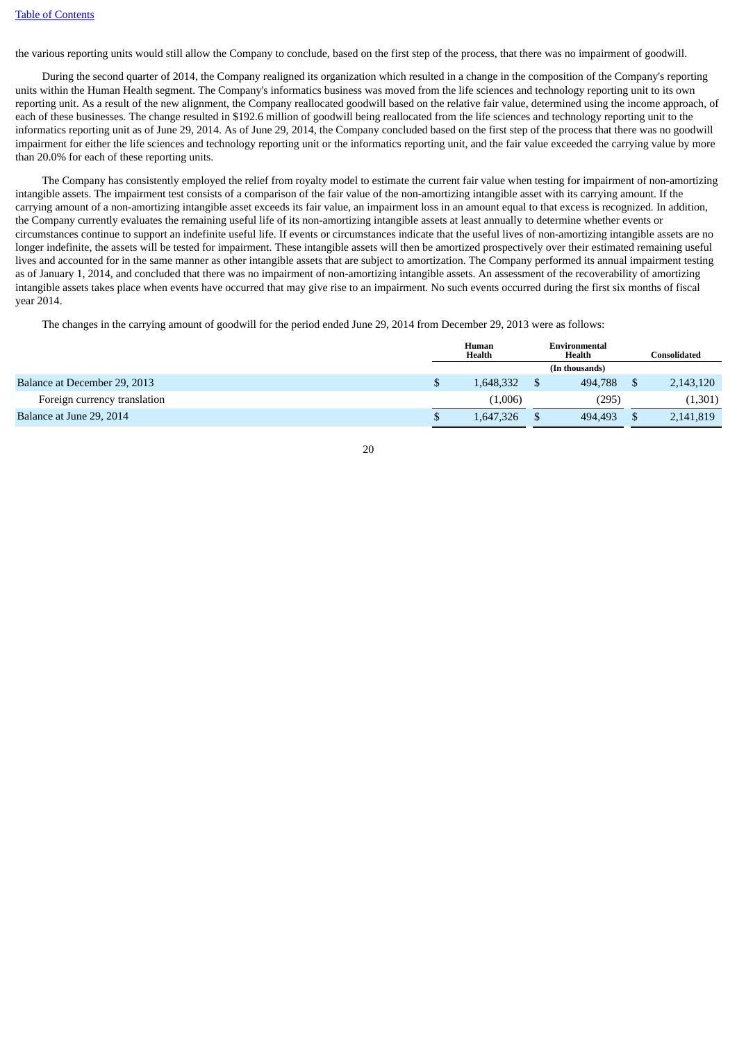the various reporting units would still allow the Company to conclude, based on the first step of the process, that there was no impairment of goodwill.

During the second quarter of 2014, the Company realigned its organization which resulted in a change in the composition of the Company's reporting units within the Human Health segment. The Company's informatics business was moved from the life sciences and technology reporting unit to its own reporting unit. As a result of the new alignment, the Company reallocated goodwill based on the relative fair value, determined using the income approach, of each of these businesses. The change resulted in $192.6 million of goodwill being reallocated from the life sciences and technology reporting unit to the informatics reporting unit as of June 29, 2014. As of June 29, 2014, the Company concluded based on the first step of the process that there was no goodwill impairment for either the life sciences and technology reporting unit or the informatics reporting unit, and the fair value exceeded the carrying value by more than 20.0% for each of these reporting units.

The Company has consistently employed the relief from royalty model to estimate the current fair value when testing for impairment of non-amortizing intangible assets. The impairment test consists of a comparison of the fair value of the non-amortizing intangible asset with its carrying amount. If the carrying amount of a non-amortizing intangible asset exceeds its fair value, an impairment loss in an amount equal to that excess is recognized. In addition, the Company currently evaluates the remaining useful life of its non-amortizing intangible assets at least annually to determine whether events or circumstances continue to support an indefinite useful life. If events or circumstances indicate that the useful lives of non-amortizing intangible assets are no longer indefinite, the assets will be tested for impairment. These intangible assets will then be amortized prospectively over their estimated remaining useful lives and accounted for in the same manner as other intangible assets that are subject to amortization. The Company performed its annual impairment testing as of January 1, 2014, and concluded that there was no impairment of non-amortizing intangible assets. An assessment of the recoverability of amortizing intangible assets takes place when events have occurred that may give rise to an impairment. No such events occurred during the first six months of fiscal year 2014.

The changes in the carrying amount of goodwill for the period ended June 29, 2014 from December 29, 2013 were as follows:

| | Human Health | Environmental Health | Consolidated |
|---|---|---|---|
| | | (In thousands) | |
| Balance at December 29, 2013 | $ 1,648,332 | $ 494,788 | $ 2,143,120 |
| Foreign currency translation | (1,006) | (295) | (1,301) |
| Balance at June 29, 2014 | $ 1,647,326 | $ 494,493 | $ 2,141,819 |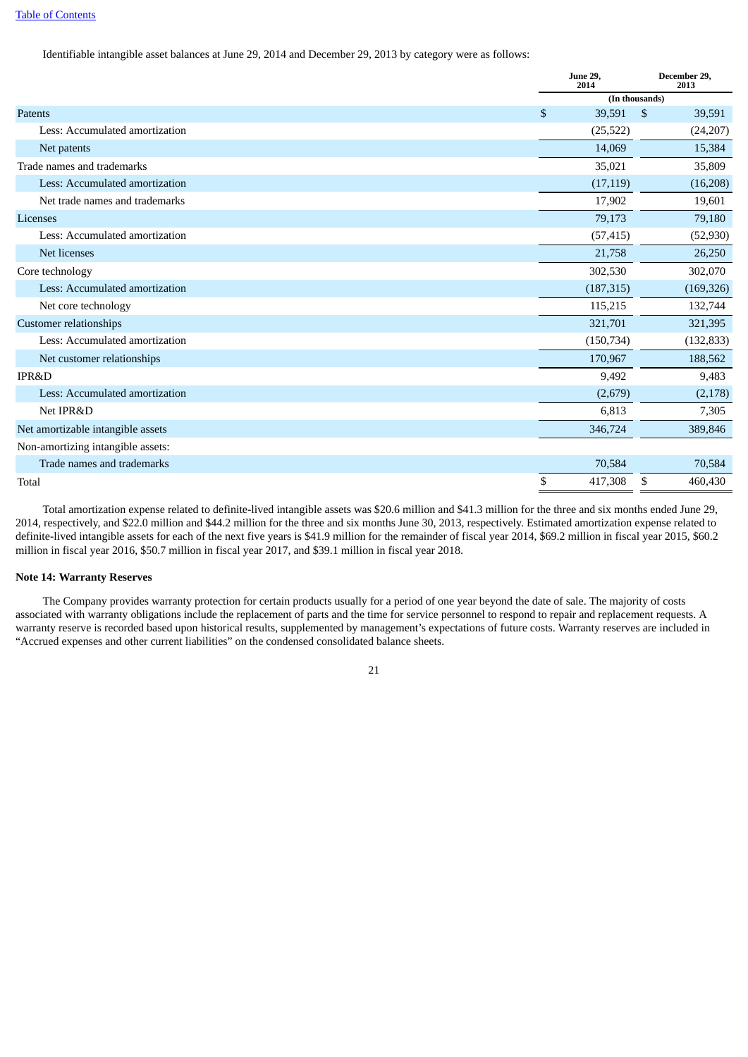Table of Contents

Identifiable intangible asset balances at June 29, 2014 and December 29, 2013 by category were as follows:

| | June 29, 2014 | December 29, 2013 |
|---|---|---|
| | (In thousands) | |
| Patents | $ 39,591 | $ 39,591 |
| Less: Accumulated amortization | (25,522) | (24,207) |
| Net patents | 14,069 | 15,384 |
| Trade names and trademarks | 35,021 | 35,809 |
| Less: Accumulated amortization | (17,119) | (16,208) |
| Net trade names and trademarks | 17,902 | 19,601 |
| Licenses | 79,173 | 79,180 |
| Less: Accumulated amortization | (57,415) | (52,930) |
| Net licenses | 21,758 | 26,250 |
| Core technology | 302,530 | 302,070 |
| Less: Accumulated amortization | (187,315) | (169,326) |
| Net core technology | 115,215 | 132,744 |
| Customer relationships | 321,701 | 321,395 |
| Less: Accumulated amortization | (150,734) | (132,833) |
| Net customer relationships | 170,967 | 188,562 |
| IPR&D | 9,492 | 9,483 |
| Less: Accumulated amortization | (2,679) | (2,178) |
| Net IPR&D | 6,813 | 7,305 |
| Net amortizable intangible assets | 346,724 | 389,846 |
| Non-amortizing intangible assets: | | |
| Trade names and trademarks | 70,584 | 70,584 |
| Total | $ 417,308 | $ 460,430 |

Total amortization expense related to definite-lived intangible assets was $20.6 million and $41.3 million for the three and six months ended June 29, 2014, respectively, and $22.0 million and $44.2 million for the three and six months June 30, 2013, respectively. Estimated amortization expense related to definite-lived intangible assets for each of the next five years is $41.9 million for the remainder of fiscal year 2014, $69.2 million in fiscal year 2015, $60.2 million in fiscal year 2016, $50.7 million in fiscal year 2017, and $39.1 million in fiscal year 2018.

## Note 14: Warranty Reserves

The Company provides warranty protection for certain products usually for a period of one year beyond the date of sale. The majority of costs associated with warranty obligations include the replacement of parts and the time for service personnel to respond to repair and replacement requests. A warranty reserve is recorded based upon historical results, supplemented by management's expectations of future costs. Warranty reserves are included in "Accrued expenses and other current liabilities" on the condensed consolidated balance sheets.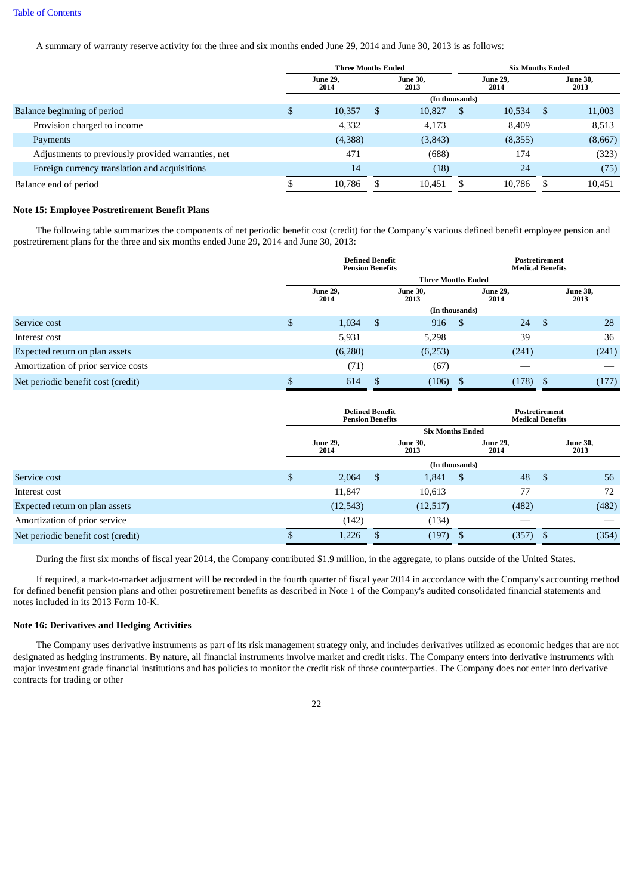Table of Contents

A summary of warranty reserve activity for the three and six months ended June 29, 2014 and June 30, 2013 is as follows:

| | Three Months Ended | | Six Months Ended | |
|---|---|---|---|---|
| | June 29, 2014 | June 30, 2013 | June 29, 2014 | June 30, 2013 |
| | (In thousands) | | | |
| Balance beginning of period | $ 10,357 | $ 10,827 | $ 10,534 | $ 11,003 |
| Provision charged to income | 4,332 | 4,173 | 8,409 | 8,513 |
| Payments | (4,388) | (3,843) | (8,355) | (8,667) |
| Adjustments to previously provided warranties, net | 471 | (688) | 174 | (323) |
| Foreign currency translation and acquisitions | 14 | (18) | 24 | (75) |
| Balance end of period | $ 10,786 | $ 10,451 | $ 10,786 | $ 10,451 |

## Note 15: Employee Postretirement Benefit Plans

The following table summarizes the components of net periodic benefit cost (credit) for the Company's various defined benefit employee pension and postretirement plans for the three and six months ended June 29, 2014 and June 30, 2013:

| | Defined Benefit Pension Benefits | | Postretirement Medical Benefits | |
|---|---|---|---|---|
| | Three Months Ended | | | |
| | June 29, 2014 | June 30, 2013 | June 29, 2014 | June 30, 2013 |
| | (In thousands) | | | |
| Service cost | $ 1,034 | $ 916 | $ 24 | $ 28 |
| Interest cost | 5,931 | 5,298 | 39 | 36 |
| Expected return on plan assets | (6,280) | (6,253) | (241) | (241) |
| Amortization of prior service costs | (71) | (67) | — | — |
| Net periodic benefit cost (credit) | $ 614 | $ (106) | $ (178) | $ (177) |

| | Defined Benefit Pension Benefits | | Postretirement Medical Benefits | |
|---|---|---|---|---|
| | Six Months Ended | | | |
| | June 29, 2014 | June 30, 2013 | June 29, 2014 | June 30, 2013 |
| | (In thousands) | | | |
| Service cost | $ 2,064 | $ 1,841 | $ 48 | $ 56 |
| Interest cost | 11,847 | 10,613 | 77 | 72 |
| Expected return on plan assets | (12,543) | (12,517) | (482) | (482) |
| Amortization of prior service | (142) | (134) | — | — |
| Net periodic benefit cost (credit) | $ 1,226 | $ (197) | $ (357) | $ (354) |

During the first six months of fiscal year 2014, the Company contributed $1.9 million, in the aggregate, to plans outside of the United States.

If required, a mark-to-market adjustment will be recorded in the fourth quarter of fiscal year 2014 in accordance with the Company's accounting method for defined benefit pension plans and other postretirement benefits as described in Note 1 of the Company's audited consolidated financial statements and notes included in its 2013 Form 10-K.

## Note 16: Derivatives and Hedging Activities

The Company uses derivative instruments as part of its risk management strategy only, and includes derivatives utilized as economic hedges that are not designated as hedging instruments. By nature, all financial instruments involve market and credit risks. The Company enters into derivative instruments with major investment grade financial institutions and has policies to monitor the credit risk of those counterparties. The Company does not enter into derivative contracts for trading or other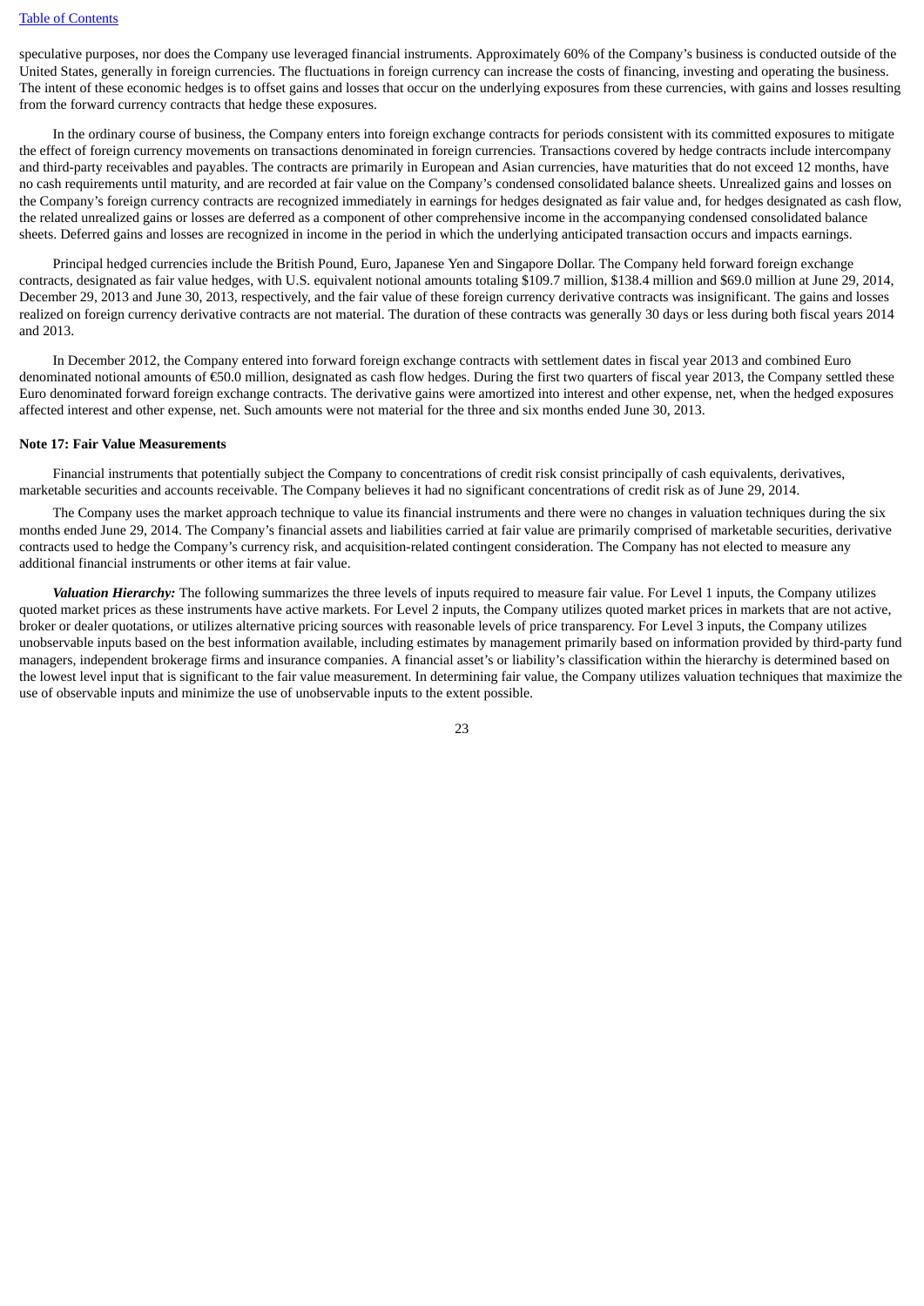speculative purposes, nor does the Company use leveraged financial instruments. Approximately 60% of the Company's business is conducted outside of the United States, generally in foreign currencies. The fluctuations in foreign currency can increase the costs of financing, investing and operating the business. The intent of these economic hedges is to offset gains and losses that occur on the underlying exposures from these currencies, with gains and losses resulting from the forward currency contracts that hedge these exposures.

In the ordinary course of business, the Company enters into foreign exchange contracts for periods consistent with its committed exposures to mitigate the effect of foreign currency movements on transactions denominated in foreign currencies. Transactions covered by hedge contracts include intercompany and third-party receivables and payables. The contracts are primarily in European and Asian currencies, have maturities that do not exceed 12 months, have no cash requirements until maturity, and are recorded at fair value on the Company's condensed consolidated balance sheets. Unrealized gains and losses on the Company's foreign currency contracts are recognized immediately in earnings for hedges designated as fair value and, for hedges designated as cash flow, the related unrealized gains or losses are deferred as a component of other comprehensive income in the accompanying condensed consolidated balance sheets. Deferred gains and losses are recognized in income in the period in which the underlying anticipated transaction occurs and impacts earnings.

Principal hedged currencies include the British Pound, Euro, Japanese Yen and Singapore Dollar. The Company held forward foreign exchange contracts, designated as fair value hedges, with U.S. equivalent notional amounts totaling $109.7 million, $138.4 million and $69.0 million at June 29, 2014, December 29, 2013 and June 30, 2013, respectively, and the fair value of these foreign currency derivative contracts was insignificant. The gains and losses realized on foreign currency derivative contracts are not material. The duration of these contracts was generally 30 days or less during both fiscal years 2014 and 2013.

In December 2012, the Company entered into forward foreign exchange contracts with settlement dates in fiscal year 2013 and combined Euro denominated notional amounts of €50.0 million, designated as cash flow hedges. During the first two quarters of fiscal year 2013, the Company settled these Euro denominated forward foreign exchange contracts. The derivative gains were amortized into interest and other expense, net, when the hedged exposures affected interest and other expense, net. Such amounts were not material for the three and six months ended June 30, 2013.

**Note 17: Fair Value Measurements**

Financial instruments that potentially subject the Company to concentrations of credit risk consist principally of cash equivalents, derivatives, marketable securities and accounts receivable. The Company believes it had no significant concentrations of credit risk as of June 29, 2014.

The Company uses the market approach technique to value its financial instruments and there were no changes in valuation techniques during the six months ended June 29, 2014. The Company's financial assets and liabilities carried at fair value are primarily comprised of marketable securities, derivative contracts used to hedge the Company's currency risk, and acquisition-related contingent consideration. The Company has not elected to measure any additional financial instruments or other items at fair value.

***Valuation Hierarchy:*** The following summarizes the three levels of inputs required to measure fair value. For Level 1 inputs, the Company utilizes quoted market prices as these instruments have active markets. For Level 2 inputs, the Company utilizes quoted market prices in markets that are not active, broker or dealer quotations, or utilizes alternative pricing sources with reasonable levels of price transparency. For Level 3 inputs, the Company utilizes unobservable inputs based on the best information available, including estimates by management primarily based on information provided by third-party fund managers, independent brokerage firms and insurance companies. A financial asset's or liability's classification within the hierarchy is determined based on the lowest level input that is significant to the fair value measurement. In determining fair value, the Company utilizes valuation techniques that maximize the use of observable inputs and minimize the use of unobservable inputs to the extent possible.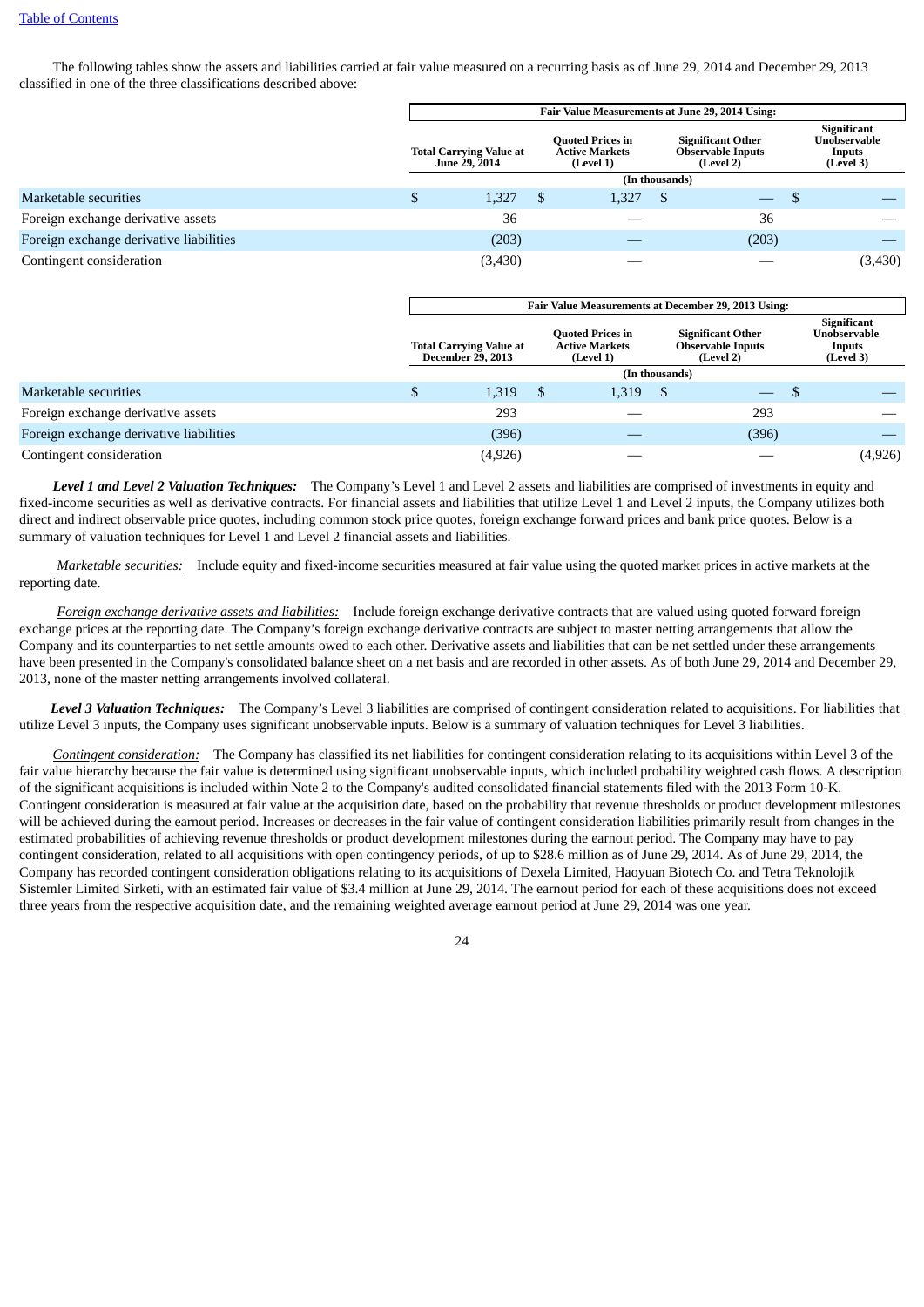The following tables show the assets and liabilities carried at fair value measured on a recurring basis as of June 29, 2014 and December 29, 2013 classified in one of the three classifications described above:

| | Fair Value Measurements at June 29, 2014 Using: | | | |
|---|---|---|---|---|
| | Total Carrying Value at June 29, 2014 | Quoted Prices in Active Markets (Level 1) | Significant Other Observable Inputs (Level 2) | Significant Unobservable Inputs (Level 3) |
| | (In thousands) | | | |
| Marketable securities | $ 1,327 | $ 1,327 | $ — | $ — |
| Foreign exchange derivative assets | 36 | — | 36 | — |
| Foreign exchange derivative liabilities | (203) | — | (203) | — |
| Contingent consideration | (3,430) | — | — | (3,430) |

| | Fair Value Measurements at December 29, 2013 Using: | | | |
|---|---|---|---|---|
| | Total Carrying Value at December 29, 2013 | Quoted Prices in Active Markets (Level 1) | Significant Other Observable Inputs (Level 2) | Significant Unobservable Inputs (Level 3) |
| | (In thousands) | | | |
| Marketable securities | $ 1,319 | $ 1,319 | $ — | $ — |
| Foreign exchange derivative assets | 293 | — | 293 | — |
| Foreign exchange derivative liabilities | (396) | — | (396) | — |
| Contingent consideration | (4,926) | — | — | (4,926) |

***Level 1 and Level 2 Valuation Techniques:*** The Company's Level 1 and Level 2 assets and liabilities are comprised of investments in equity and fixed-income securities as well as derivative contracts. For financial assets and liabilities that utilize Level 1 and Level 2 inputs, the Company utilizes both direct and indirect observable price quotes, including common stock price quotes, foreign exchange forward prices and bank price quotes. Below is a summary of valuation techniques for Level 1 and Level 2 financial assets and liabilities.

*Marketable securities:* Include equity and fixed-income securities measured at fair value using the quoted market prices in active markets at the reporting date.

*Foreign exchange derivative assets and liabilities:* Include foreign exchange derivative contracts that are valued using quoted forward foreign exchange prices at the reporting date. The Company's foreign exchange derivative contracts are subject to master netting arrangements that allow the Company and its counterparties to net settle amounts owed to each other. Derivative assets and liabilities that can be net settled under these arrangements have been presented in the Company's consolidated balance sheet on a net basis and are recorded in other assets. As of both June 29, 2014 and December 29, 2013, none of the master netting arrangements involved collateral.

***Level 3 Valuation Techniques:*** The Company's Level 3 liabilities are comprised of contingent consideration related to acquisitions. For liabilities that utilize Level 3 inputs, the Company uses significant unobservable inputs. Below is a summary of valuation techniques for Level 3 liabilities.

*Contingent consideration:* The Company has classified its net liabilities for contingent consideration relating to its acquisitions within Level 3 of the fair value hierarchy because the fair value is determined using significant unobservable inputs, which included probability weighted cash flows. A description of the significant acquisitions is included within Note 2 to the Company's audited consolidated financial statements filed with the 2013 Form 10-K. Contingent consideration is measured at fair value at the acquisition date, based on the probability that revenue thresholds or product development milestones will be achieved during the earnout period. Increases or decreases in the fair value of contingent consideration liabilities primarily result from changes in the estimated probabilities of achieving revenue thresholds or product development milestones during the earnout period. The Company may have to pay contingent consideration, related to all acquisitions with open contingency periods, of up to $28.6 million as of June 29, 2014. As of June 29, 2014, the Company has recorded contingent consideration obligations relating to its acquisitions of Dexela Limited, Haoyuan Biotech Co. and Tetra Teknolojik Sistemler Limited Sirketi, with an estimated fair value of $3.4 million at June 29, 2014. The earnout period for each of these acquisitions does not exceed three years from the respective acquisition date, and the remaining weighted average earnout period at June 29, 2014 was one year.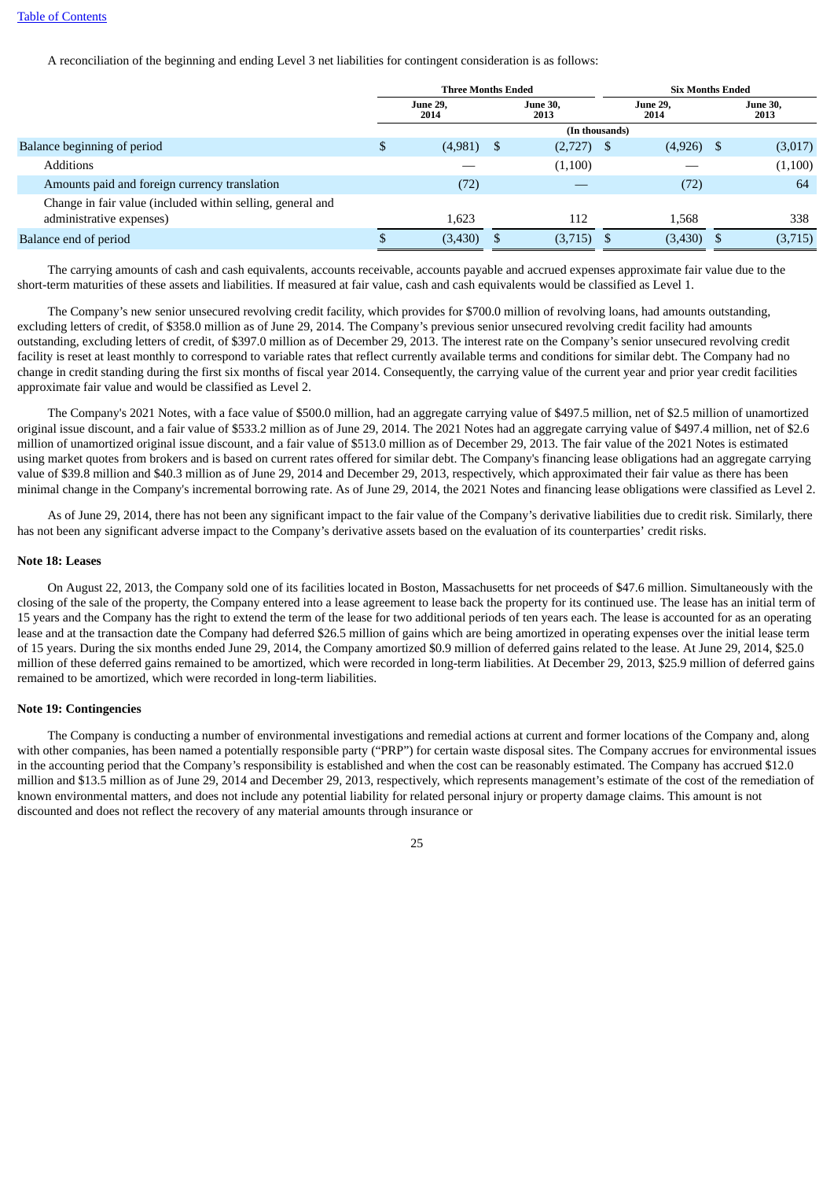A reconciliation of the beginning and ending Level 3 net liabilities for contingent consideration is as follows:

| | Three Months Ended | | Six Months Ended | |
|---|---|---|---|---|
| | June 29, 2014 | June 30, 2013 | June 29, 2014 | June 30, 2013 |
| | (In thousands) | | | |
| Balance beginning of period | $ (4,981) | $ (2,727) | $ (4,926) | $ (3,017) |
| Additions | — | (1,100) | — | (1,100) |
| Amounts paid and foreign currency translation | (72) | — | (72) | 64 |
| Change in fair value (included within selling, general and administrative expenses) | 1,623 | 112 | 1,568 | 338 |
| Balance end of period | $ (3,430) | $ (3,715) | $ (3,430) | $ (3,715) |

The carrying amounts of cash and cash equivalents, accounts receivable, accounts payable and accrued expenses approximate fair value due to the short-term maturities of these assets and liabilities. If measured at fair value, cash and cash equivalents would be classified as Level 1.

The Company's new senior unsecured revolving credit facility, which provides for $700.0 million of revolving loans, had amounts outstanding, excluding letters of credit, of $358.0 million as of June 29, 2014. The Company's previous senior unsecured revolving credit facility had amounts outstanding, excluding letters of credit, of $397.0 million as of December 29, 2013. The interest rate on the Company's senior unsecured revolving credit facility is reset at least monthly to correspond to variable rates that reflect currently available terms and conditions for similar debt. The Company had no change in credit standing during the first six months of fiscal year 2014. Consequently, the carrying value of the current year and prior year credit facilities approximate fair value and would be classified as Level 2.

The Company's 2021 Notes, with a face value of $500.0 million, had an aggregate carrying value of $497.5 million, net of $2.5 million of unamortized original issue discount, and a fair value of $533.2 million as of June 29, 2014. The 2021 Notes had an aggregate carrying value of $497.4 million, net of $2.6 million of unamortized original issue discount, and a fair value of $513.0 million as of December 29, 2013. The fair value of the 2021 Notes is estimated using market quotes from brokers and is based on current rates offered for similar debt. The Company's financing lease obligations had an aggregate carrying value of $39.8 million and $40.3 million as of June 29, 2014 and December 29, 2013, respectively, which approximated their fair value as there has been minimal change in the Company's incremental borrowing rate. As of June 29, 2014, the 2021 Notes and financing lease obligations were classified as Level 2.

As of June 29, 2014, there has not been any significant impact to the fair value of the Company's derivative liabilities due to credit risk. Similarly, there has not been any significant adverse impact to the Company's derivative assets based on the evaluation of its counterparties' credit risks.

### Note 18: Leases

On August 22, 2013, the Company sold one of its facilities located in Boston, Massachusetts for net proceeds of $47.6 million. Simultaneously with the closing of the sale of the property, the Company entered into a lease agreement to lease back the property for its continued use. The lease has an initial term of 15 years and the Company has the right to extend the term of the lease for two additional periods of ten years each. The lease is accounted for as an operating lease and at the transaction date the Company had deferred $26.5 million of gains which are being amortized in operating expenses over the initial lease term of 15 years. During the six months ended June 29, 2014, the Company amortized $0.9 million of deferred gains related to the lease. At June 29, 2014, $25.0 million of these deferred gains remained to be amortized, which were recorded in long-term liabilities. At December 29, 2013, $25.9 million of deferred gains remained to be amortized, which were recorded in long-term liabilities.

### Note 19: Contingencies

The Company is conducting a number of environmental investigations and remedial actions at current and former locations of the Company and, along with other companies, has been named a potentially responsible party ("PRP") for certain waste disposal sites. The Company accrues for environmental issues in the accounting period that the Company's responsibility is established and when the cost can be reasonably estimated. The Company has accrued $12.0 million and $13.5 million as of June 29, 2014 and December 29, 2013, respectively, which represents management's estimate of the cost of the remediation of known environmental matters, and does not include any potential liability for related personal injury or property damage claims. This amount is not discounted and does not reflect the recovery of any material amounts through insurance or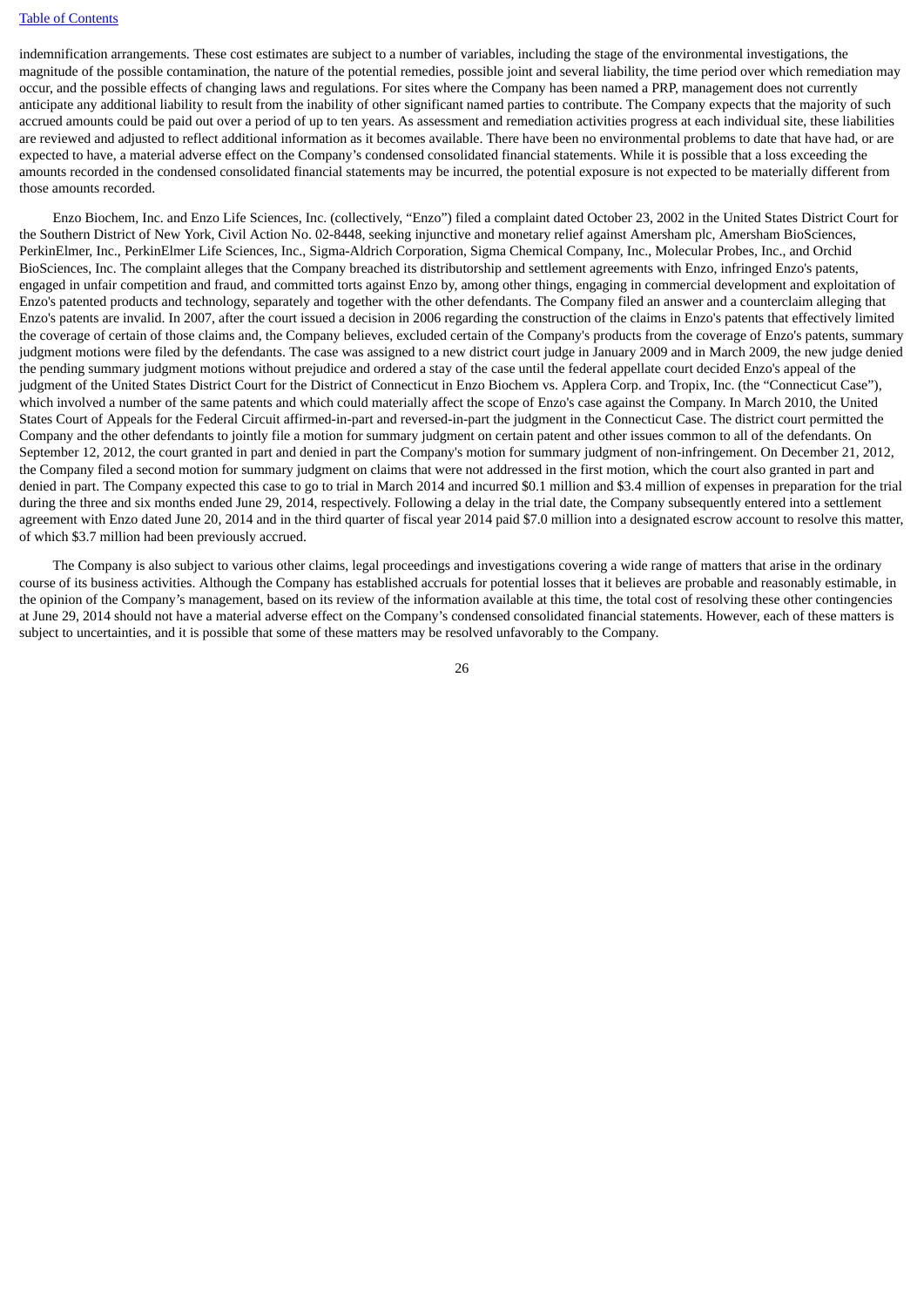indemnification arrangements. These cost estimates are subject to a number of variables, including the stage of the environmental investigations, the magnitude of the possible contamination, the nature of the potential remedies, possible joint and several liability, the time period over which remediation may occur, and the possible effects of changing laws and regulations. For sites where the Company has been named a PRP, management does not currently anticipate any additional liability to result from the inability of other significant named parties to contribute. The Company expects that the majority of such accrued amounts could be paid out over a period of up to ten years. As assessment and remediation activities progress at each individual site, these liabilities are reviewed and adjusted to reflect additional information as it becomes available. There have been no environmental problems to date that have had, or are expected to have, a material adverse effect on the Company's condensed consolidated financial statements. While it is possible that a loss exceeding the amounts recorded in the condensed consolidated financial statements may be incurred, the potential exposure is not expected to be materially different from those amounts recorded.

Enzo Biochem, Inc. and Enzo Life Sciences, Inc. (collectively, "Enzo") filed a complaint dated October 23, 2002 in the United States District Court for the Southern District of New York, Civil Action No. 02-8448, seeking injunctive and monetary relief against Amersham plc, Amersham BioSciences, PerkinElmer, Inc., PerkinElmer Life Sciences, Inc., Sigma-Aldrich Corporation, Sigma Chemical Company, Inc., Molecular Probes, Inc., and Orchid BioSciences, Inc. The complaint alleges that the Company breached its distributorship and settlement agreements with Enzo, infringed Enzo's patents, engaged in unfair competition and fraud, and committed torts against Enzo by, among other things, engaging in commercial development and exploitation of Enzo's patented products and technology, separately and together with the other defendants. The Company filed an answer and a counterclaim alleging that Enzo's patents are invalid. In 2007, after the court issued a decision in 2006 regarding the construction of the claims in Enzo's patents that effectively limited the coverage of certain of those claims and, the Company believes, excluded certain of the Company's products from the coverage of Enzo's patents, summary judgment motions were filed by the defendants. The case was assigned to a new district court judge in January 2009 and in March 2009, the new judge denied the pending summary judgment motions without prejudice and ordered a stay of the case until the federal appellate court decided Enzo's appeal of the judgment of the United States District Court for the District of Connecticut in Enzo Biochem vs. Applera Corp. and Tropix, Inc. (the "Connecticut Case"), which involved a number of the same patents and which could materially affect the scope of Enzo's case against the Company. In March 2010, the United States Court of Appeals for the Federal Circuit affirmed-in-part and reversed-in-part the judgment in the Connecticut Case. The district court permitted the Company and the other defendants to jointly file a motion for summary judgment on certain patent and other issues common to all of the defendants. On September 12, 2012, the court granted in part and denied in part the Company's motion for summary judgment of non-infringement. On December 21, 2012, the Company filed a second motion for summary judgment on claims that were not addressed in the first motion, which the court also granted in part and denied in part. The Company expected this case to go to trial in March 2014 and incurred $0.1 million and $3.4 million of expenses in preparation for the trial during the three and six months ended June 29, 2014, respectively. Following a delay in the trial date, the Company subsequently entered into a settlement agreement with Enzo dated June 20, 2014 and in the third quarter of fiscal year 2014 paid $7.0 million into a designated escrow account to resolve this matter, of which $3.7 million had been previously accrued.

The Company is also subject to various other claims, legal proceedings and investigations covering a wide range of matters that arise in the ordinary course of its business activities. Although the Company has established accruals for potential losses that it believes are probable and reasonably estimable, in the opinion of the Company's management, based on its review of the information available at this time, the total cost of resolving these other contingencies at June 29, 2014 should not have a material adverse effect on the Company's condensed consolidated financial statements. However, each of these matters is subject to uncertainties, and it is possible that some of these matters may be resolved unfavorably to the Company.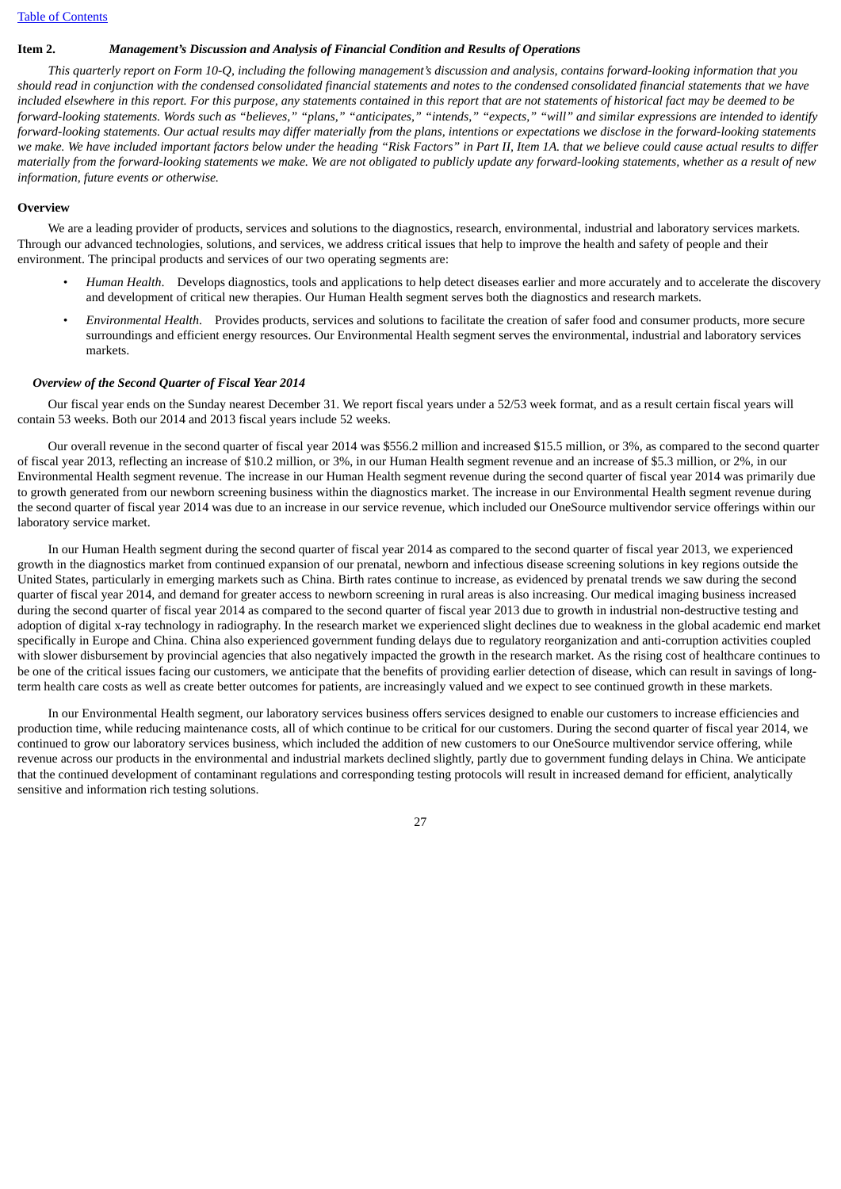**Item 2.** ***Management's Discussion and Analysis of Financial Condition and Results of Operations***

*This quarterly report on Form 10-Q, including the following management's discussion and analysis, contains forward-looking information that you should read in conjunction with the condensed consolidated financial statements and notes to the condensed consolidated financial statements that we have included elsewhere in this report. For this purpose, any statements contained in this report that are not statements of historical fact may be deemed to be forward-looking statements. Words such as "believes," "plans," "anticipates," "intends," "expects," "will" and similar expressions are intended to identify forward-looking statements. Our actual results may differ materially from the plans, intentions or expectations we disclose in the forward-looking statements we make. We have included important factors below under the heading "Risk Factors" in Part II, Item 1A. that we believe could cause actual results to differ materially from the forward-looking statements we make. We are not obligated to publicly update any forward-looking statements, whether as a result of new information, future events or otherwise.*

**Overview**

We are a leading provider of products, services and solutions to the diagnostics, research, environmental, industrial and laboratory services markets. Through our advanced technologies, solutions, and services, we address critical issues that help to improve the health and safety of people and their environment. The principal products and services of our two operating segments are:

- *Human Health*. Develops diagnostics, tools and applications to help detect diseases earlier and more accurately and to accelerate the discovery and development of critical new therapies. Our Human Health segment serves both the diagnostics and research markets.
- *Environmental Health*. Provides products, services and solutions to facilitate the creation of safer food and consumer products, more secure surroundings and efficient energy resources. Our Environmental Health segment serves the environmental, industrial and laboratory services markets.

***Overview of the Second Quarter of Fiscal Year 2014***

Our fiscal year ends on the Sunday nearest December 31. We report fiscal years under a 52/53 week format, and as a result certain fiscal years will contain 53 weeks. Both our 2014 and 2013 fiscal years include 52 weeks.

Our overall revenue in the second quarter of fiscal year 2014 was $556.2 million and increased $15.5 million, or 3%, as compared to the second quarter of fiscal year 2013, reflecting an increase of $10.2 million, or 3%, in our Human Health segment revenue and an increase of $5.3 million, or 2%, in our Environmental Health segment revenue. The increase in our Human Health segment revenue during the second quarter of fiscal year 2014 was primarily due to growth generated from our newborn screening business within the diagnostics market. The increase in our Environmental Health segment revenue during the second quarter of fiscal year 2014 was due to an increase in our service revenue, which included our OneSource multivendor service offerings within our laboratory service market.

In our Human Health segment during the second quarter of fiscal year 2014 as compared to the second quarter of fiscal year 2013, we experienced growth in the diagnostics market from continued expansion of our prenatal, newborn and infectious disease screening solutions in key regions outside the United States, particularly in emerging markets such as China. Birth rates continue to increase, as evidenced by prenatal trends we saw during the second quarter of fiscal year 2014, and demand for greater access to newborn screening in rural areas is also increasing. Our medical imaging business increased during the second quarter of fiscal year 2014 as compared to the second quarter of fiscal year 2013 due to growth in industrial non-destructive testing and adoption of digital x-ray technology in radiography. In the research market we experienced slight declines due to weakness in the global academic end market specifically in Europe and China. China also experienced government funding delays due to regulatory reorganization and anti-corruption activities coupled with slower disbursement by provincial agencies that also negatively impacted the growth in the research market. As the rising cost of healthcare continues to be one of the critical issues facing our customers, we anticipate that the benefits of providing earlier detection of disease, which can result in savings of long-term health care costs as well as create better outcomes for patients, are increasingly valued and we expect to see continued growth in these markets.

In our Environmental Health segment, our laboratory services business offers services designed to enable our customers to increase efficiencies and production time, while reducing maintenance costs, all of which continue to be critical for our customers. During the second quarter of fiscal year 2014, we continued to grow our laboratory services business, which included the addition of new customers to our OneSource multivendor service offering, while revenue across our products in the environmental and industrial markets declined slightly, partly due to government funding delays in China. We anticipate that the continued development of contaminant regulations and corresponding testing protocols will result in increased demand for efficient, analytically sensitive and information rich testing solutions.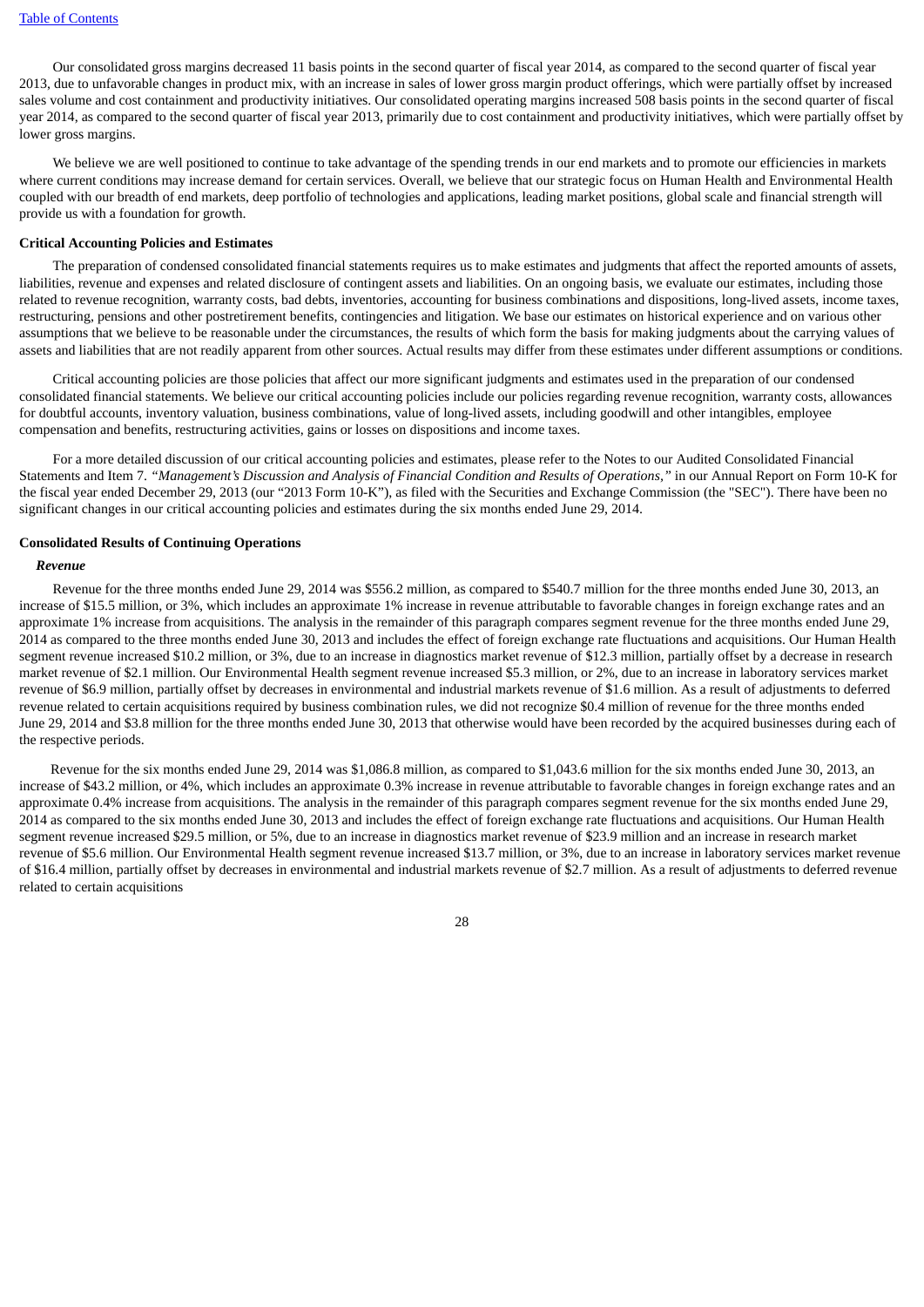Our consolidated gross margins decreased 11 basis points in the second quarter of fiscal year 2014, as compared to the second quarter of fiscal year 2013, due to unfavorable changes in product mix, with an increase in sales of lower gross margin product offerings, which were partially offset by increased sales volume and cost containment and productivity initiatives. Our consolidated operating margins increased 508 basis points in the second quarter of fiscal year 2014, as compared to the second quarter of fiscal year 2013, primarily due to cost containment and productivity initiatives, which were partially offset by lower gross margins.

We believe we are well positioned to continue to take advantage of the spending trends in our end markets and to promote our efficiencies in markets where current conditions may increase demand for certain services. Overall, we believe that our strategic focus on Human Health and Environmental Health coupled with our breadth of end markets, deep portfolio of technologies and applications, leading market positions, global scale and financial strength will provide us with a foundation for growth.

**Critical Accounting Policies and Estimates**

The preparation of condensed consolidated financial statements requires us to make estimates and judgments that affect the reported amounts of assets, liabilities, revenue and expenses and related disclosure of contingent assets and liabilities. On an ongoing basis, we evaluate our estimates, including those related to revenue recognition, warranty costs, bad debts, inventories, accounting for business combinations and dispositions, long-lived assets, income taxes, restructuring, pensions and other postretirement benefits, contingencies and litigation. We base our estimates on historical experience and on various other assumptions that we believe to be reasonable under the circumstances, the results of which form the basis for making judgments about the carrying values of assets and liabilities that are not readily apparent from other sources. Actual results may differ from these estimates under different assumptions or conditions.

Critical accounting policies are those policies that affect our more significant judgments and estimates used in the preparation of our condensed consolidated financial statements. We believe our critical accounting policies include our policies regarding revenue recognition, warranty costs, allowances for doubtful accounts, inventory valuation, business combinations, value of long-lived assets, including goodwill and other intangibles, employee compensation and benefits, restructuring activities, gains or losses on dispositions and income taxes.

For a more detailed discussion of our critical accounting policies and estimates, please refer to the Notes to our Audited Consolidated Financial Statements and Item 7. *"Management's Discussion and Analysis of Financial Condition and Results of Operations,"* in our Annual Report on Form 10-K for the fiscal year ended December 29, 2013 (our "2013 Form 10-K"), as filed with the Securities and Exchange Commission (the "SEC"). There have been no significant changes in our critical accounting policies and estimates during the six months ended June 29, 2014.

**Consolidated Results of Continuing Operations**

***Revenue***

Revenue for the three months ended June 29, 2014 was $556.2 million, as compared to $540.7 million for the three months ended June 30, 2013, an increase of $15.5 million, or 3%, which includes an approximate 1% increase in revenue attributable to favorable changes in foreign exchange rates and an approximate 1% increase from acquisitions. The analysis in the remainder of this paragraph compares segment revenue for the three months ended June 29, 2014 as compared to the three months ended June 30, 2013 and includes the effect of foreign exchange rate fluctuations and acquisitions. Our Human Health segment revenue increased $10.2 million, or 3%, due to an increase in diagnostics market revenue of $12.3 million, partially offset by a decrease in research market revenue of $2.1 million. Our Environmental Health segment revenue increased $5.3 million, or 2%, due to an increase in laboratory services market revenue of $6.9 million, partially offset by decreases in environmental and industrial markets revenue of $1.6 million. As a result of adjustments to deferred revenue related to certain acquisitions required by business combination rules, we did not recognize $0.4 million of revenue for the three months ended June 29, 2014 and $3.8 million for the three months ended June 30, 2013 that otherwise would have been recorded by the acquired businesses during each of the respective periods.

Revenue for the six months ended June 29, 2014 was $1,086.8 million, as compared to $1,043.6 million for the six months ended June 30, 2013, an increase of $43.2 million, or 4%, which includes an approximate 0.3% increase in revenue attributable to favorable changes in foreign exchange rates and an approximate 0.4% increase from acquisitions. The analysis in the remainder of this paragraph compares segment revenue for the six months ended June 29, 2014 as compared to the six months ended June 30, 2013 and includes the effect of foreign exchange rate fluctuations and acquisitions. Our Human Health segment revenue increased $29.5 million, or 5%, due to an increase in diagnostics market revenue of $23.9 million and an increase in research market revenue of $5.6 million. Our Environmental Health segment revenue increased $13.7 million, or 3%, due to an increase in laboratory services market revenue of $16.4 million, partially offset by decreases in environmental and industrial markets revenue of $2.7 million. As a result of adjustments to deferred revenue related to certain acquisitions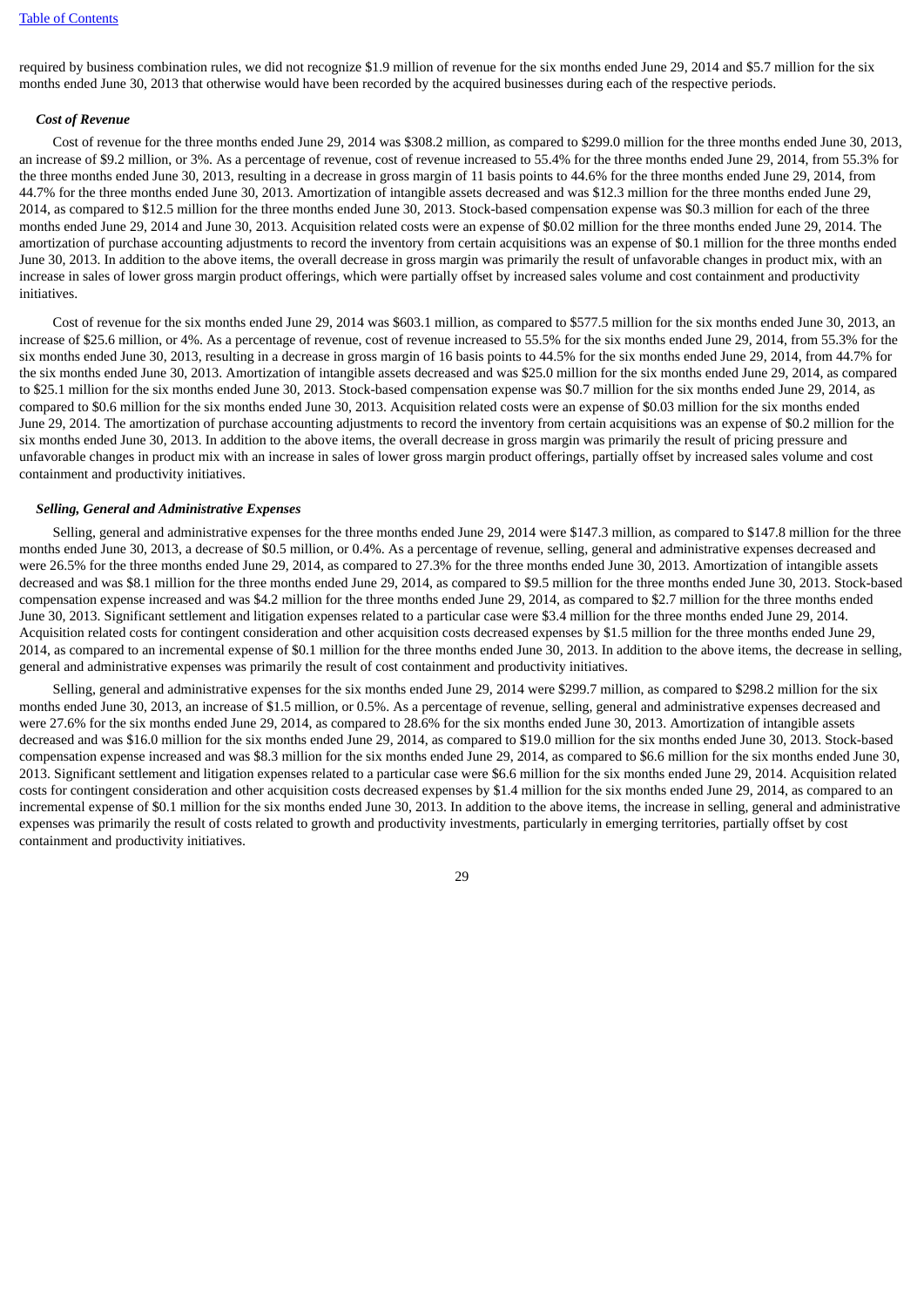required by business combination rules, we did not recognize $1.9 million of revenue for the six months ended June 29, 2014 and $5.7 million for the six months ended June 30, 2013 that otherwise would have been recorded by the acquired businesses during each of the respective periods.

### *Cost of Revenue*

Cost of revenue for the three months ended June 29, 2014 was $308.2 million, as compared to $299.0 million for the three months ended June 30, 2013, an increase of $9.2 million, or 3%. As a percentage of revenue, cost of revenue increased to 55.4% for the three months ended June 29, 2014, from 55.3% for the three months ended June 30, 2013, resulting in a decrease in gross margin of 11 basis points to 44.6% for the three months ended June 29, 2014, from 44.7% for the three months ended June 30, 2013. Amortization of intangible assets decreased and was $12.3 million for the three months ended June 29, 2014, as compared to $12.5 million for the three months ended June 30, 2013. Stock-based compensation expense was $0.3 million for each of the three months ended June 29, 2014 and June 30, 2013. Acquisition related costs were an expense of $0.02 million for the three months ended June 29, 2014. The amortization of purchase accounting adjustments to record the inventory from certain acquisitions was an expense of $0.1 million for the three months ended June 30, 2013. In addition to the above items, the overall decrease in gross margin was primarily the result of unfavorable changes in product mix, with an increase in sales of lower gross margin product offerings, which were partially offset by increased sales volume and cost containment and productivity initiatives.

Cost of revenue for the six months ended June 29, 2014 was $603.1 million, as compared to $577.5 million for the six months ended June 30, 2013, an increase of $25.6 million, or 4%. As a percentage of revenue, cost of revenue increased to 55.5% for the six months ended June 29, 2014, from 55.3% for the six months ended June 30, 2013, resulting in a decrease in gross margin of 16 basis points to 44.5% for the six months ended June 29, 2014, from 44.7% for the six months ended June 30, 2013. Amortization of intangible assets decreased and was $25.0 million for the six months ended June 29, 2014, as compared to $25.1 million for the six months ended June 30, 2013. Stock-based compensation expense was $0.7 million for the six months ended June 29, 2014, as compared to $0.6 million for the six months ended June 30, 2013. Acquisition related costs were an expense of $0.03 million for the six months ended June 29, 2014. The amortization of purchase accounting adjustments to record the inventory from certain acquisitions was an expense of $0.2 million for the six months ended June 30, 2013. In addition to the above items, the overall decrease in gross margin was primarily the result of pricing pressure and unfavorable changes in product mix with an increase in sales of lower gross margin product offerings, partially offset by increased sales volume and cost containment and productivity initiatives.

### *Selling, General and Administrative Expenses*

Selling, general and administrative expenses for the three months ended June 29, 2014 were $147.3 million, as compared to $147.8 million for the three months ended June 30, 2013, a decrease of $0.5 million, or 0.4%. As a percentage of revenue, selling, general and administrative expenses decreased and were 26.5% for the three months ended June 29, 2014, as compared to 27.3% for the three months ended June 30, 2013. Amortization of intangible assets decreased and was $8.1 million for the three months ended June 29, 2014, as compared to $9.5 million for the three months ended June 30, 2013. Stock-based compensation expense increased and was $4.2 million for the three months ended June 29, 2014, as compared to $2.7 million for the three months ended June 30, 2013. Significant settlement and litigation expenses related to a particular case were $3.4 million for the three months ended June 29, 2014. Acquisition related costs for contingent consideration and other acquisition costs decreased expenses by $1.5 million for the three months ended June 29, 2014, as compared to an incremental expense of $0.1 million for the three months ended June 30, 2013. In addition to the above items, the decrease in selling, general and administrative expenses was primarily the result of cost containment and productivity initiatives.

Selling, general and administrative expenses for the six months ended June 29, 2014 were $299.7 million, as compared to $298.2 million for the six months ended June 30, 2013, an increase of $1.5 million, or 0.5%. As a percentage of revenue, selling, general and administrative expenses decreased and were 27.6% for the six months ended June 29, 2014, as compared to 28.6% for the six months ended June 30, 2013. Amortization of intangible assets decreased and was $16.0 million for the six months ended June 29, 2014, as compared to $19.0 million for the six months ended June 30, 2013. Stock-based compensation expense increased and was $8.3 million for the six months ended June 29, 2014, as compared to $6.6 million for the six months ended June 30, 2013. Significant settlement and litigation expenses related to a particular case were $6.6 million for the six months ended June 29, 2014. Acquisition related costs for contingent consideration and other acquisition costs decreased expenses by $1.4 million for the six months ended June 29, 2014, as compared to an incremental expense of $0.1 million for the six months ended June 30, 2013. In addition to the above items, the increase in selling, general and administrative expenses was primarily the result of costs related to growth and productivity investments, particularly in emerging territories, partially offset by cost containment and productivity initiatives.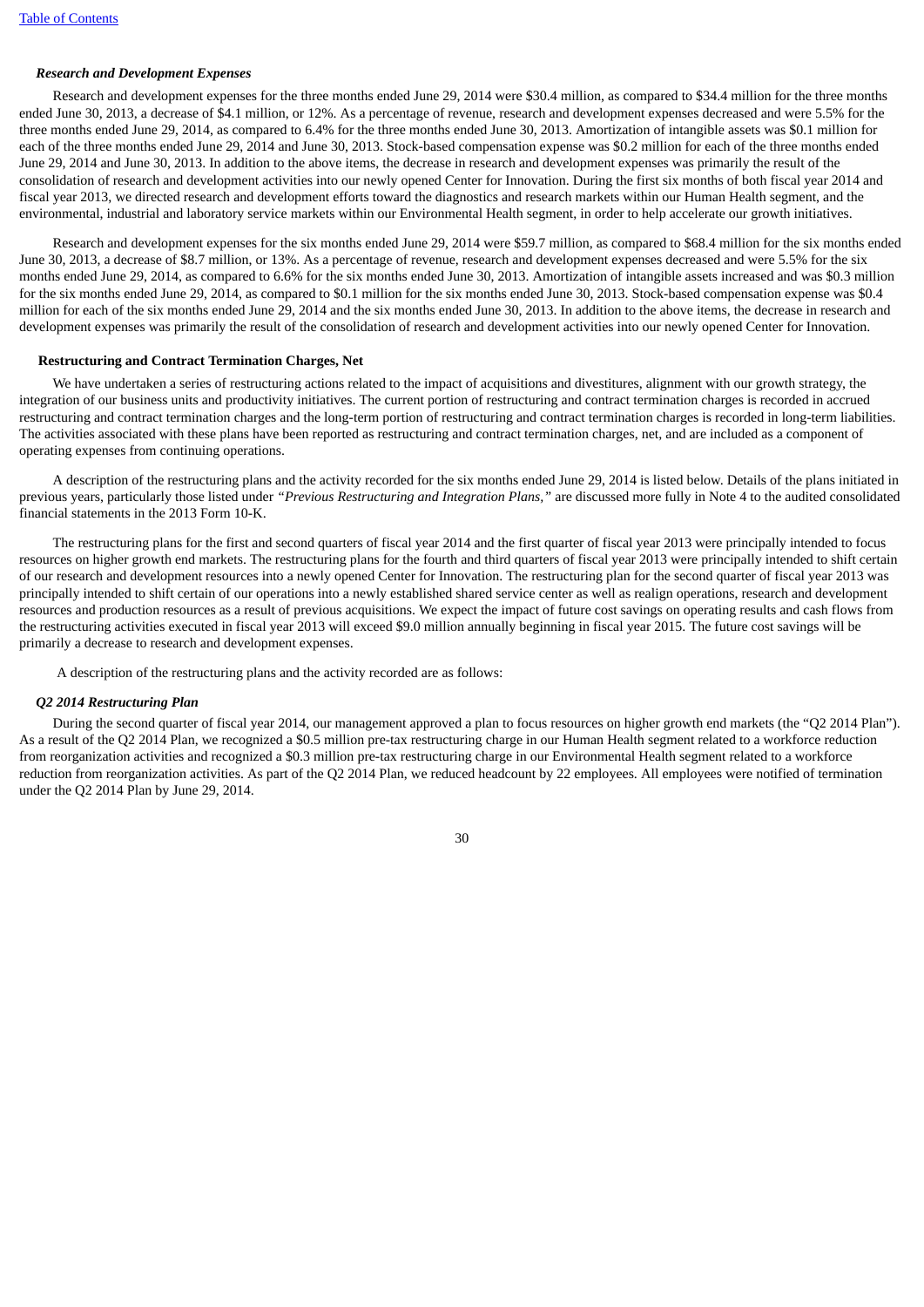***Research and Development Expenses***

Research and development expenses for the three months ended June 29, 2014 were $30.4 million, as compared to $34.4 million for the three months ended June 30, 2013, a decrease of $4.1 million, or 12%. As a percentage of revenue, research and development expenses decreased and were 5.5% for the three months ended June 29, 2014, as compared to 6.4% for the three months ended June 30, 2013. Amortization of intangible assets was $0.1 million for each of the three months ended June 29, 2014 and June 30, 2013. Stock-based compensation expense was $0.2 million for each of the three months ended June 29, 2014 and June 30, 2013. In addition to the above items, the decrease in research and development expenses was primarily the result of the consolidation of research and development activities into our newly opened Center for Innovation. During the first six months of both fiscal year 2014 and fiscal year 2013, we directed research and development efforts toward the diagnostics and research markets within our Human Health segment, and the environmental, industrial and laboratory service markets within our Environmental Health segment, in order to help accelerate our growth initiatives.

Research and development expenses for the six months ended June 29, 2014 were $59.7 million, as compared to $68.4 million for the six months ended June 30, 2013, a decrease of $8.7 million, or 13%. As a percentage of revenue, research and development expenses decreased and were 5.5% for the six months ended June 29, 2014, as compared to 6.6% for the six months ended June 30, 2013. Amortization of intangible assets increased and was $0.3 million for the six months ended June 29, 2014, as compared to $0.1 million for the six months ended June 30, 2013. Stock-based compensation expense was $0.4 million for each of the six months ended June 29, 2014 and the six months ended June 30, 2013. In addition to the above items, the decrease in research and development expenses was primarily the result of the consolidation of research and development activities into our newly opened Center for Innovation.

**Restructuring and Contract Termination Charges, Net**

We have undertaken a series of restructuring actions related to the impact of acquisitions and divestitures, alignment with our growth strategy, the integration of our business units and productivity initiatives. The current portion of restructuring and contract termination charges is recorded in accrued restructuring and contract termination charges and the long-term portion of restructuring and contract termination charges is recorded in long-term liabilities. The activities associated with these plans have been reported as restructuring and contract termination charges, net, and are included as a component of operating expenses from continuing operations.

A description of the restructuring plans and the activity recorded for the six months ended June 29, 2014 is listed below. Details of the plans initiated in previous years, particularly those listed under *"Previous Restructuring and Integration Plans,"* are discussed more fully in Note 4 to the audited consolidated financial statements in the 2013 Form 10-K.

The restructuring plans for the first and second quarters of fiscal year 2014 and the first quarter of fiscal year 2013 were principally intended to focus resources on higher growth end markets. The restructuring plans for the fourth and third quarters of fiscal year 2013 were principally intended to shift certain of our research and development resources into a newly opened Center for Innovation. The restructuring plan for the second quarter of fiscal year 2013 was principally intended to shift certain of our operations into a newly established shared service center as well as realign operations, research and development resources and production resources as a result of previous acquisitions. We expect the impact of future cost savings on operating results and cash flows from the restructuring activities executed in fiscal year 2013 will exceed $9.0 million annually beginning in fiscal year 2015. The future cost savings will be primarily a decrease to research and development expenses.

A description of the restructuring plans and the activity recorded are as follows:

***Q2 2014 Restructuring Plan***

During the second quarter of fiscal year 2014, our management approved a plan to focus resources on higher growth end markets (the "Q2 2014 Plan"). As a result of the Q2 2014 Plan, we recognized a $0.5 million pre-tax restructuring charge in our Human Health segment related to a workforce reduction from reorganization activities and recognized a $0.3 million pre-tax restructuring charge in our Environmental Health segment related to a workforce reduction from reorganization activities. As part of the Q2 2014 Plan, we reduced headcount by 22 employees. All employees were notified of termination under the Q2 2014 Plan by June 29, 2014.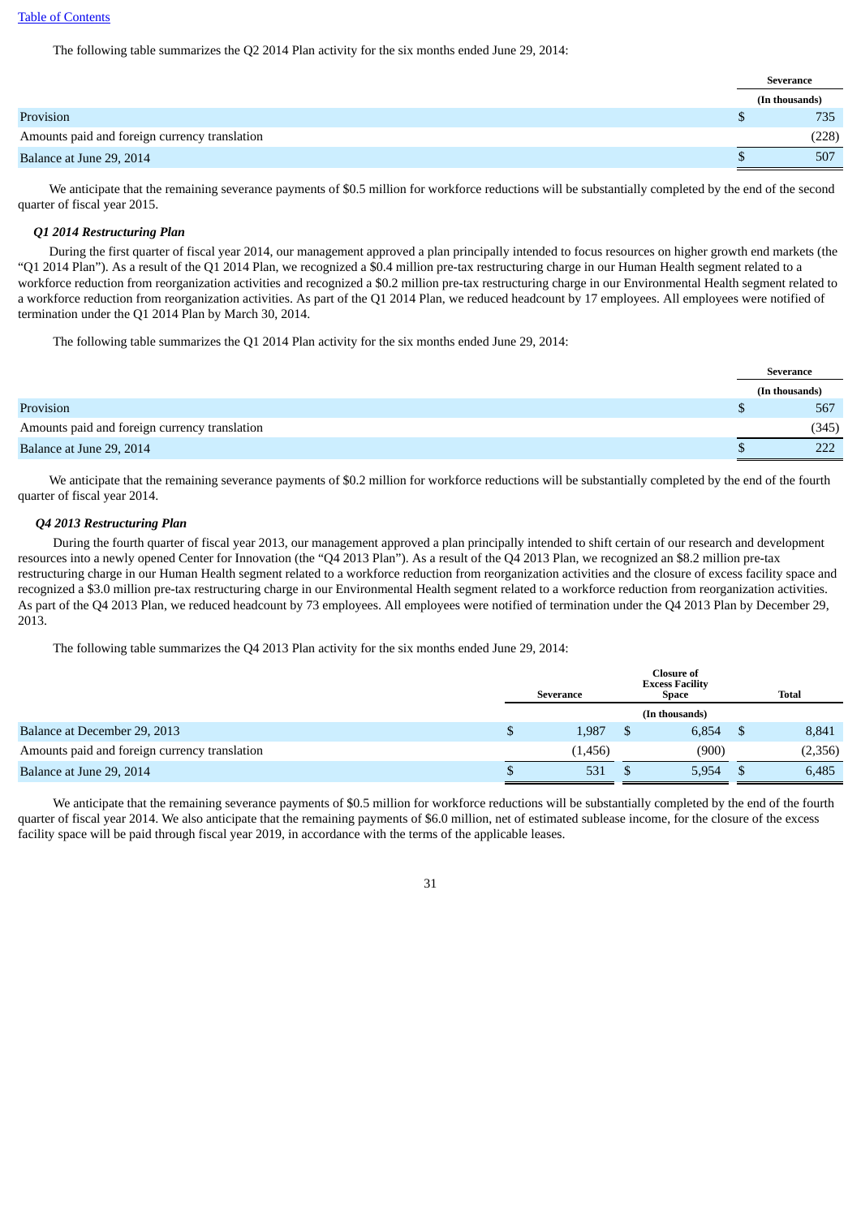The following table summarizes the Q2 2014 Plan activity for the six months ended June 29, 2014:

| | Severance |
|---|---|
| | (In thousands) |
| Provision | $ 735 |
| Amounts paid and foreign currency translation | (228) |
| Balance at June 29, 2014 | $ 507 |

We anticipate that the remaining severance payments of $0.5 million for workforce reductions will be substantially completed by the end of the second quarter of fiscal year 2015.

***Q1 2014 Restructuring Plan***

During the first quarter of fiscal year 2014, our management approved a plan principally intended to focus resources on higher growth end markets (the "Q1 2014 Plan"). As a result of the Q1 2014 Plan, we recognized a $0.4 million pre-tax restructuring charge in our Human Health segment related to a workforce reduction from reorganization activities and recognized a $0.2 million pre-tax restructuring charge in our Environmental Health segment related to a workforce reduction from reorganization activities. As part of the Q1 2014 Plan, we reduced headcount by 17 employees. All employees were notified of termination under the Q1 2014 Plan by March 30, 2014.

The following table summarizes the Q1 2014 Plan activity for the six months ended June 29, 2014:

| | Severance |
|---|---|
| | (In thousands) |
| Provision | $ 567 |
| Amounts paid and foreign currency translation | (345) |
| Balance at June 29, 2014 | $ 222 |

We anticipate that the remaining severance payments of $0.2 million for workforce reductions will be substantially completed by the end of the fourth quarter of fiscal year 2014.

***Q4 2013 Restructuring Plan***

During the fourth quarter of fiscal year 2013, our management approved a plan principally intended to shift certain of our research and development resources into a newly opened Center for Innovation (the "Q4 2013 Plan"). As a result of the Q4 2013 Plan, we recognized an $8.2 million pre-tax restructuring charge in our Human Health segment related to a workforce reduction from reorganization activities and the closure of excess facility space and recognized a $3.0 million pre-tax restructuring charge in our Environmental Health segment related to a workforce reduction from reorganization activities. As part of the Q4 2013 Plan, we reduced headcount by 73 employees. All employees were notified of termination under the Q4 2013 Plan by December 29, 2013.

The following table summarizes the Q4 2013 Plan activity for the six months ended June 29, 2014:

| | Severance | Closure of Excess Facility Space | Total |
|---|---|---|---|
| | | (In thousands) | |
| Balance at December 29, 2013 | $ 1,987 | $ 6,854 | $ 8,841 |
| Amounts paid and foreign currency translation | (1,456) | (900) | (2,356) |
| Balance at June 29, 2014 | $ 531 | $ 5,954 | $ 6,485 |

We anticipate that the remaining severance payments of $0.5 million for workforce reductions will be substantially completed by the end of the fourth quarter of fiscal year 2014. We also anticipate that the remaining payments of $6.0 million, net of estimated sublease income, for the closure of the excess facility space will be paid through fiscal year 2019, in accordance with the terms of the applicable leases.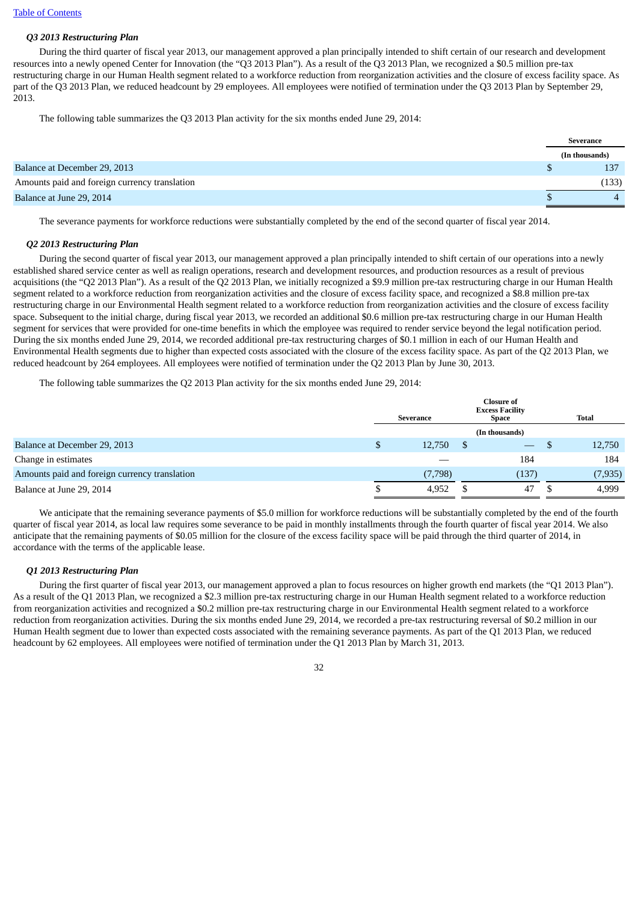[Table of Contents](#)

***Q3 2013 Restructuring Plan***

During the third quarter of fiscal year 2013, our management approved a plan principally intended to shift certain of our research and development resources into a newly opened Center for Innovation (the "Q3 2013 Plan"). As a result of the Q3 2013 Plan, we recognized a $0.5 million pre-tax restructuring charge in our Human Health segment related to a workforce reduction from reorganization activities and the closure of excess facility space. As part of the Q3 2013 Plan, we reduced headcount by 29 employees. All employees were notified of termination under the Q3 2013 Plan by September 29, 2013.

The following table summarizes the Q3 2013 Plan activity for the six months ended June 29, 2014:

| | Severance |
|---|---|
| | (In thousands) |
| Balance at December 29, 2013 | $ 137 |
| Amounts paid and foreign currency translation | (133) |
| Balance at June 29, 2014 | $ 4 |

The severance payments for workforce reductions were substantially completed by the end of the second quarter of fiscal year 2014.

***Q2 2013 Restructuring Plan***

During the second quarter of fiscal year 2013, our management approved a plan principally intended to shift certain of our operations into a newly established shared service center as well as realign operations, research and development resources, and production resources as a result of previous acquisitions (the "Q2 2013 Plan"). As a result of the Q2 2013 Plan, we initially recognized a $9.9 million pre-tax restructuring charge in our Human Health segment related to a workforce reduction from reorganization activities and the closure of excess facility space, and recognized a $8.8 million pre-tax restructuring charge in our Environmental Health segment related to a workforce reduction from reorganization activities and the closure of excess facility space. Subsequent to the initial charge, during fiscal year 2013, we recorded an additional $0.6 million pre-tax restructuring charge in our Human Health segment for services that were provided for one-time benefits in which the employee was required to render service beyond the legal notification period. During the six months ended June 29, 2014, we recorded additional pre-tax restructuring charges of $0.1 million in each of our Human Health and Environmental Health segments due to higher than expected costs associated with the closure of the excess facility space. As part of the Q2 2013 Plan, we reduced headcount by 264 employees. All employees were notified of termination under the Q2 2013 Plan by June 30, 2013.

The following table summarizes the Q2 2013 Plan activity for the six months ended June 29, 2014:

| | Severance | Closure of Excess Facility Space | Total |
|---|---|---|---|
| | | (In thousands) | |
| Balance at December 29, 2013 | $ 12,750 | $ — | $ 12,750 |
| Change in estimates | — | 184 | 184 |
| Amounts paid and foreign currency translation | (7,798) | (137) | (7,935) |
| Balance at June 29, 2014 | $ 4,952 | $ 47 | $ 4,999 |

We anticipate that the remaining severance payments of $5.0 million for workforce reductions will be substantially completed by the end of the fourth quarter of fiscal year 2014, as local law requires some severance to be paid in monthly installments through the fourth quarter of fiscal year 2014. We also anticipate that the remaining payments of $0.05 million for the closure of the excess facility space will be paid through the third quarter of 2014, in accordance with the terms of the applicable lease.

***Q1 2013 Restructuring Plan***

During the first quarter of fiscal year 2013, our management approved a plan to focus resources on higher growth end markets (the "Q1 2013 Plan"). As a result of the Q1 2013 Plan, we recognized a $2.3 million pre-tax restructuring charge in our Human Health segment related to a workforce reduction from reorganization activities and recognized a $0.2 million pre-tax restructuring charge in our Environmental Health segment related to a workforce reduction from reorganization activities. During the six months ended June 29, 2014, we recorded a pre-tax restructuring reversal of $0.2 million in our Human Health segment due to lower than expected costs associated with the remaining severance payments. As part of the Q1 2013 Plan, we reduced headcount by 62 employees. All employees were notified of termination under the Q1 2013 Plan by March 31, 2013.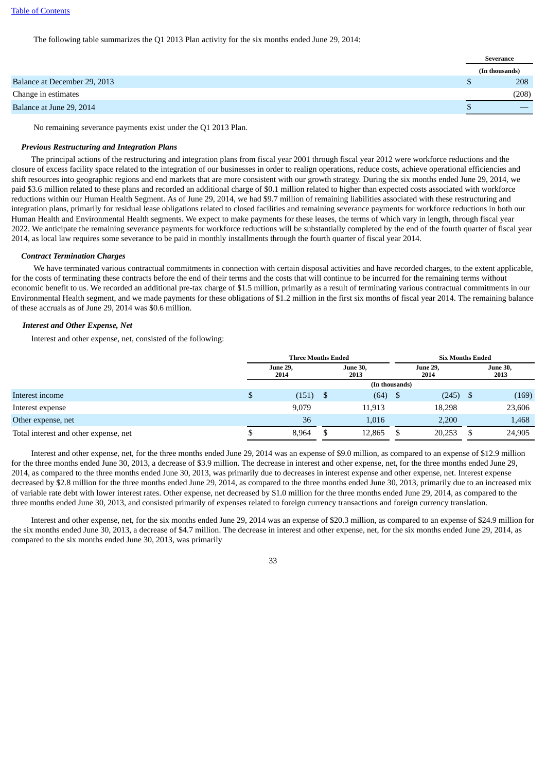The following table summarizes the Q1 2013 Plan activity for the six months ended June 29, 2014:

| | Severance |
|---|---|
| | (In thousands) |
| Balance at December 29, 2013 | $ 208 |
| Change in estimates | (208) |
| Balance at June 29, 2014 | $ — |

No remaining severance payments exist under the Q1 2013 Plan.

***Previous Restructuring and Integration Plans***

The principal actions of the restructuring and integration plans from fiscal year 2001 through fiscal year 2012 were workforce reductions and the closure of excess facility space related to the integration of our businesses in order to realign operations, reduce costs, achieve operational efficiencies and shift resources into geographic regions and end markets that are more consistent with our growth strategy. During the six months ended June 29, 2014, we paid $3.6 million related to these plans and recorded an additional charge of $0.1 million related to higher than expected costs associated with workforce reductions within our Human Health Segment. As of June 29, 2014, we had $9.7 million of remaining liabilities associated with these restructuring and integration plans, primarily for residual lease obligations related to closed facilities and remaining severance payments for workforce reductions in both our Human Health and Environmental Health segments. We expect to make payments for these leases, the terms of which vary in length, through fiscal year 2022. We anticipate the remaining severance payments for workforce reductions will be substantially completed by the end of the fourth quarter of fiscal year 2014, as local law requires some severance to be paid in monthly installments through the fourth quarter of fiscal year 2014.

***Contract Termination Charges***

We have terminated various contractual commitments in connection with certain disposal activities and have recorded charges, to the extent applicable, for the costs of terminating these contracts before the end of their terms and the costs that will continue to be incurred for the remaining terms without economic benefit to us. We recorded an additional pre-tax charge of $1.5 million, primarily as a result of terminating various contractual commitments in our Environmental Health segment, and we made payments for these obligations of $1.2 million in the first six months of fiscal year 2014. The remaining balance of these accruals as of June 29, 2014 was $0.6 million.

***Interest and Other Expense, Net***

Interest and other expense, net, consisted of the following:

| | Three Months Ended | | Six Months Ended | |
|---|---|---|---|---|
| | June 29, 2014 | June 30, 2013 | June 29, 2014 | June 30, 2013 |
| | (In thousands) | | | |
| Interest income | $ (151) | $ (64) | $ (245) | $ (169) |
| Interest expense | 9,079 | 11,913 | 18,298 | 23,606 |
| Other expense, net | 36 | 1,016 | 2,200 | 1,468 |
| Total interest and other expense, net | $ 8,964 | $ 12,865 | $ 20,253 | $ 24,905 |

Interest and other expense, net, for the three months ended June 29, 2014 was an expense of $9.0 million, as compared to an expense of $12.9 million for the three months ended June 30, 2013, a decrease of $3.9 million. The decrease in interest and other expense, net, for the three months ended June 29, 2014, as compared to the three months ended June 30, 2013, was primarily due to decreases in interest expense and other expense, net. Interest expense decreased by $2.8 million for the three months ended June 29, 2014, as compared to the three months ended June 30, 2013, primarily due to an increased mix of variable rate debt with lower interest rates. Other expense, net decreased by $1.0 million for the three months ended June 29, 2014, as compared to the three months ended June 30, 2013, and consisted primarily of expenses related to foreign currency transactions and foreign currency translation.

Interest and other expense, net, for the six months ended June 29, 2014 was an expense of $20.3 million, as compared to an expense of $24.9 million for the six months ended June 30, 2013, a decrease of $4.7 million. The decrease in interest and other expense, net, for the six months ended June 29, 2014, as compared to the six months ended June 30, 2013, was primarily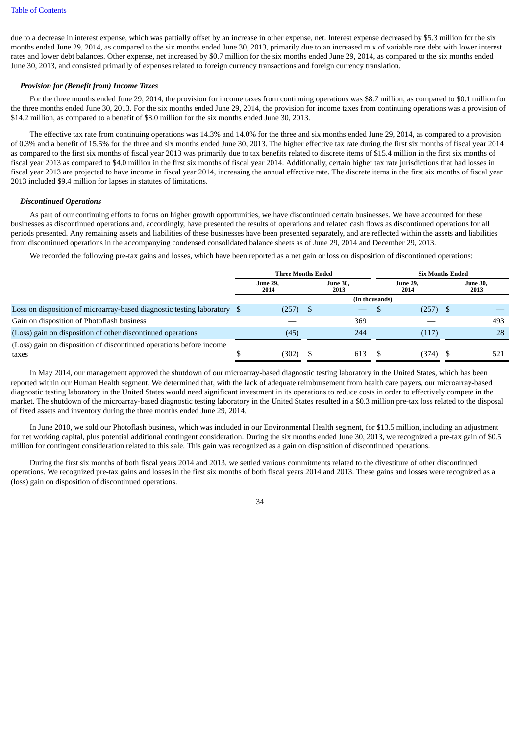due to a decrease in interest expense, which was partially offset by an increase in other expense, net. Interest expense decreased by $5.3 million for the six months ended June 29, 2014, as compared to the six months ended June 30, 2013, primarily due to an increased mix of variable rate debt with lower interest rates and lower debt balances. Other expense, net increased by $0.7 million for the six months ended June 29, 2014, as compared to the six months ended June 30, 2013, and consisted primarily of expenses related to foreign currency transactions and foreign currency translation.

***Provision for (Benefit from) Income Taxes***

For the three months ended June 29, 2014, the provision for income taxes from continuing operations was $8.7 million, as compared to $0.1 million for the three months ended June 30, 2013. For the six months ended June 29, 2014, the provision for income taxes from continuing operations was a provision of $14.2 million, as compared to a benefit of $8.0 million for the six months ended June 30, 2013.

The effective tax rate from continuing operations was 14.3% and 14.0% for the three and six months ended June 29, 2014, as compared to a provision of 0.3% and a benefit of 15.5% for the three and six months ended June 30, 2013. The higher effective tax rate during the first six months of fiscal year 2014 as compared to the first six months of fiscal year 2013 was primarily due to tax benefits related to discrete items of $15.4 million in the first six months of fiscal year 2013 as compared to $4.0 million in the first six months of fiscal year 2014. Additionally, certain higher tax rate jurisdictions that had losses in fiscal year 2013 are projected to have income in fiscal year 2014, increasing the annual effective rate. The discrete items in the first six months of fiscal year 2013 included $9.4 million for lapses in statutes of limitations.

***Discontinued Operations***

As part of our continuing efforts to focus on higher growth opportunities, we have discontinued certain businesses. We have accounted for these businesses as discontinued operations and, accordingly, have presented the results of operations and related cash flows as discontinued operations for all periods presented. Any remaining assets and liabilities of these businesses have been presented separately, and are reflected within the assets and liabilities from discontinued operations in the accompanying condensed consolidated balance sheets as of June 29, 2014 and December 29, 2013.

We recorded the following pre-tax gains and losses, which have been reported as a net gain or loss on disposition of discontinued operations:

| | Three Months Ended | | Six Months Ended | |
|---|---|---|---|---|
| | June 29, 2014 | June 30, 2013 | June 29, 2014 | June 30, 2013 |
| | (In thousands) | | | |
| Loss on disposition of microarray-based diagnostic testing laboratory | $ (257) | $ — | $ (257) | $ — |
| Gain on disposition of Photoflash business | — | 369 | — | 493 |
| (Loss) gain on disposition of other discontinued operations | (45) | 244 | (117) | 28 |
| (Loss) gain on disposition of discontinued operations before income taxes | $ (302) | $ 613 | $ (374) | $ 521 |

In May 2014, our management approved the shutdown of our microarray-based diagnostic testing laboratory in the United States, which has been reported within our Human Health segment. We determined that, with the lack of adequate reimbursement from health care payers, our microarray-based diagnostic testing laboratory in the United States would need significant investment in its operations to reduce costs in order to effectively compete in the market. The shutdown of the microarray-based diagnostic testing laboratory in the United States resulted in a $0.3 million pre-tax loss related to the disposal of fixed assets and inventory during the three months ended June 29, 2014.

In June 2010, we sold our Photoflash business, which was included in our Environmental Health segment, for $13.5 million, including an adjustment for net working capital, plus potential additional contingent consideration. During the six months ended June 30, 2013, we recognized a pre-tax gain of $0.5 million for contingent consideration related to this sale. This gain was recognized as a gain on disposition of discontinued operations.

During the first six months of both fiscal years 2014 and 2013, we settled various commitments related to the divestiture of other discontinued operations. We recognized pre-tax gains and losses in the first six months of both fiscal years 2014 and 2013. These gains and losses were recognized as a (loss) gain on disposition of discontinued operations.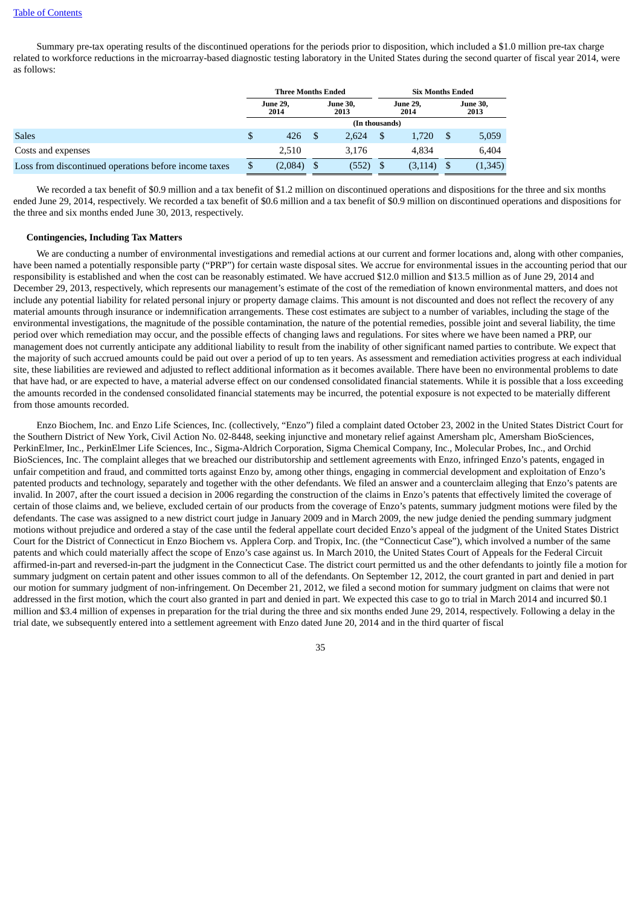Summary pre-tax operating results of the discontinued operations for the periods prior to disposition, which included a $1.0 million pre-tax charge related to workforce reductions in the microarray-based diagnostic testing laboratory in the United States during the second quarter of fiscal year 2014, were as follows:

| | Three Months Ended | | Six Months Ended | |
|---|---|---|---|---|
| | June 29, 2014 | June 30, 2013 | June 29, 2014 | June 30, 2013 |
| | (In thousands) | | | |
| Sales | $ 426 | $ 2,624 | $ 1,720 | $ 5,059 |
| Costs and expenses | 2,510 | 3,176 | 4,834 | 6,404 |
| Loss from discontinued operations before income taxes | $ (2,084) | $ (552) | $ (3,114) | $ (1,345) |

We recorded a tax benefit of $0.9 million and a tax benefit of $1.2 million on discontinued operations and dispositions for the three and six months ended June 29, 2014, respectively. We recorded a tax benefit of $0.6 million and a tax benefit of $0.9 million on discontinued operations and dispositions for the three and six months ended June 30, 2013, respectively.

**Contingencies, Including Tax Matters**

We are conducting a number of environmental investigations and remedial actions at our current and former locations and, along with other companies, have been named a potentially responsible party ("PRP") for certain waste disposal sites. We accrue for environmental issues in the accounting period that our responsibility is established and when the cost can be reasonably estimated. We have accrued $12.0 million and $13.5 million as of June 29, 2014 and December 29, 2013, respectively, which represents our management's estimate of the cost of the remediation of known environmental matters, and does not include any potential liability for related personal injury or property damage claims. This amount is not discounted and does not reflect the recovery of any material amounts through insurance or indemnification arrangements. These cost estimates are subject to a number of variables, including the stage of the environmental investigations, the magnitude of the possible contamination, the nature of the potential remedies, possible joint and several liability, the time period over which remediation may occur, and the possible effects of changing laws and regulations. For sites where we have been named a PRP, our management does not currently anticipate any additional liability to result from the inability of other significant named parties to contribute. We expect that the majority of such accrued amounts could be paid out over a period of up to ten years. As assessment and remediation activities progress at each individual site, these liabilities are reviewed and adjusted to reflect additional information as it becomes available. There have been no environmental problems to date that have had, or are expected to have, a material adverse effect on our condensed consolidated financial statements. While it is possible that a loss exceeding the amounts recorded in the condensed consolidated financial statements may be incurred, the potential exposure is not expected to be materially different from those amounts recorded.

Enzo Biochem, Inc. and Enzo Life Sciences, Inc. (collectively, "Enzo") filed a complaint dated October 23, 2002 in the United States District Court for the Southern District of New York, Civil Action No. 02-8448, seeking injunctive and monetary relief against Amersham plc, Amersham BioSciences, PerkinElmer, Inc., PerkinElmer Life Sciences, Inc., Sigma-Aldrich Corporation, Sigma Chemical Company, Inc., Molecular Probes, Inc., and Orchid BioSciences, Inc. The complaint alleges that we breached our distributorship and settlement agreements with Enzo, infringed Enzo's patents, engaged in unfair competition and fraud, and committed torts against Enzo by, among other things, engaging in commercial development and exploitation of Enzo's patented products and technology, separately and together with the other defendants. We filed an answer and a counterclaim alleging that Enzo's patents are invalid. In 2007, after the court issued a decision in 2006 regarding the construction of the claims in Enzo's patents that effectively limited the coverage of certain of those claims and, we believe, excluded certain of our products from the coverage of Enzo's patents, summary judgment motions were filed by the defendants. The case was assigned to a new district court judge in January 2009 and in March 2009, the new judge denied the pending summary judgment motions without prejudice and ordered a stay of the case until the federal appellate court decided Enzo's appeal of the judgment of the United States District Court for the District of Connecticut in Enzo Biochem vs. Applera Corp. and Tropix, Inc. (the "Connecticut Case"), which involved a number of the same patents and which could materially affect the scope of Enzo's case against us. In March 2010, the United States Court of Appeals for the Federal Circuit affirmed-in-part and reversed-in-part the judgment in the Connecticut Case. The district court permitted us and the other defendants to jointly file a motion for summary judgment on certain patent and other issues common to all of the defendants. On September 12, 2012, the court granted in part and denied in part our motion for summary judgment of non-infringement. On December 21, 2012, we filed a second motion for summary judgment on claims that were not addressed in the first motion, which the court also granted in part and denied in part. We expected this case to go to trial in March 2014 and incurred $0.1 million and $3.4 million of expenses in preparation for the trial during the three and six months ended June 29, 2014, respectively. Following a delay in the trial date, we subsequently entered into a settlement agreement with Enzo dated June 20, 2014 and in the third quarter of fiscal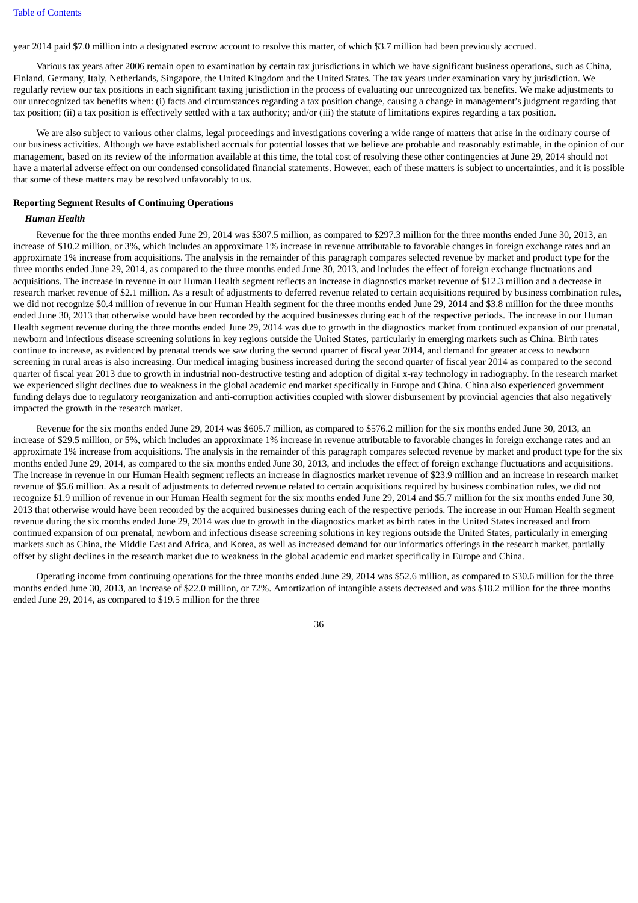year 2014 paid $7.0 million into a designated escrow account to resolve this matter, of which $3.7 million had been previously accrued.

Various tax years after 2006 remain open to examination by certain tax jurisdictions in which we have significant business operations, such as China, Finland, Germany, Italy, Netherlands, Singapore, the United Kingdom and the United States. The tax years under examination vary by jurisdiction. We regularly review our tax positions in each significant taxing jurisdiction in the process of evaluating our unrecognized tax benefits. We make adjustments to our unrecognized tax benefits when: (i) facts and circumstances regarding a tax position change, causing a change in management's judgment regarding that tax position; (ii) a tax position is effectively settled with a tax authority; and/or (iii) the statute of limitations expires regarding a tax position.

We are also subject to various other claims, legal proceedings and investigations covering a wide range of matters that arise in the ordinary course of our business activities. Although we have established accruals for potential losses that we believe are probable and reasonably estimable, in the opinion of our management, based on its review of the information available at this time, the total cost of resolving these other contingencies at June 29, 2014 should not have a material adverse effect on our condensed consolidated financial statements. However, each of these matters is subject to uncertainties, and it is possible that some of these matters may be resolved unfavorably to us.

**Reporting Segment Results of Continuing Operations**

***Human Health***

Revenue for the three months ended June 29, 2014 was $307.5 million, as compared to $297.3 million for the three months ended June 30, 2013, an increase of $10.2 million, or 3%, which includes an approximate 1% increase in revenue attributable to favorable changes in foreign exchange rates and an approximate 1% increase from acquisitions. The analysis in the remainder of this paragraph compares selected revenue by market and product type for the three months ended June 29, 2014, as compared to the three months ended June 30, 2013, and includes the effect of foreign exchange fluctuations and acquisitions. The increase in revenue in our Human Health segment reflects an increase in diagnostics market revenue of $12.3 million and a decrease in research market revenue of $2.1 million. As a result of adjustments to deferred revenue related to certain acquisitions required by business combination rules, we did not recognize $0.4 million of revenue in our Human Health segment for the three months ended June 29, 2014 and $3.8 million for the three months ended June 30, 2013 that otherwise would have been recorded by the acquired businesses during each of the respective periods. The increase in our Human Health segment revenue during the three months ended June 29, 2014 was due to growth in the diagnostics market from continued expansion of our prenatal, newborn and infectious disease screening solutions in key regions outside the United States, particularly in emerging markets such as China. Birth rates continue to increase, as evidenced by prenatal trends we saw during the second quarter of fiscal year 2014, and demand for greater access to newborn screening in rural areas is also increasing. Our medical imaging business increased during the second quarter of fiscal year 2014 as compared to the second quarter of fiscal year 2013 due to growth in industrial non-destructive testing and adoption of digital x-ray technology in radiography. In the research market we experienced slight declines due to weakness in the global academic end market specifically in Europe and China. China also experienced government funding delays due to regulatory reorganization and anti-corruption activities coupled with slower disbursement by provincial agencies that also negatively impacted the growth in the research market.

Revenue for the six months ended June 29, 2014 was $605.7 million, as compared to $576.2 million for the six months ended June 30, 2013, an increase of $29.5 million, or 5%, which includes an approximate 1% increase in revenue attributable to favorable changes in foreign exchange rates and an approximate 1% increase from acquisitions. The analysis in the remainder of this paragraph compares selected revenue by market and product type for the six months ended June 29, 2014, as compared to the six months ended June 30, 2013, and includes the effect of foreign exchange fluctuations and acquisitions. The increase in revenue in our Human Health segment reflects an increase in diagnostics market revenue of $23.9 million and an increase in research market revenue of $5.6 million. As a result of adjustments to deferred revenue related to certain acquisitions required by business combination rules, we did not recognize $1.9 million of revenue in our Human Health segment for the six months ended June 29, 2014 and $5.7 million for the six months ended June 30, 2013 that otherwise would have been recorded by the acquired businesses during each of the respective periods. The increase in our Human Health segment revenue during the six months ended June 29, 2014 was due to growth in the diagnostics market as birth rates in the United States increased and from continued expansion of our prenatal, newborn and infectious disease screening solutions in key regions outside the United States, particularly in emerging markets such as China, the Middle East and Africa, and Korea, as well as increased demand for our informatics offerings in the research market, partially offset by slight declines in the research market due to weakness in the global academic end market specifically in Europe and China.

Operating income from continuing operations for the three months ended June 29, 2014 was $52.6 million, as compared to $30.6 million for the three months ended June 30, 2013, an increase of $22.0 million, or 72%. Amortization of intangible assets decreased and was $18.2 million for the three months ended June 29, 2014, as compared to $19.5 million for the three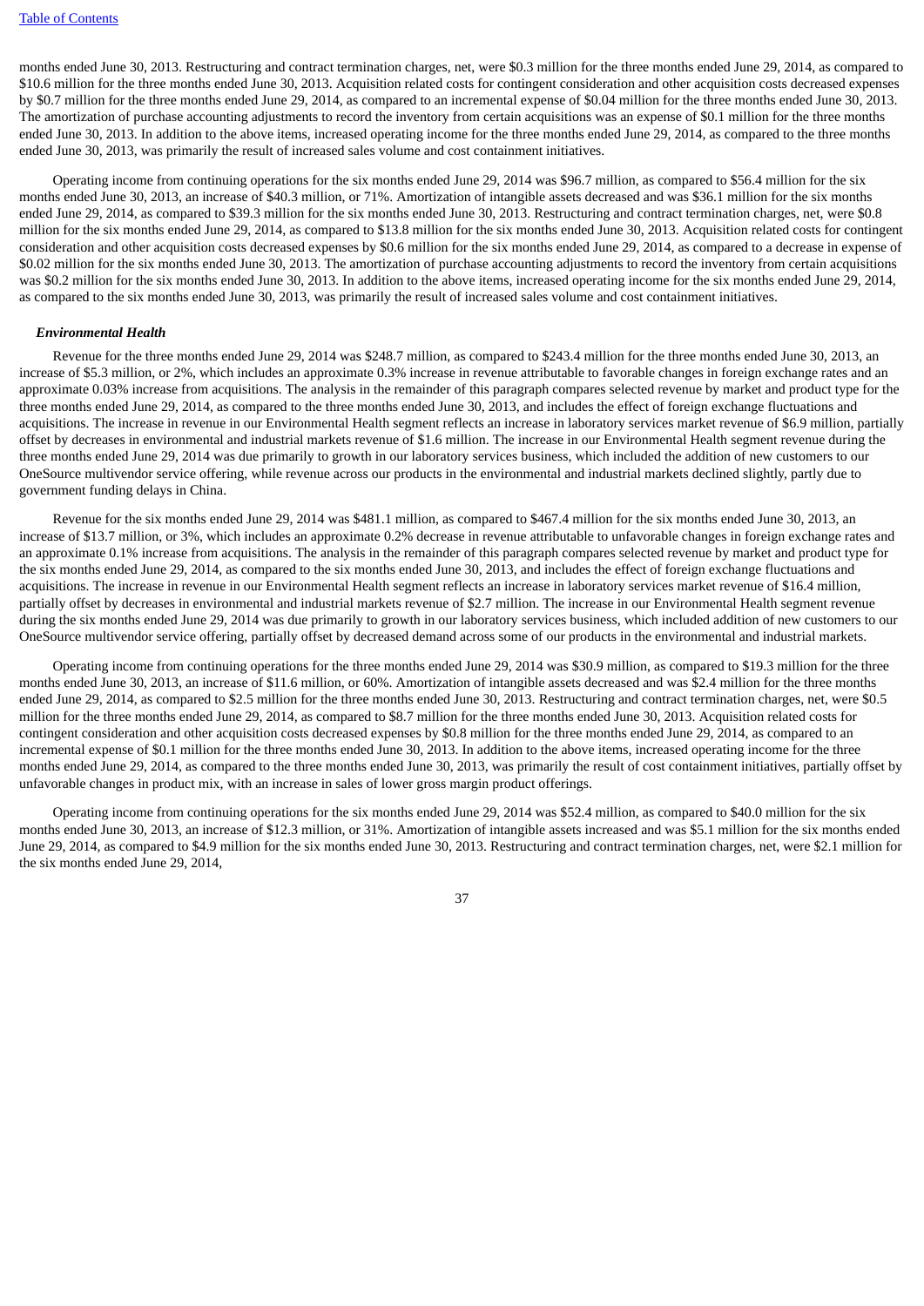months ended June 30, 2013. Restructuring and contract termination charges, net, were $0.3 million for the three months ended June 29, 2014, as compared to $10.6 million for the three months ended June 30, 2013. Acquisition related costs for contingent consideration and other acquisition costs decreased expenses by $0.7 million for the three months ended June 29, 2014, as compared to an incremental expense of $0.04 million for the three months ended June 30, 2013. The amortization of purchase accounting adjustments to record the inventory from certain acquisitions was an expense of $0.1 million for the three months ended June 30, 2013. In addition to the above items, increased operating income for the three months ended June 29, 2014, as compared to the three months ended June 30, 2013, was primarily the result of increased sales volume and cost containment initiatives.

Operating income from continuing operations for the six months ended June 29, 2014 was $96.7 million, as compared to $56.4 million for the six months ended June 30, 2013, an increase of $40.3 million, or 71%. Amortization of intangible assets decreased and was $36.1 million for the six months ended June 29, 2014, as compared to $39.3 million for the six months ended June 30, 2013. Restructuring and contract termination charges, net, were $0.8 million for the six months ended June 29, 2014, as compared to $13.8 million for the six months ended June 30, 2013. Acquisition related costs for contingent consideration and other acquisition costs decreased expenses by $0.6 million for the six months ended June 29, 2014, as compared to a decrease in expense of $0.02 million for the six months ended June 30, 2013. The amortization of purchase accounting adjustments to record the inventory from certain acquisitions was $0.2 million for the six months ended June 30, 2013. In addition to the above items, increased operating income for the six months ended June 29, 2014, as compared to the six months ended June 30, 2013, was primarily the result of increased sales volume and cost containment initiatives.

***Environmental Health***

Revenue for the three months ended June 29, 2014 was $248.7 million, as compared to $243.4 million for the three months ended June 30, 2013, an increase of $5.3 million, or 2%, which includes an approximate 0.3% increase in revenue attributable to favorable changes in foreign exchange rates and an approximate 0.03% increase from acquisitions. The analysis in the remainder of this paragraph compares selected revenue by market and product type for the three months ended June 29, 2014, as compared to the three months ended June 30, 2013, and includes the effect of foreign exchange fluctuations and acquisitions. The increase in revenue in our Environmental Health segment reflects an increase in laboratory services market revenue of $6.9 million, partially offset by decreases in environmental and industrial markets revenue of $1.6 million. The increase in our Environmental Health segment revenue during the three months ended June 29, 2014 was due primarily to growth in our laboratory services business, which included the addition of new customers to our OneSource multivendor service offering, while revenue across our products in the environmental and industrial markets declined slightly, partly due to government funding delays in China.

Revenue for the six months ended June 29, 2014 was $481.1 million, as compared to $467.4 million for the six months ended June 30, 2013, an increase of $13.7 million, or 3%, which includes an approximate 0.2% decrease in revenue attributable to unfavorable changes in foreign exchange rates and an approximate 0.1% increase from acquisitions. The analysis in the remainder of this paragraph compares selected revenue by market and product type for the six months ended June 29, 2014, as compared to the six months ended June 30, 2013, and includes the effect of foreign exchange fluctuations and acquisitions. The increase in revenue in our Environmental Health segment reflects an increase in laboratory services market revenue of $16.4 million, partially offset by decreases in environmental and industrial markets revenue of $2.7 million. The increase in our Environmental Health segment revenue during the six months ended June 29, 2014 was due primarily to growth in our laboratory services business, which included addition of new customers to our OneSource multivendor service offering, partially offset by decreased demand across some of our products in the environmental and industrial markets.

Operating income from continuing operations for the three months ended June 29, 2014 was $30.9 million, as compared to $19.3 million for the three months ended June 30, 2013, an increase of $11.6 million, or 60%. Amortization of intangible assets decreased and was $2.4 million for the three months ended June 29, 2014, as compared to $2.5 million for the three months ended June 30, 2013. Restructuring and contract termination charges, net, were $0.5 million for the three months ended June 29, 2014, as compared to $8.7 million for the three months ended June 30, 2013. Acquisition related costs for contingent consideration and other acquisition costs decreased expenses by $0.8 million for the three months ended June 29, 2014, as compared to an incremental expense of $0.1 million for the three months ended June 30, 2013. In addition to the above items, increased operating income for the three months ended June 29, 2014, as compared to the three months ended June 30, 2013, was primarily the result of cost containment initiatives, partially offset by unfavorable changes in product mix, with an increase in sales of lower gross margin product offerings.

Operating income from continuing operations for the six months ended June 29, 2014 was $52.4 million, as compared to $40.0 million for the six months ended June 30, 2013, an increase of $12.3 million, or 31%. Amortization of intangible assets increased and was $5.1 million for the six months ended June 29, 2014, as compared to $4.9 million for the six months ended June 30, 2013. Restructuring and contract termination charges, net, were $2.1 million for the six months ended June 29, 2014,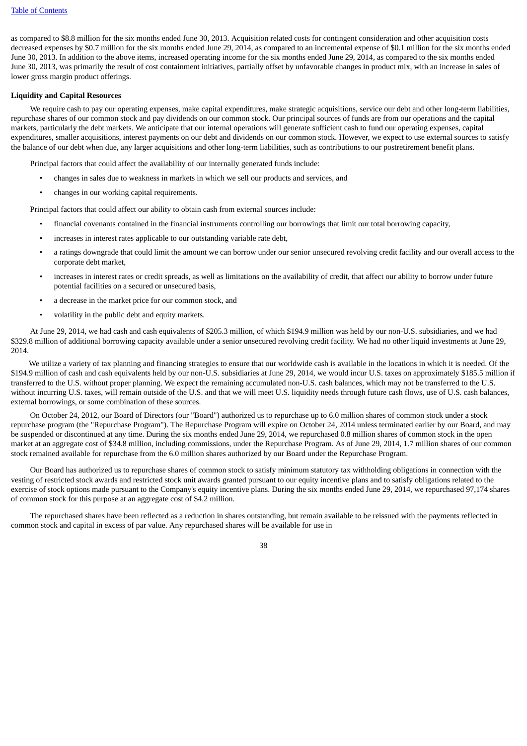as compared to $8.8 million for the six months ended June 30, 2013. Acquisition related costs for contingent consideration and other acquisition costs decreased expenses by $0.7 million for the six months ended June 29, 2014, as compared to an incremental expense of $0.1 million for the six months ended June 30, 2013. In addition to the above items, increased operating income for the six months ended June 29, 2014, as compared to the six months ended June 30, 2013, was primarily the result of cost containment initiatives, partially offset by unfavorable changes in product mix, with an increase in sales of lower gross margin product offerings.

**Liquidity and Capital Resources**

We require cash to pay our operating expenses, make capital expenditures, make strategic acquisitions, service our debt and other long-term liabilities, repurchase shares of our common stock and pay dividends on our common stock. Our principal sources of funds are from our operations and the capital markets, particularly the debt markets. We anticipate that our internal operations will generate sufficient cash to fund our operating expenses, capital expenditures, smaller acquisitions, interest payments on our debt and dividends on our common stock. However, we expect to use external sources to satisfy the balance of our debt when due, any larger acquisitions and other long-term liabilities, such as contributions to our postretirement benefit plans.

Principal factors that could affect the availability of our internally generated funds include:

- changes in sales due to weakness in markets in which we sell our products and services, and
- changes in our working capital requirements.

Principal factors that could affect our ability to obtain cash from external sources include:

- financial covenants contained in the financial instruments controlling our borrowings that limit our total borrowing capacity,
- increases in interest rates applicable to our outstanding variable rate debt,
- a ratings downgrade that could limit the amount we can borrow under our senior unsecured revolving credit facility and our overall access to the corporate debt market,
- increases in interest rates or credit spreads, as well as limitations on the availability of credit, that affect our ability to borrow under future potential facilities on a secured or unsecured basis,
- a decrease in the market price for our common stock, and
- volatility in the public debt and equity markets.

At June 29, 2014, we had cash and cash equivalents of $205.3 million, of which $194.9 million was held by our non-U.S. subsidiaries, and we had $329.8 million of additional borrowing capacity available under a senior unsecured revolving credit facility. We had no other liquid investments at June 29, 2014.

We utilize a variety of tax planning and financing strategies to ensure that our worldwide cash is available in the locations in which it is needed. Of the $194.9 million of cash and cash equivalents held by our non-U.S. subsidiaries at June 29, 2014, we would incur U.S. taxes on approximately $185.5 million if transferred to the U.S. without proper planning. We expect the remaining accumulated non-U.S. cash balances, which may not be transferred to the U.S. without incurring U.S. taxes, will remain outside of the U.S. and that we will meet U.S. liquidity needs through future cash flows, use of U.S. cash balances, external borrowings, or some combination of these sources.

On October 24, 2012, our Board of Directors (our "Board") authorized us to repurchase up to 6.0 million shares of common stock under a stock repurchase program (the "Repurchase Program"). The Repurchase Program will expire on October 24, 2014 unless terminated earlier by our Board, and may be suspended or discontinued at any time. During the six months ended June 29, 2014, we repurchased 0.8 million shares of common stock in the open market at an aggregate cost of $34.8 million, including commissions, under the Repurchase Program. As of June 29, 2014, 1.7 million shares of our common stock remained available for repurchase from the 6.0 million shares authorized by our Board under the Repurchase Program.

Our Board has authorized us to repurchase shares of common stock to satisfy minimum statutory tax withholding obligations in connection with the vesting of restricted stock awards and restricted stock unit awards granted pursuant to our equity incentive plans and to satisfy obligations related to the exercise of stock options made pursuant to the Company's equity incentive plans. During the six months ended June 29, 2014, we repurchased 97,174 shares of common stock for this purpose at an aggregate cost of $4.2 million.

The repurchased shares have been reflected as a reduction in shares outstanding, but remain available to be reissued with the payments reflected in common stock and capital in excess of par value. Any repurchased shares will be available for use in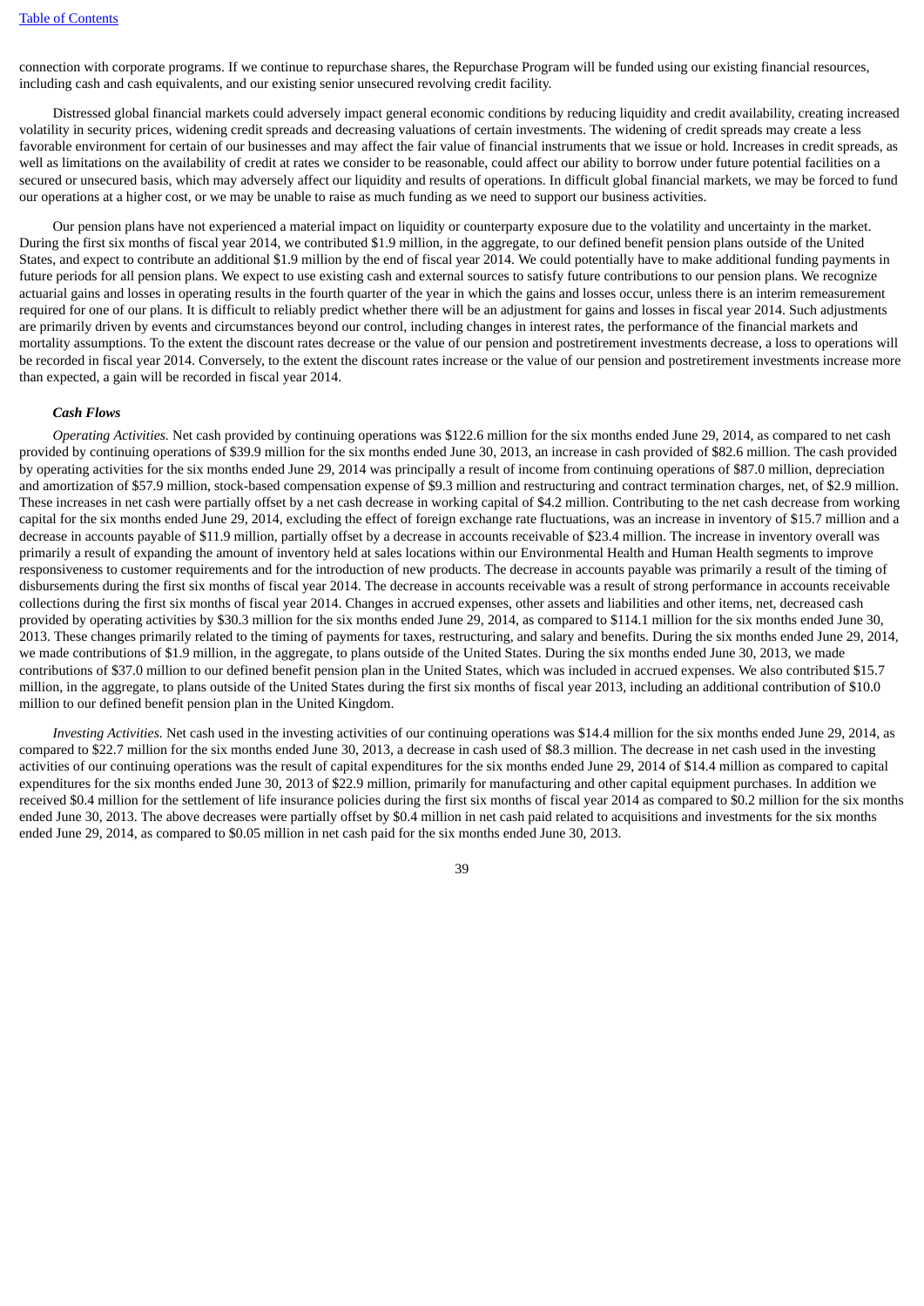connection with corporate programs. If we continue to repurchase shares, the Repurchase Program will be funded using our existing financial resources, including cash and cash equivalents, and our existing senior unsecured revolving credit facility.

Distressed global financial markets could adversely impact general economic conditions by reducing liquidity and credit availability, creating increased volatility in security prices, widening credit spreads and decreasing valuations of certain investments. The widening of credit spreads may create a less favorable environment for certain of our businesses and may affect the fair value of financial instruments that we issue or hold. Increases in credit spreads, as well as limitations on the availability of credit at rates we consider to be reasonable, could affect our ability to borrow under future potential facilities on a secured or unsecured basis, which may adversely affect our liquidity and results of operations. In difficult global financial markets, we may be forced to fund our operations at a higher cost, or we may be unable to raise as much funding as we need to support our business activities.

Our pension plans have not experienced a material impact on liquidity or counterparty exposure due to the volatility and uncertainty in the market. During the first six months of fiscal year 2014, we contributed $1.9 million, in the aggregate, to our defined benefit pension plans outside of the United States, and expect to contribute an additional $1.9 million by the end of fiscal year 2014. We could potentially have to make additional funding payments in future periods for all pension plans. We expect to use existing cash and external sources to satisfy future contributions to our pension plans. We recognize actuarial gains and losses in operating results in the fourth quarter of the year in which the gains and losses occur, unless there is an interim remeasurement required for one of our plans. It is difficult to reliably predict whether there will be an adjustment for gains and losses in fiscal year 2014. Such adjustments are primarily driven by events and circumstances beyond our control, including changes in interest rates, the performance of the financial markets and mortality assumptions. To the extent the discount rates decrease or the value of our pension and postretirement investments decrease, a loss to operations will be recorded in fiscal year 2014. Conversely, to the extent the discount rates increase or the value of our pension and postretirement investments increase more than expected, a gain will be recorded in fiscal year 2014.

***Cash Flows***

*Operating Activities.* Net cash provided by continuing operations was $122.6 million for the six months ended June 29, 2014, as compared to net cash provided by continuing operations of $39.9 million for the six months ended June 30, 2013, an increase in cash provided of $82.6 million. The cash provided by operating activities for the six months ended June 29, 2014 was principally a result of income from continuing operations of $87.0 million, depreciation and amortization of $57.9 million, stock-based compensation expense of $9.3 million and restructuring and contract termination charges, net, of $2.9 million. These increases in net cash were partially offset by a net cash decrease in working capital of $4.2 million. Contributing to the net cash decrease from working capital for the six months ended June 29, 2014, excluding the effect of foreign exchange rate fluctuations, was an increase in inventory of $15.7 million and a decrease in accounts payable of $11.9 million, partially offset by a decrease in accounts receivable of $23.4 million. The increase in inventory overall was primarily a result of expanding the amount of inventory held at sales locations within our Environmental Health and Human Health segments to improve responsiveness to customer requirements and for the introduction of new products. The decrease in accounts payable was primarily a result of the timing of disbursements during the first six months of fiscal year 2014. The decrease in accounts receivable was a result of strong performance in accounts receivable collections during the first six months of fiscal year 2014. Changes in accrued expenses, other assets and liabilities and other items, net, decreased cash provided by operating activities by $30.3 million for the six months ended June 29, 2014, as compared to $114.1 million for the six months ended June 30, 2013. These changes primarily related to the timing of payments for taxes, restructuring, and salary and benefits. During the six months ended June 29, 2014, we made contributions of $1.9 million, in the aggregate, to plans outside of the United States. During the six months ended June 30, 2013, we made contributions of $37.0 million to our defined benefit pension plan in the United States, which was included in accrued expenses. We also contributed $15.7 million, in the aggregate, to plans outside of the United States during the first six months of fiscal year 2013, including an additional contribution of $10.0 million to our defined benefit pension plan in the United Kingdom.

*Investing Activities.* Net cash used in the investing activities of our continuing operations was $14.4 million for the six months ended June 29, 2014, as compared to $22.7 million for the six months ended June 30, 2013, a decrease in cash used of $8.3 million. The decrease in net cash used in the investing activities of our continuing operations was the result of capital expenditures for the six months ended June 29, 2014 of $14.4 million as compared to capital expenditures for the six months ended June 30, 2013 of $22.9 million, primarily for manufacturing and other capital equipment purchases. In addition we received $0.4 million for the settlement of life insurance policies during the first six months of fiscal year 2014 as compared to $0.2 million for the six months ended June 30, 2013. The above decreases were partially offset by $0.4 million in net cash paid related to acquisitions and investments for the six months ended June 29, 2014, as compared to $0.05 million in net cash paid for the six months ended June 30, 2013.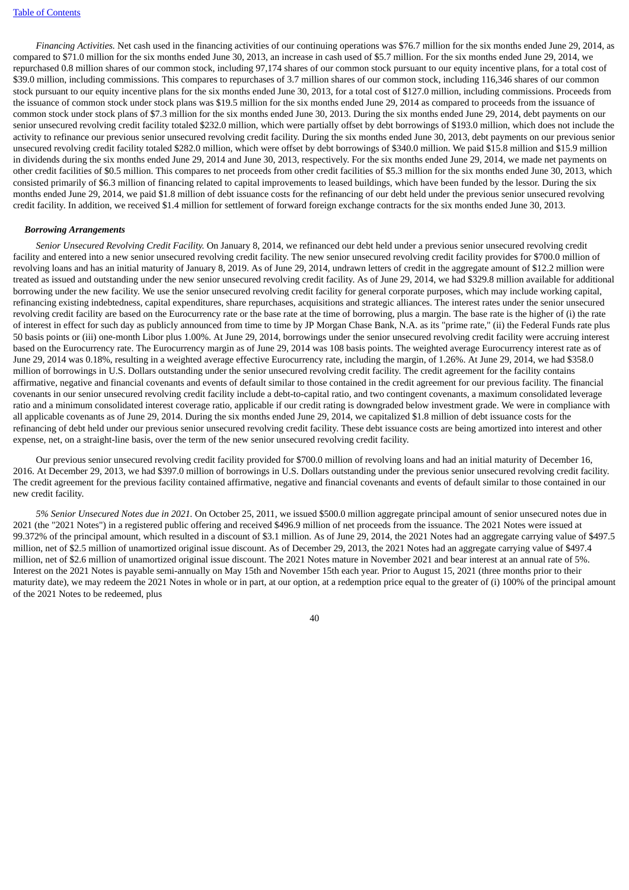*Financing Activities.* Net cash used in the financing activities of our continuing operations was $76.7 million for the six months ended June 29, 2014, as compared to $71.0 million for the six months ended June 30, 2013, an increase in cash used of $5.7 million. For the six months ended June 29, 2014, we repurchased 0.8 million shares of our common stock, including 97,174 shares of our common stock pursuant to our equity incentive plans, for a total cost of $39.0 million, including commissions. This compares to repurchases of 3.7 million shares of our common stock, including 116,346 shares of our common stock pursuant to our equity incentive plans for the six months ended June 30, 2013, for a total cost of $127.0 million, including commissions. Proceeds from the issuance of common stock under stock plans was $19.5 million for the six months ended June 29, 2014 as compared to proceeds from the issuance of common stock under stock plans of $7.3 million for the six months ended June 30, 2013. During the six months ended June 29, 2014, debt payments on our senior unsecured revolving credit facility totaled $232.0 million, which were partially offset by debt borrowings of $193.0 million, which does not include the activity to refinance our previous senior unsecured revolving credit facility. During the six months ended June 30, 2013, debt payments on our previous senior unsecured revolving credit facility totaled $282.0 million, which were offset by debt borrowings of $340.0 million. We paid $15.8 million and $15.9 million in dividends during the six months ended June 29, 2014 and June 30, 2013, respectively. For the six months ended June 29, 2014, we made net payments on other credit facilities of $0.5 million. This compares to net proceeds from other credit facilities of $5.3 million for the six months ended June 30, 2013, which consisted primarily of $6.3 million of financing related to capital improvements to leased buildings, which have been funded by the lessor. During the six months ended June 29, 2014, we paid $1.8 million of debt issuance costs for the refinancing of our debt held under the previous senior unsecured revolving credit facility. In addition, we received $1.4 million for settlement of forward foreign exchange contracts for the six months ended June 30, 2013.

***Borrowing Arrangements***

*Senior Unsecured Revolving Credit Facility.* On January 8, 2014, we refinanced our debt held under a previous senior unsecured revolving credit facility and entered into a new senior unsecured revolving credit facility. The new senior unsecured revolving credit facility provides for $700.0 million of revolving loans and has an initial maturity of January 8, 2019. As of June 29, 2014, undrawn letters of credit in the aggregate amount of $12.2 million were treated as issued and outstanding under the new senior unsecured revolving credit facility. As of June 29, 2014, we had $329.8 million available for additional borrowing under the new facility. We use the senior unsecured revolving credit facility for general corporate purposes, which may include working capital, refinancing existing indebtedness, capital expenditures, share repurchases, acquisitions and strategic alliances. The interest rates under the senior unsecured revolving credit facility are based on the Eurocurrency rate or the base rate at the time of borrowing, plus a margin. The base rate is the higher of (i) the rate of interest in effect for such day as publicly announced from time to time by JP Morgan Chase Bank, N.A. as its "prime rate," (ii) the Federal Funds rate plus 50 basis points or (iii) one-month Libor plus 1.00%. At June 29, 2014, borrowings under the senior unsecured revolving credit facility were accruing interest based on the Eurocurrency rate. The Eurocurrency margin as of June 29, 2014 was 108 basis points. The weighted average Eurocurrency interest rate as of June 29, 2014 was 0.18%, resulting in a weighted average effective Eurocurrency rate, including the margin, of 1.26%. At June 29, 2014, we had $358.0 million of borrowings in U.S. Dollars outstanding under the senior unsecured revolving credit facility. The credit agreement for the facility contains affirmative, negative and financial covenants and events of default similar to those contained in the credit agreement for our previous facility. The financial covenants in our senior unsecured revolving credit facility include a debt-to-capital ratio, and two contingent covenants, a maximum consolidated leverage ratio and a minimum consolidated interest coverage ratio, applicable if our credit rating is downgraded below investment grade. We were in compliance with all applicable covenants as of June 29, 2014. During the six months ended June 29, 2014, we capitalized $1.8 million of debt issuance costs for the refinancing of debt held under our previous senior unsecured revolving credit facility. These debt issuance costs are being amortized into interest and other expense, net, on a straight-line basis, over the term of the new senior unsecured revolving credit facility.

Our previous senior unsecured revolving credit facility provided for $700.0 million of revolving loans and had an initial maturity of December 16, 2016. At December 29, 2013, we had $397.0 million of borrowings in U.S. Dollars outstanding under the previous senior unsecured revolving credit facility. The credit agreement for the previous facility contained affirmative, negative and financial covenants and events of default similar to those contained in our new credit facility.

*5% Senior Unsecured Notes due in 2021.* On October 25, 2011, we issued $500.0 million aggregate principal amount of senior unsecured notes due in 2021 (the "2021 Notes") in a registered public offering and received $496.9 million of net proceeds from the issuance. The 2021 Notes were issued at 99.372% of the principal amount, which resulted in a discount of $3.1 million. As of June 29, 2014, the 2021 Notes had an aggregate carrying value of $497.5 million, net of $2.5 million of unamortized original issue discount. As of December 29, 2013, the 2021 Notes had an aggregate carrying value of $497.4 million, net of $2.6 million of unamortized original issue discount. The 2021 Notes mature in November 2021 and bear interest at an annual rate of 5%. Interest on the 2021 Notes is payable semi-annually on May 15th and November 15th each year. Prior to August 15, 2021 (three months prior to their maturity date), we may redeem the 2021 Notes in whole or in part, at our option, at a redemption price equal to the greater of (i) 100% of the principal amount of the 2021 Notes to be redeemed, plus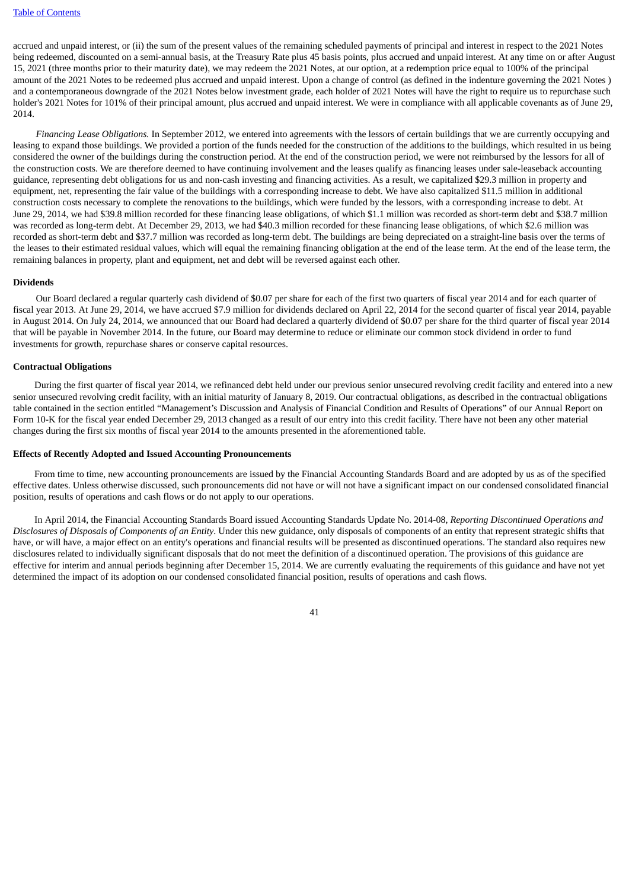accrued and unpaid interest, or (ii) the sum of the present values of the remaining scheduled payments of principal and interest in respect to the 2021 Notes being redeemed, discounted on a semi-annual basis, at the Treasury Rate plus 45 basis points, plus accrued and unpaid interest. At any time on or after August 15, 2021 (three months prior to their maturity date), we may redeem the 2021 Notes, at our option, at a redemption price equal to 100% of the principal amount of the 2021 Notes to be redeemed plus accrued and unpaid interest. Upon a change of control (as defined in the indenture governing the 2021 Notes ) and a contemporaneous downgrade of the 2021 Notes below investment grade, each holder of 2021 Notes will have the right to require us to repurchase such holder's 2021 Notes for 101% of their principal amount, plus accrued and unpaid interest. We were in compliance with all applicable covenants as of June 29, 2014.

*Financing Lease Obligations.* In September 2012, we entered into agreements with the lessors of certain buildings that we are currently occupying and leasing to expand those buildings. We provided a portion of the funds needed for the construction of the additions to the buildings, which resulted in us being considered the owner of the buildings during the construction period. At the end of the construction period, we were not reimbursed by the lessors for all of the construction costs. We are therefore deemed to have continuing involvement and the leases qualify as financing leases under sale-leaseback accounting guidance, representing debt obligations for us and non-cash investing and financing activities. As a result, we capitalized $29.3 million in property and equipment, net, representing the fair value of the buildings with a corresponding increase to debt. We have also capitalized $11.5 million in additional construction costs necessary to complete the renovations to the buildings, which were funded by the lessors, with a corresponding increase to debt. At June 29, 2014, we had $39.8 million recorded for these financing lease obligations, of which $1.1 million was recorded as short-term debt and $38.7 million was recorded as long-term debt. At December 29, 2013, we had $40.3 million recorded for these financing lease obligations, of which $2.6 million was recorded as short-term debt and $37.7 million was recorded as long-term debt. The buildings are being depreciated on a straight-line basis over the terms of the leases to their estimated residual values, which will equal the remaining financing obligation at the end of the lease term. At the end of the lease term, the remaining balances in property, plant and equipment, net and debt will be reversed against each other.

**Dividends**

Our Board declared a regular quarterly cash dividend of $0.07 per share for each of the first two quarters of fiscal year 2014 and for each quarter of fiscal year 2013. At June 29, 2014, we have accrued $7.9 million for dividends declared on April 22, 2014 for the second quarter of fiscal year 2014, payable in August 2014. On July 24, 2014, we announced that our Board had declared a quarterly dividend of $0.07 per share for the third quarter of fiscal year 2014 that will be payable in November 2014. In the future, our Board may determine to reduce or eliminate our common stock dividend in order to fund investments for growth, repurchase shares or conserve capital resources.

**Contractual Obligations**

During the first quarter of fiscal year 2014, we refinanced debt held under our previous senior unsecured revolving credit facility and entered into a new senior unsecured revolving credit facility, with an initial maturity of January 8, 2019. Our contractual obligations, as described in the contractual obligations table contained in the section entitled "Management's Discussion and Analysis of Financial Condition and Results of Operations" of our Annual Report on Form 10-K for the fiscal year ended December 29, 2013 changed as a result of our entry into this credit facility. There have not been any other material changes during the first six months of fiscal year 2014 to the amounts presented in the aforementioned table.

**Effects of Recently Adopted and Issued Accounting Pronouncements**

From time to time, new accounting pronouncements are issued by the Financial Accounting Standards Board and are adopted by us as of the specified effective dates. Unless otherwise discussed, such pronouncements did not have or will not have a significant impact on our condensed consolidated financial position, results of operations and cash flows or do not apply to our operations.

In April 2014, the Financial Accounting Standards Board issued Accounting Standards Update No. 2014-08, *Reporting Discontinued Operations and Disclosures of Disposals of Components of an Entity*. Under this new guidance, only disposals of components of an entity that represent strategic shifts that have, or will have, a major effect on an entity's operations and financial results will be presented as discontinued operations. The standard also requires new disclosures related to individually significant disposals that do not meet the definition of a discontinued operation. The provisions of this guidance are effective for interim and annual periods beginning after December 15, 2014. We are currently evaluating the requirements of this guidance and have not yet determined the impact of its adoption on our condensed consolidated financial position, results of operations and cash flows.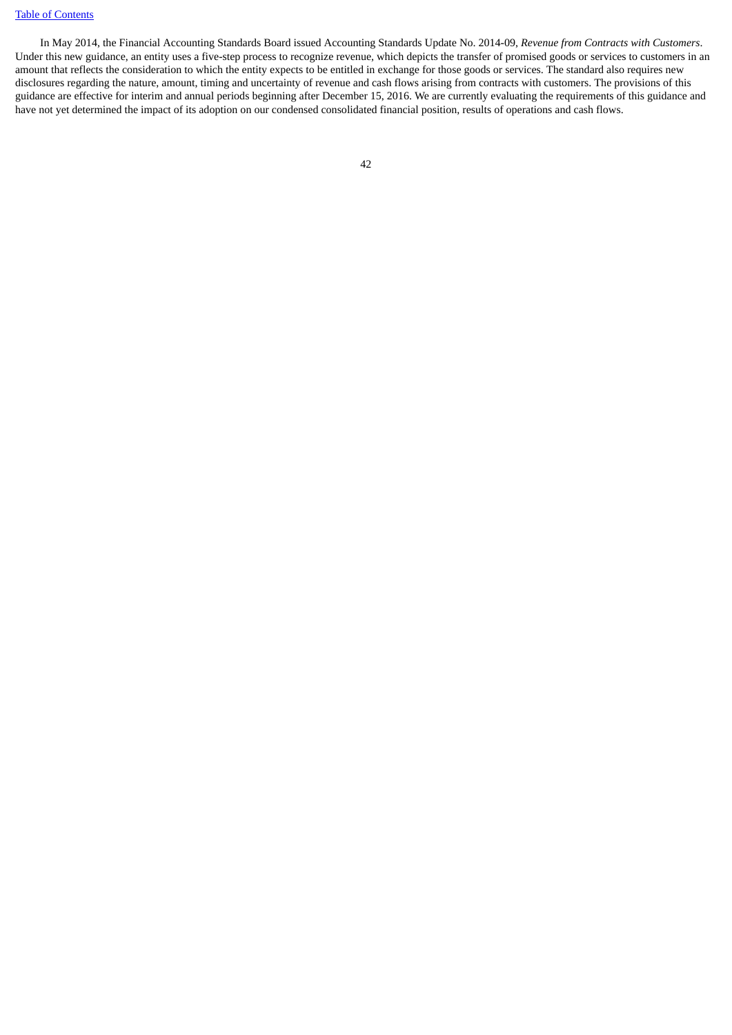In May 2014, the Financial Accounting Standards Board issued Accounting Standards Update No. 2014-09, *Revenue from Contracts with Customers*. Under this new guidance, an entity uses a five-step process to recognize revenue, which depicts the transfer of promised goods or services to customers in an amount that reflects the consideration to which the entity expects to be entitled in exchange for those goods or services. The standard also requires new disclosures regarding the nature, amount, timing and uncertainty of revenue and cash flows arising from contracts with customers. The provisions of this guidance are effective for interim and annual periods beginning after December 15, 2016. We are currently evaluating the requirements of this guidance and have not yet determined the impact of its adoption on our condensed consolidated financial position, results of operations and cash flows.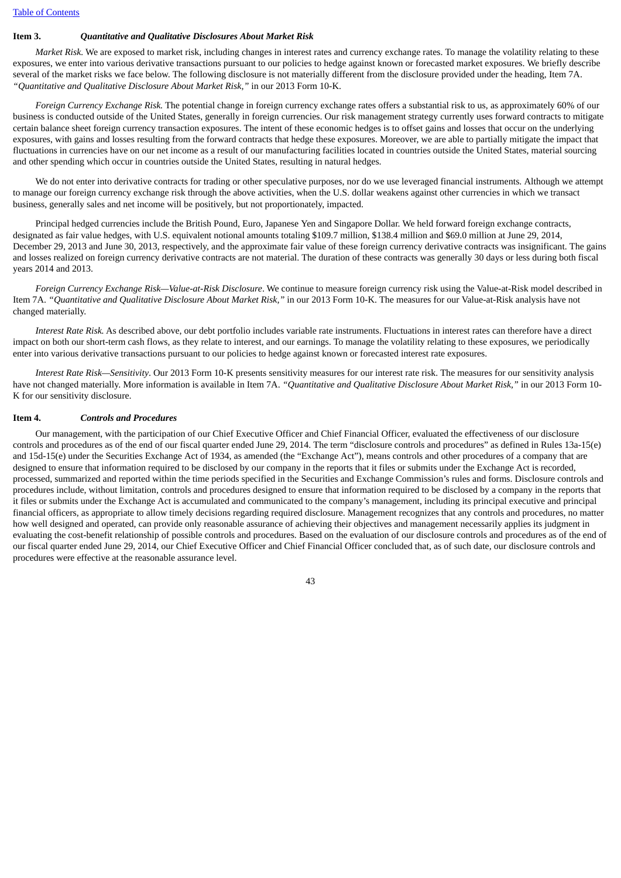[Table of Contents](#)

## Item 3. *Quantitative and Qualitative Disclosures About Market Risk*

*Market Risk*. We are exposed to market risk, including changes in interest rates and currency exchange rates. To manage the volatility relating to these exposures, we enter into various derivative transactions pursuant to our policies to hedge against known or forecasted market exposures. We briefly describe several of the market risks we face below. The following disclosure is not materially different from the disclosure provided under the heading, Item 7A. *"Quantitative and Qualitative Disclosure About Market Risk,"* in our 2013 Form 10-K.

*Foreign Currency Exchange Risk.* The potential change in foreign currency exchange rates offers a substantial risk to us, as approximately 60% of our business is conducted outside of the United States, generally in foreign currencies. Our risk management strategy currently uses forward contracts to mitigate certain balance sheet foreign currency transaction exposures. The intent of these economic hedges is to offset gains and losses that occur on the underlying exposures, with gains and losses resulting from the forward contracts that hedge these exposures. Moreover, we are able to partially mitigate the impact that fluctuations in currencies have on our net income as a result of our manufacturing facilities located in countries outside the United States, material sourcing and other spending which occur in countries outside the United States, resulting in natural hedges.

We do not enter into derivative contracts for trading or other speculative purposes, nor do we use leveraged financial instruments. Although we attempt to manage our foreign currency exchange risk through the above activities, when the U.S. dollar weakens against other currencies in which we transact business, generally sales and net income will be positively, but not proportionately, impacted.

Principal hedged currencies include the British Pound, Euro, Japanese Yen and Singapore Dollar. We held forward foreign exchange contracts, designated as fair value hedges, with U.S. equivalent notional amounts totaling $109.7 million, $138.4 million and $69.0 million at June 29, 2014, December 29, 2013 and June 30, 2013, respectively, and the approximate fair value of these foreign currency derivative contracts was insignificant. The gains and losses realized on foreign currency derivative contracts are not material. The duration of these contracts was generally 30 days or less during both fiscal years 2014 and 2013.

*Foreign Currency Exchange Risk—Value-at-Risk Disclosure*. We continue to measure foreign currency risk using the Value-at-Risk model described in Item 7A. *"Quantitative and Qualitative Disclosure About Market Risk,"* in our 2013 Form 10-K. The measures for our Value-at-Risk analysis have not changed materially.

*Interest Rate Risk.* As described above, our debt portfolio includes variable rate instruments. Fluctuations in interest rates can therefore have a direct impact on both our short-term cash flows, as they relate to interest, and our earnings. To manage the volatility relating to these exposures, we periodically enter into various derivative transactions pursuant to our policies to hedge against known or forecasted interest rate exposures.

*Interest Rate Risk—Sensitivity*. Our 2013 Form 10-K presents sensitivity measures for our interest rate risk. The measures for our sensitivity analysis have not changed materially. More information is available in Item 7A. *"Quantitative and Qualitative Disclosure About Market Risk,"* in our 2013 Form 10-K for our sensitivity disclosure.

## Item 4. *Controls and Procedures*

Our management, with the participation of our Chief Executive Officer and Chief Financial Officer, evaluated the effectiveness of our disclosure controls and procedures as of the end of our fiscal quarter ended June 29, 2014. The term "disclosure controls and procedures" as defined in Rules 13a-15(e) and 15d-15(e) under the Securities Exchange Act of 1934, as amended (the "Exchange Act"), means controls and other procedures of a company that are designed to ensure that information required to be disclosed by our company in the reports that it files or submits under the Exchange Act is recorded, processed, summarized and reported within the time periods specified in the Securities and Exchange Commission's rules and forms. Disclosure controls and procedures include, without limitation, controls and procedures designed to ensure that information required to be disclosed by a company in the reports that it files or submits under the Exchange Act is accumulated and communicated to the company's management, including its principal executive and principal financial officers, as appropriate to allow timely decisions regarding required disclosure. Management recognizes that any controls and procedures, no matter how well designed and operated, can provide only reasonable assurance of achieving their objectives and management necessarily applies its judgment in evaluating the cost-benefit relationship of possible controls and procedures. Based on the evaluation of our disclosure controls and procedures as of the end of our fiscal quarter ended June 29, 2014, our Chief Executive Officer and Chief Financial Officer concluded that, as of such date, our disclosure controls and procedures were effective at the reasonable assurance level.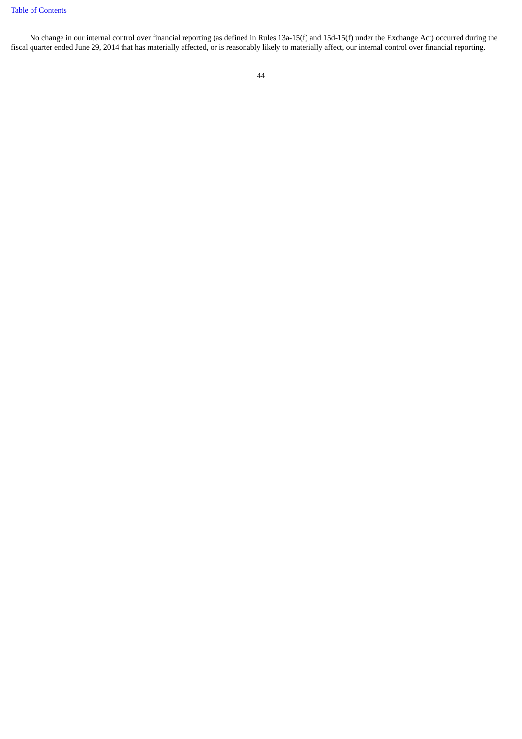No change in our internal control over financial reporting (as defined in Rules 13a-15(f) and 15d-15(f) under the Exchange Act) occurred during the fiscal quarter ended June 29, 2014 that has materially affected, or is reasonably likely to materially affect, our internal control over financial reporting.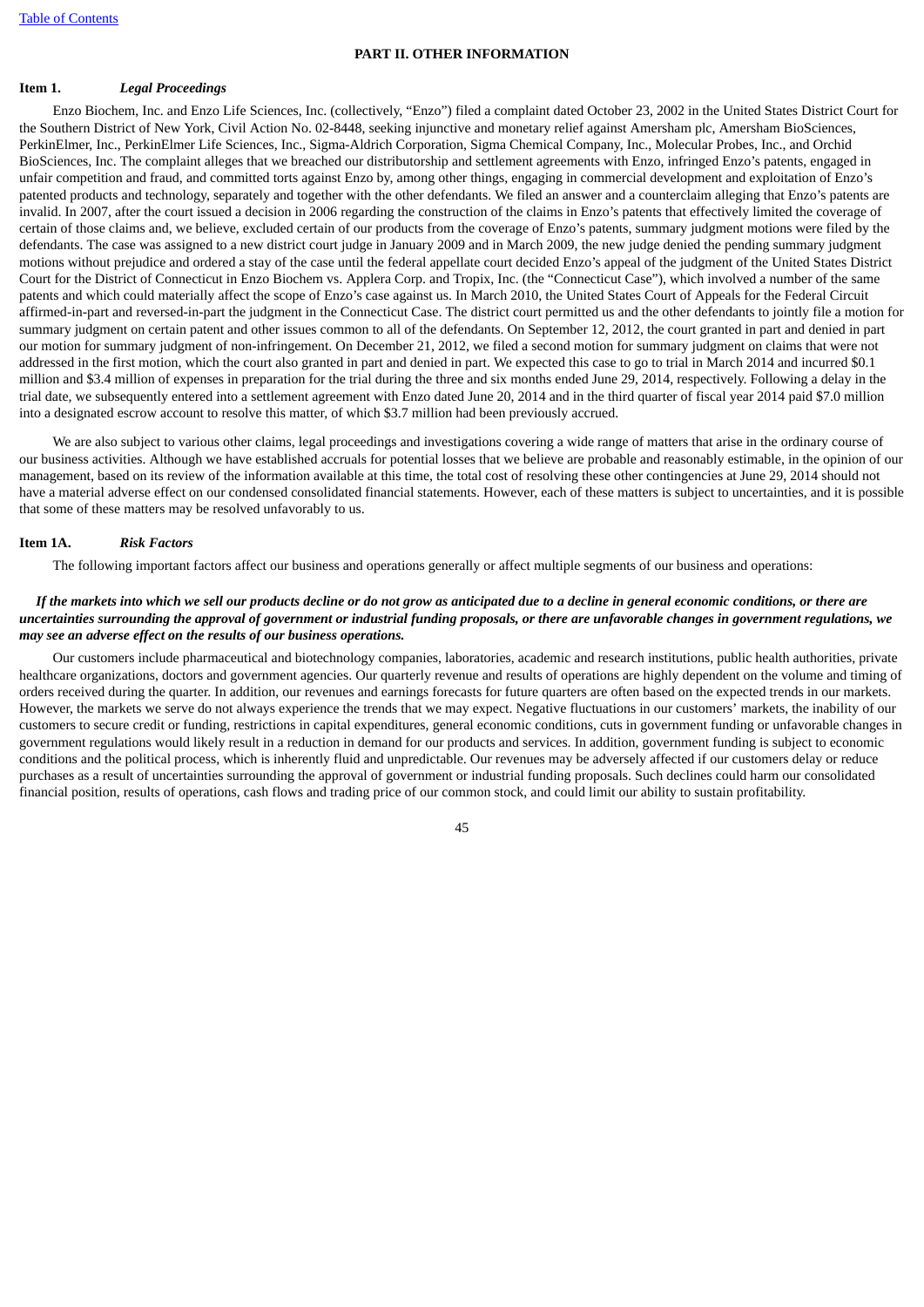## PART II. OTHER INFORMATION

### Item 1. *Legal Proceedings*

Enzo Biochem, Inc. and Enzo Life Sciences, Inc. (collectively, "Enzo") filed a complaint dated October 23, 2002 in the United States District Court for the Southern District of New York, Civil Action No. 02-8448, seeking injunctive and monetary relief against Amersham plc, Amersham BioSciences, PerkinElmer, Inc., PerkinElmer Life Sciences, Inc., Sigma-Aldrich Corporation, Sigma Chemical Company, Inc., Molecular Probes, Inc., and Orchid BioSciences, Inc. The complaint alleges that we breached our distributorship and settlement agreements with Enzo, infringed Enzo's patents, engaged in unfair competition and fraud, and committed torts against Enzo by, among other things, engaging in commercial development and exploitation of Enzo's patented products and technology, separately and together with the other defendants. We filed an answer and a counterclaim alleging that Enzo's patents are invalid. In 2007, after the court issued a decision in 2006 regarding the construction of the claims in Enzo's patents that effectively limited the coverage of certain of those claims and, we believe, excluded certain of our products from the coverage of Enzo's patents, summary judgment motions were filed by the defendants. The case was assigned to a new district court judge in January 2009 and in March 2009, the new judge denied the pending summary judgment motions without prejudice and ordered a stay of the case until the federal appellate court decided Enzo's appeal of the judgment of the United States District Court for the District of Connecticut in Enzo Biochem vs. Applera Corp. and Tropix, Inc. (the "Connecticut Case"), which involved a number of the same patents and which could materially affect the scope of Enzo's case against us. In March 2010, the United States Court of Appeals for the Federal Circuit affirmed-in-part and reversed-in-part the judgment in the Connecticut Case. The district court permitted us and the other defendants to jointly file a motion for summary judgment on certain patent and other issues common to all of the defendants. On September 12, 2012, the court granted in part and denied in part our motion for summary judgment of non-infringement. On December 21, 2012, we filed a second motion for summary judgment on claims that were not addressed in the first motion, which the court also granted in part and denied in part. We expected this case to go to trial in March 2014 and incurred $0.1 million and $3.4 million of expenses in preparation for the trial during the three and six months ended June 29, 2014, respectively. Following a delay in the trial date, we subsequently entered into a settlement agreement with Enzo dated June 20, 2014 and in the third quarter of fiscal year 2014 paid $7.0 million into a designated escrow account to resolve this matter, of which $3.7 million had been previously accrued.

We are also subject to various other claims, legal proceedings and investigations covering a wide range of matters that arise in the ordinary course of our business activities. Although we have established accruals for potential losses that we believe are probable and reasonably estimable, in the opinion of our management, based on its review of the information available at this time, the total cost of resolving these other contingencies at June 29, 2014 should not have a material adverse effect on our condensed consolidated financial statements. However, each of these matters is subject to uncertainties, and it is possible that some of these matters may be resolved unfavorably to us.

### Item 1A. *Risk Factors*

The following important factors affect our business and operations generally or affect multiple segments of our business and operations:

***If the markets into which we sell our products decline or do not grow as anticipated due to a decline in general economic conditions, or there are uncertainties surrounding the approval of government or industrial funding proposals, or there are unfavorable changes in government regulations, we may see an adverse effect on the results of our business operations.***

Our customers include pharmaceutical and biotechnology companies, laboratories, academic and research institutions, public health authorities, private healthcare organizations, doctors and government agencies. Our quarterly revenue and results of operations are highly dependent on the volume and timing of orders received during the quarter. In addition, our revenues and earnings forecasts for future quarters are often based on the expected trends in our markets. However, the markets we serve do not always experience the trends that we may expect. Negative fluctuations in our customers' markets, the inability of our customers to secure credit or funding, restrictions in capital expenditures, general economic conditions, cuts in government funding or unfavorable changes in government regulations would likely result in a reduction in demand for our products and services. In addition, government funding is subject to economic conditions and the political process, which is inherently fluid and unpredictable. Our revenues may be adversely affected if our customers delay or reduce purchases as a result of uncertainties surrounding the approval of government or industrial funding proposals. Such declines could harm our consolidated financial position, results of operations, cash flows and trading price of our common stock, and could limit our ability to sustain profitability.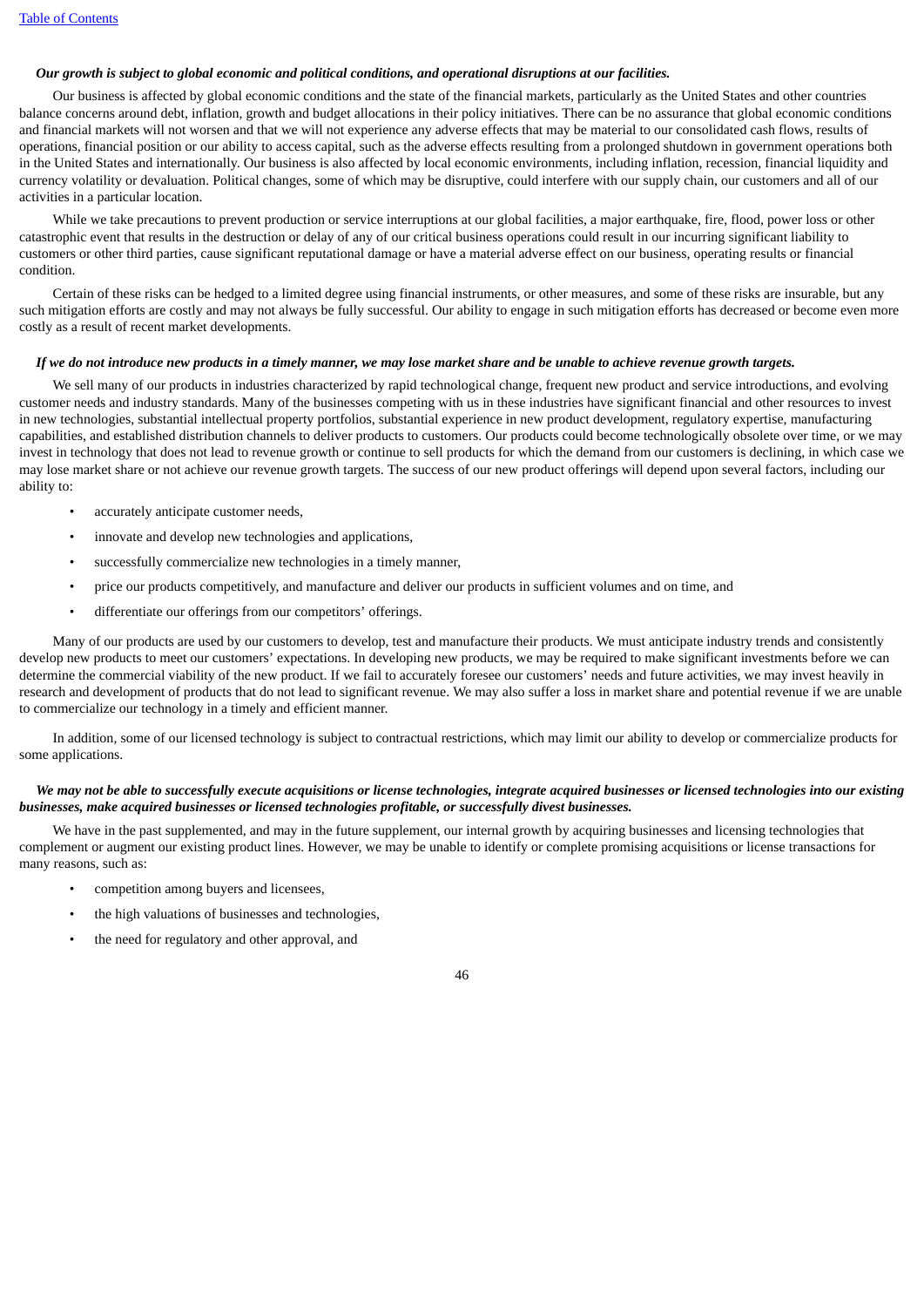***Our growth is subject to global economic and political conditions, and operational disruptions at our facilities.***

Our business is affected by global economic conditions and the state of the financial markets, particularly as the United States and other countries balance concerns around debt, inflation, growth and budget allocations in their policy initiatives. There can be no assurance that global economic conditions and financial markets will not worsen and that we will not experience any adverse effects that may be material to our consolidated cash flows, results of operations, financial position or our ability to access capital, such as the adverse effects resulting from a prolonged shutdown in government operations both in the United States and internationally. Our business is also affected by local economic environments, including inflation, recession, financial liquidity and currency volatility or devaluation. Political changes, some of which may be disruptive, could interfere with our supply chain, our customers and all of our activities in a particular location.

While we take precautions to prevent production or service interruptions at our global facilities, a major earthquake, fire, flood, power loss or other catastrophic event that results in the destruction or delay of any of our critical business operations could result in our incurring significant liability to customers or other third parties, cause significant reputational damage or have a material adverse effect on our business, operating results or financial condition.

Certain of these risks can be hedged to a limited degree using financial instruments, or other measures, and some of these risks are insurable, but any such mitigation efforts are costly and may not always be fully successful. Our ability to engage in such mitigation efforts has decreased or become even more costly as a result of recent market developments.

***If we do not introduce new products in a timely manner, we may lose market share and be unable to achieve revenue growth targets.***

We sell many of our products in industries characterized by rapid technological change, frequent new product and service introductions, and evolving customer needs and industry standards. Many of the businesses competing with us in these industries have significant financial and other resources to invest in new technologies, substantial intellectual property portfolios, substantial experience in new product development, regulatory expertise, manufacturing capabilities, and established distribution channels to deliver products to customers. Our products could become technologically obsolete over time, or we may invest in technology that does not lead to revenue growth or continue to sell products for which the demand from our customers is declining, in which case we may lose market share or not achieve our revenue growth targets. The success of our new product offerings will depend upon several factors, including our ability to:

- accurately anticipate customer needs,
- innovate and develop new technologies and applications,
- successfully commercialize new technologies in a timely manner,
- price our products competitively, and manufacture and deliver our products in sufficient volumes and on time, and
- differentiate our offerings from our competitors' offerings.

Many of our products are used by our customers to develop, test and manufacture their products. We must anticipate industry trends and consistently develop new products to meet our customers' expectations. In developing new products, we may be required to make significant investments before we can determine the commercial viability of the new product. If we fail to accurately foresee our customers' needs and future activities, we may invest heavily in research and development of products that do not lead to significant revenue. We may also suffer a loss in market share and potential revenue if we are unable to commercialize our technology in a timely and efficient manner.

In addition, some of our licensed technology is subject to contractual restrictions, which may limit our ability to develop or commercialize products for some applications.

***We may not be able to successfully execute acquisitions or license technologies, integrate acquired businesses or licensed technologies into our existing businesses, make acquired businesses or licensed technologies profitable, or successfully divest businesses.***

We have in the past supplemented, and may in the future supplement, our internal growth by acquiring businesses and licensing technologies that complement or augment our existing product lines. However, we may be unable to identify or complete promising acquisitions or license transactions for many reasons, such as:

- competition among buyers and licensees,
- the high valuations of businesses and technologies,
- the need for regulatory and other approval, and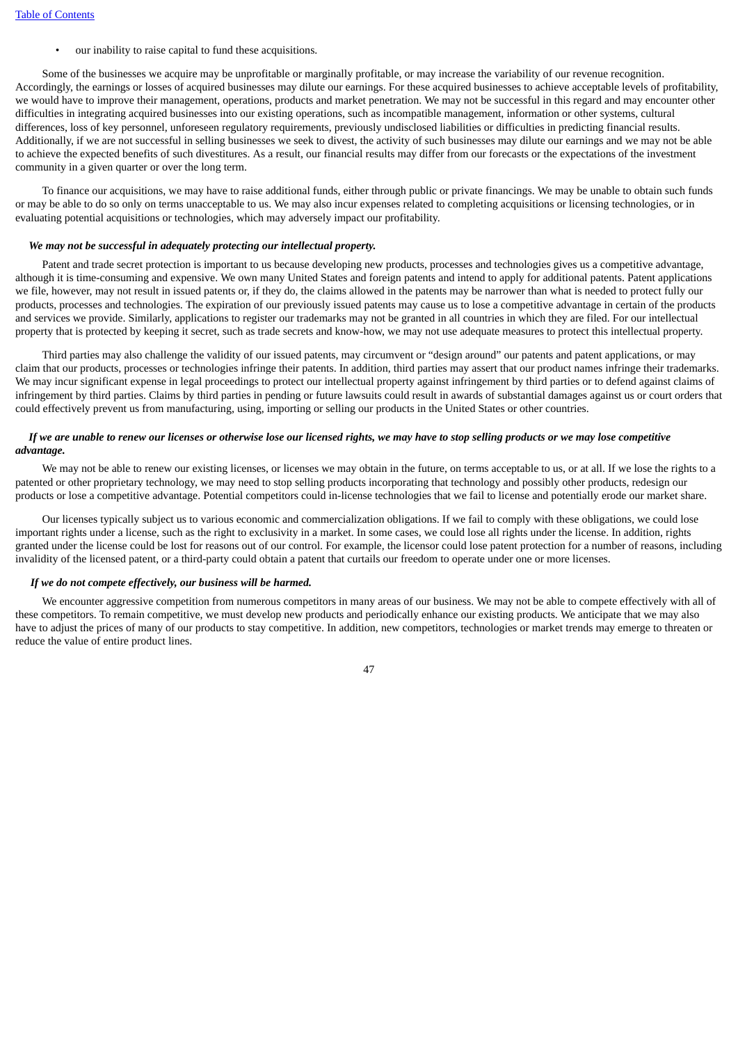- our inability to raise capital to fund these acquisitions.

Some of the businesses we acquire may be unprofitable or marginally profitable, or may increase the variability of our revenue recognition. Accordingly, the earnings or losses of acquired businesses may dilute our earnings. For these acquired businesses to achieve acceptable levels of profitability, we would have to improve their management, operations, products and market penetration. We may not be successful in this regard and may encounter other difficulties in integrating acquired businesses into our existing operations, such as incompatible management, information or other systems, cultural differences, loss of key personnel, unforeseen regulatory requirements, previously undisclosed liabilities or difficulties in predicting financial results. Additionally, if we are not successful in selling businesses we seek to divest, the activity of such businesses may dilute our earnings and we may not be able to achieve the expected benefits of such divestitures. As a result, our financial results may differ from our forecasts or the expectations of the investment community in a given quarter or over the long term.

To finance our acquisitions, we may have to raise additional funds, either through public or private financings. We may be unable to obtain such funds or may be able to do so only on terms unacceptable to us. We may also incur expenses related to completing acquisitions or licensing technologies, or in evaluating potential acquisitions or technologies, which may adversely impact our profitability.

***We may not be successful in adequately protecting our intellectual property.***

Patent and trade secret protection is important to us because developing new products, processes and technologies gives us a competitive advantage, although it is time-consuming and expensive. We own many United States and foreign patents and intend to apply for additional patents. Patent applications we file, however, may not result in issued patents or, if they do, the claims allowed in the patents may be narrower than what is needed to protect fully our products, processes and technologies. The expiration of our previously issued patents may cause us to lose a competitive advantage in certain of the products and services we provide. Similarly, applications to register our trademarks may not be granted in all countries in which they are filed. For our intellectual property that is protected by keeping it secret, such as trade secrets and know-how, we may not use adequate measures to protect this intellectual property.

Third parties may also challenge the validity of our issued patents, may circumvent or "design around" our patents and patent applications, or may claim that our products, processes or technologies infringe their patents. In addition, third parties may assert that our product names infringe their trademarks. We may incur significant expense in legal proceedings to protect our intellectual property against infringement by third parties or to defend against claims of infringement by third parties. Claims by third parties in pending or future lawsuits could result in awards of substantial damages against us or court orders that could effectively prevent us from manufacturing, using, importing or selling our products in the United States or other countries.

***If we are unable to renew our licenses or otherwise lose our licensed rights, we may have to stop selling products or we may lose competitive advantage.***

We may not be able to renew our existing licenses, or licenses we may obtain in the future, on terms acceptable to us, or at all. If we lose the rights to a patented or other proprietary technology, we may need to stop selling products incorporating that technology and possibly other products, redesign our products or lose a competitive advantage. Potential competitors could in-license technologies that we fail to license and potentially erode our market share.

Our licenses typically subject us to various economic and commercialization obligations. If we fail to comply with these obligations, we could lose important rights under a license, such as the right to exclusivity in a market. In some cases, we could lose all rights under the license. In addition, rights granted under the license could be lost for reasons out of our control. For example, the licensor could lose patent protection for a number of reasons, including invalidity of the licensed patent, or a third-party could obtain a patent that curtails our freedom to operate under one or more licenses.

***If we do not compete effectively, our business will be harmed.***

We encounter aggressive competition from numerous competitors in many areas of our business. We may not be able to compete effectively with all of these competitors. To remain competitive, we must develop new products and periodically enhance our existing products. We anticipate that we may also have to adjust the prices of many of our products to stay competitive. In addition, new competitors, technologies or market trends may emerge to threaten or reduce the value of entire product lines.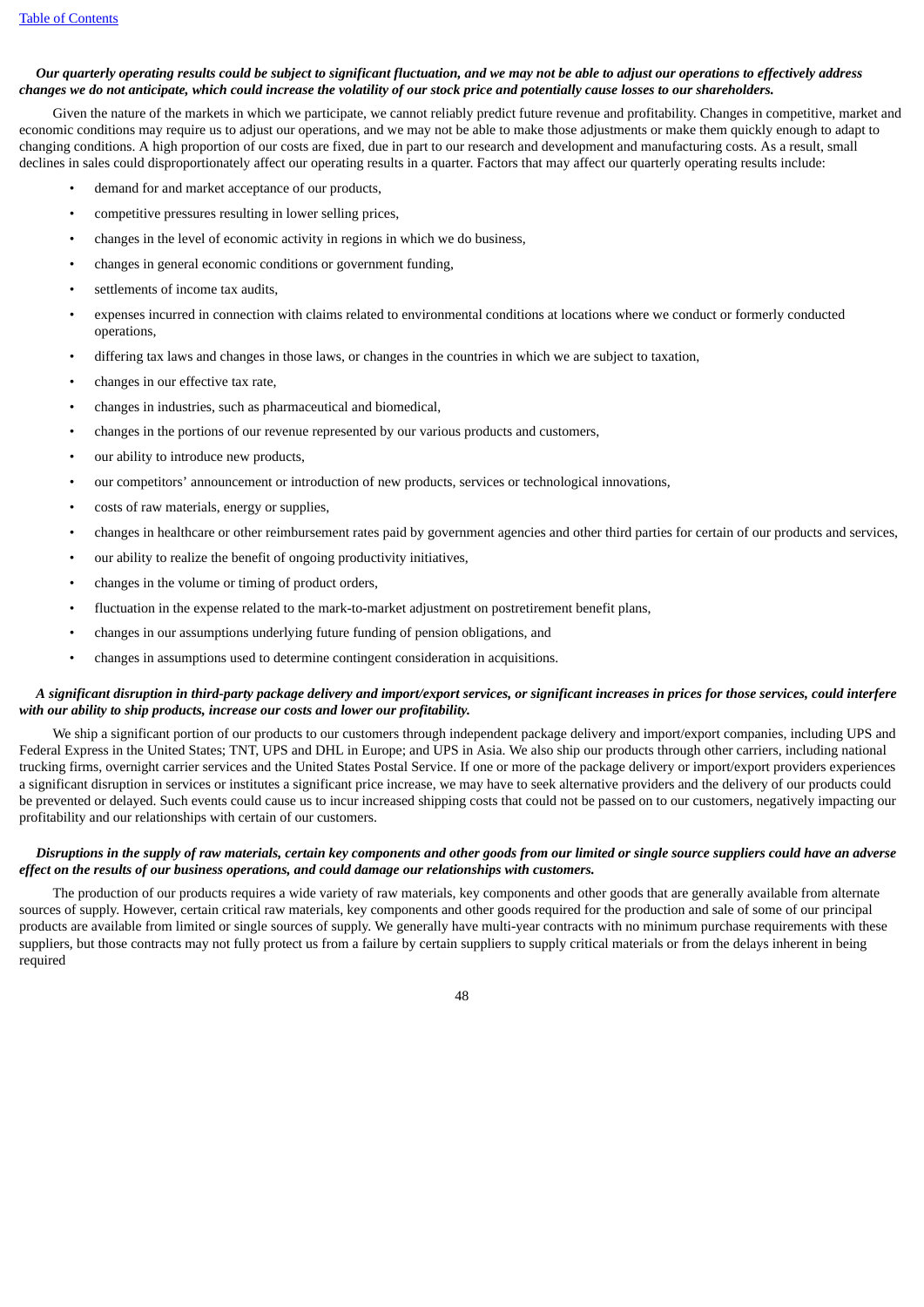***Our quarterly operating results could be subject to significant fluctuation, and we may not be able to adjust our operations to effectively address changes we do not anticipate, which could increase the volatility of our stock price and potentially cause losses to our shareholders.***

Given the nature of the markets in which we participate, we cannot reliably predict future revenue and profitability. Changes in competitive, market and economic conditions may require us to adjust our operations, and we may not be able to make those adjustments or make them quickly enough to adapt to changing conditions. A high proportion of our costs are fixed, due in part to our research and development and manufacturing costs. As a result, small declines in sales could disproportionately affect our operating results in a quarter. Factors that may affect our quarterly operating results include:

- demand for and market acceptance of our products,
- competitive pressures resulting in lower selling prices,
- changes in the level of economic activity in regions in which we do business,
- changes in general economic conditions or government funding,
- settlements of income tax audits,
- expenses incurred in connection with claims related to environmental conditions at locations where we conduct or formerly conducted operations,
- differing tax laws and changes in those laws, or changes in the countries in which we are subject to taxation,
- changes in our effective tax rate,
- changes in industries, such as pharmaceutical and biomedical,
- changes in the portions of our revenue represented by our various products and customers,
- our ability to introduce new products,
- our competitors' announcement or introduction of new products, services or technological innovations,
- costs of raw materials, energy or supplies,
- changes in healthcare or other reimbursement rates paid by government agencies and other third parties for certain of our products and services,
- our ability to realize the benefit of ongoing productivity initiatives,
- changes in the volume or timing of product orders,
- fluctuation in the expense related to the mark-to-market adjustment on postretirement benefit plans,
- changes in our assumptions underlying future funding of pension obligations, and
- changes in assumptions used to determine contingent consideration in acquisitions.

***A significant disruption in third-party package delivery and import/export services, or significant increases in prices for those services, could interfere with our ability to ship products, increase our costs and lower our profitability.***

We ship a significant portion of our products to our customers through independent package delivery and import/export companies, including UPS and Federal Express in the United States; TNT, UPS and DHL in Europe; and UPS in Asia. We also ship our products through other carriers, including national trucking firms, overnight carrier services and the United States Postal Service. If one or more of the package delivery or import/export providers experiences a significant disruption in services or institutes a significant price increase, we may have to seek alternative providers and the delivery of our products could be prevented or delayed. Such events could cause us to incur increased shipping costs that could not be passed on to our customers, negatively impacting our profitability and our relationships with certain of our customers.

***Disruptions in the supply of raw materials, certain key components and other goods from our limited or single source suppliers could have an adverse effect on the results of our business operations, and could damage our relationships with customers.***

The production of our products requires a wide variety of raw materials, key components and other goods that are generally available from alternate sources of supply. However, certain critical raw materials, key components and other goods required for the production and sale of some of our principal products are available from limited or single sources of supply. We generally have multi-year contracts with no minimum purchase requirements with these suppliers, but those contracts may not fully protect us from a failure by certain suppliers to supply critical materials or from the delays inherent in being required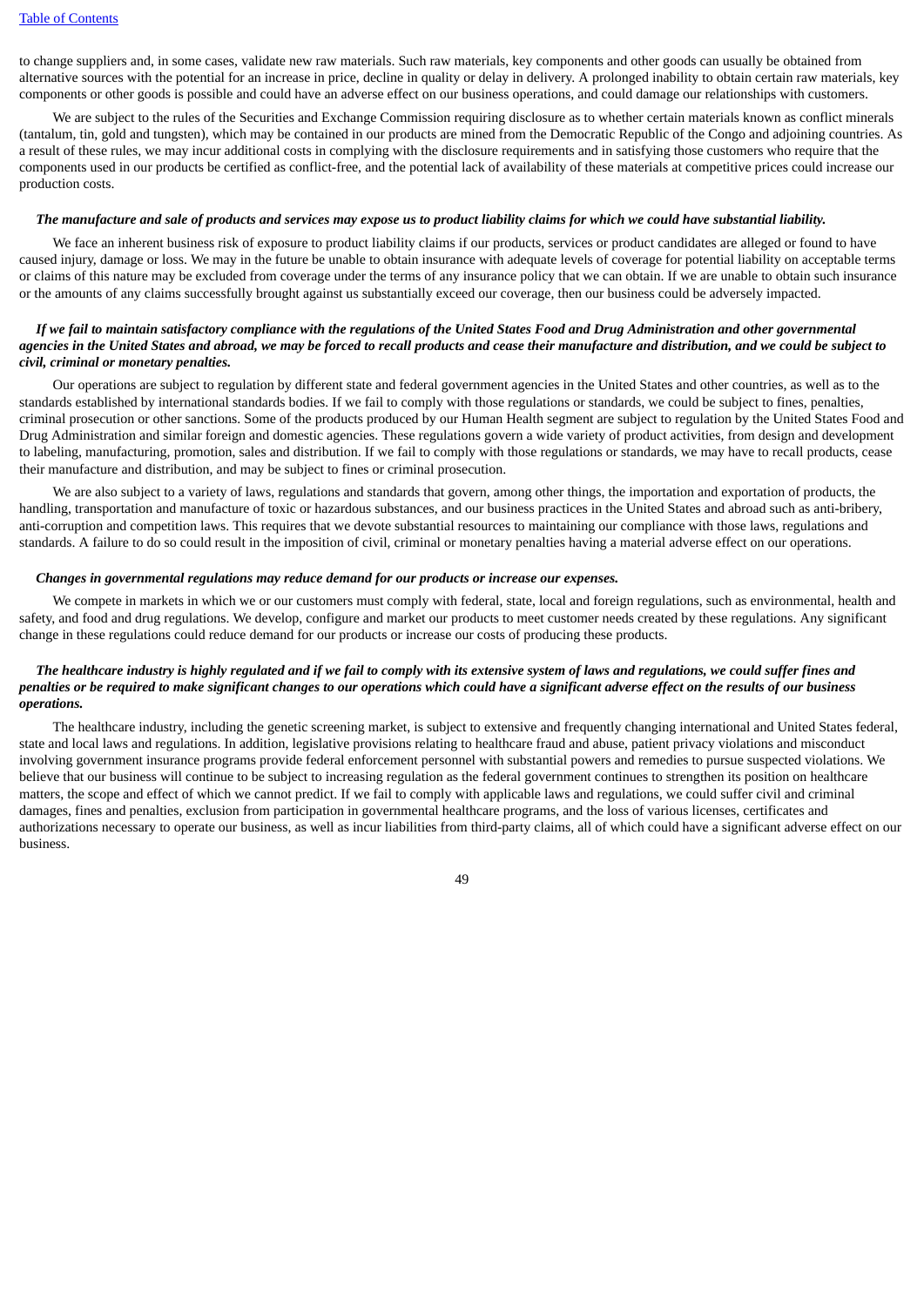to change suppliers and, in some cases, validate new raw materials. Such raw materials, key components and other goods can usually be obtained from alternative sources with the potential for an increase in price, decline in quality or delay in delivery. A prolonged inability to obtain certain raw materials, key components or other goods is possible and could have an adverse effect on our business operations, and could damage our relationships with customers.

We are subject to the rules of the Securities and Exchange Commission requiring disclosure as to whether certain materials known as conflict minerals (tantalum, tin, gold and tungsten), which may be contained in our products are mined from the Democratic Republic of the Congo and adjoining countries. As a result of these rules, we may incur additional costs in complying with the disclosure requirements and in satisfying those customers who require that the components used in our products be certified as conflict-free, and the potential lack of availability of these materials at competitive prices could increase our production costs.

***The manufacture and sale of products and services may expose us to product liability claims for which we could have substantial liability.***

We face an inherent business risk of exposure to product liability claims if our products, services or product candidates are alleged or found to have caused injury, damage or loss. We may in the future be unable to obtain insurance with adequate levels of coverage for potential liability on acceptable terms or claims of this nature may be excluded from coverage under the terms of any insurance policy that we can obtain. If we are unable to obtain such insurance or the amounts of any claims successfully brought against us substantially exceed our coverage, then our business could be adversely impacted.

***If we fail to maintain satisfactory compliance with the regulations of the United States Food and Drug Administration and other governmental agencies in the United States and abroad, we may be forced to recall products and cease their manufacture and distribution, and we could be subject to civil, criminal or monetary penalties.***

Our operations are subject to regulation by different state and federal government agencies in the United States and other countries, as well as to the standards established by international standards bodies. If we fail to comply with those regulations or standards, we could be subject to fines, penalties, criminal prosecution or other sanctions. Some of the products produced by our Human Health segment are subject to regulation by the United States Food and Drug Administration and similar foreign and domestic agencies. These regulations govern a wide variety of product activities, from design and development to labeling, manufacturing, promotion, sales and distribution. If we fail to comply with those regulations or standards, we may have to recall products, cease their manufacture and distribution, and may be subject to fines or criminal prosecution.

We are also subject to a variety of laws, regulations and standards that govern, among other things, the importation and exportation of products, the handling, transportation and manufacture of toxic or hazardous substances, and our business practices in the United States and abroad such as anti-bribery, anti-corruption and competition laws. This requires that we devote substantial resources to maintaining our compliance with those laws, regulations and standards. A failure to do so could result in the imposition of civil, criminal or monetary penalties having a material adverse effect on our operations.

***Changes in governmental regulations may reduce demand for our products or increase our expenses.***

We compete in markets in which we or our customers must comply with federal, state, local and foreign regulations, such as environmental, health and safety, and food and drug regulations. We develop, configure and market our products to meet customer needs created by these regulations. Any significant change in these regulations could reduce demand for our products or increase our costs of producing these products.

***The healthcare industry is highly regulated and if we fail to comply with its extensive system of laws and regulations, we could suffer fines and penalties or be required to make significant changes to our operations which could have a significant adverse effect on the results of our business operations.***

The healthcare industry, including the genetic screening market, is subject to extensive and frequently changing international and United States federal, state and local laws and regulations. In addition, legislative provisions relating to healthcare fraud and abuse, patient privacy violations and misconduct involving government insurance programs provide federal enforcement personnel with substantial powers and remedies to pursue suspected violations. We believe that our business will continue to be subject to increasing regulation as the federal government continues to strengthen its position on healthcare matters, the scope and effect of which we cannot predict. If we fail to comply with applicable laws and regulations, we could suffer civil and criminal damages, fines and penalties, exclusion from participation in governmental healthcare programs, and the loss of various licenses, certificates and authorizations necessary to operate our business, as well as incur liabilities from third-party claims, all of which could have a significant adverse effect on our business.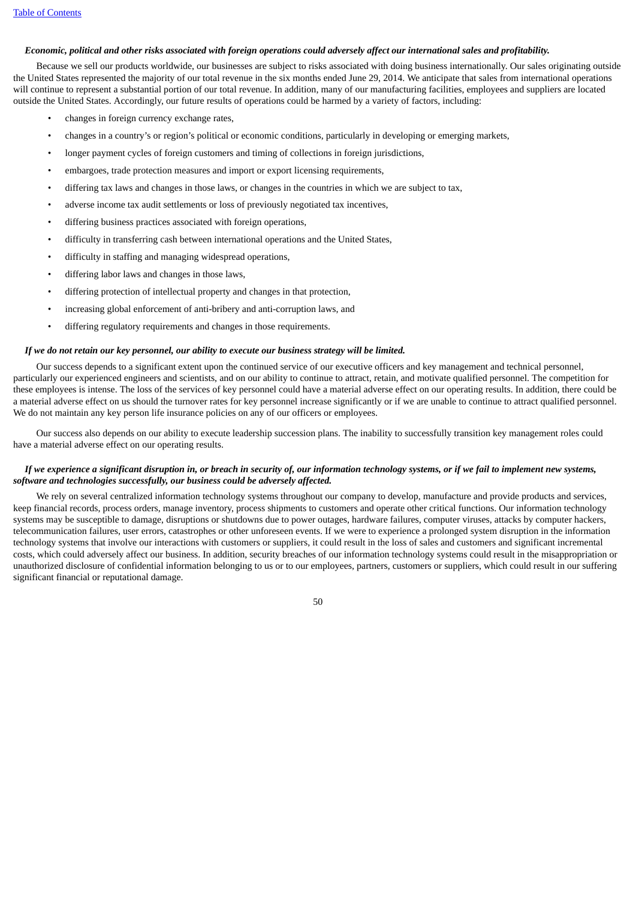***Economic, political and other risks associated with foreign operations could adversely affect our international sales and profitability.***

Because we sell our products worldwide, our businesses are subject to risks associated with doing business internationally. Our sales originating outside the United States represented the majority of our total revenue in the six months ended June 29, 2014. We anticipate that sales from international operations will continue to represent a substantial portion of our total revenue. In addition, many of our manufacturing facilities, employees and suppliers are located outside the United States. Accordingly, our future results of operations could be harmed by a variety of factors, including:

- changes in foreign currency exchange rates,
- changes in a country's or region's political or economic conditions, particularly in developing or emerging markets,
- longer payment cycles of foreign customers and timing of collections in foreign jurisdictions,
- embargoes, trade protection measures and import or export licensing requirements,
- differing tax laws and changes in those laws, or changes in the countries in which we are subject to tax,
- adverse income tax audit settlements or loss of previously negotiated tax incentives,
- differing business practices associated with foreign operations,
- difficulty in transferring cash between international operations and the United States,
- difficulty in staffing and managing widespread operations,
- differing labor laws and changes in those laws,
- differing protection of intellectual property and changes in that protection,
- increasing global enforcement of anti-bribery and anti-corruption laws, and
- differing regulatory requirements and changes in those requirements.

***If we do not retain our key personnel, our ability to execute our business strategy will be limited.***

Our success depends to a significant extent upon the continued service of our executive officers and key management and technical personnel, particularly our experienced engineers and scientists, and on our ability to continue to attract, retain, and motivate qualified personnel. The competition for these employees is intense. The loss of the services of key personnel could have a material adverse effect on our operating results. In addition, there could be a material adverse effect on us should the turnover rates for key personnel increase significantly or if we are unable to continue to attract qualified personnel. We do not maintain any key person life insurance policies on any of our officers or employees.

Our success also depends on our ability to execute leadership succession plans. The inability to successfully transition key management roles could have a material adverse effect on our operating results.

***If we experience a significant disruption in, or breach in security of, our information technology systems, or if we fail to implement new systems, software and technologies successfully, our business could be adversely affected.***

We rely on several centralized information technology systems throughout our company to develop, manufacture and provide products and services, keep financial records, process orders, manage inventory, process shipments to customers and operate other critical functions. Our information technology systems may be susceptible to damage, disruptions or shutdowns due to power outages, hardware failures, computer viruses, attacks by computer hackers, telecommunication failures, user errors, catastrophes or other unforeseen events. If we were to experience a prolonged system disruption in the information technology systems that involve our interactions with customers or suppliers, it could result in the loss of sales and customers and significant incremental costs, which could adversely affect our business. In addition, security breaches of our information technology systems could result in the misappropriation or unauthorized disclosure of confidential information belonging to us or to our employees, partners, customers or suppliers, which could result in our suffering significant financial or reputational damage.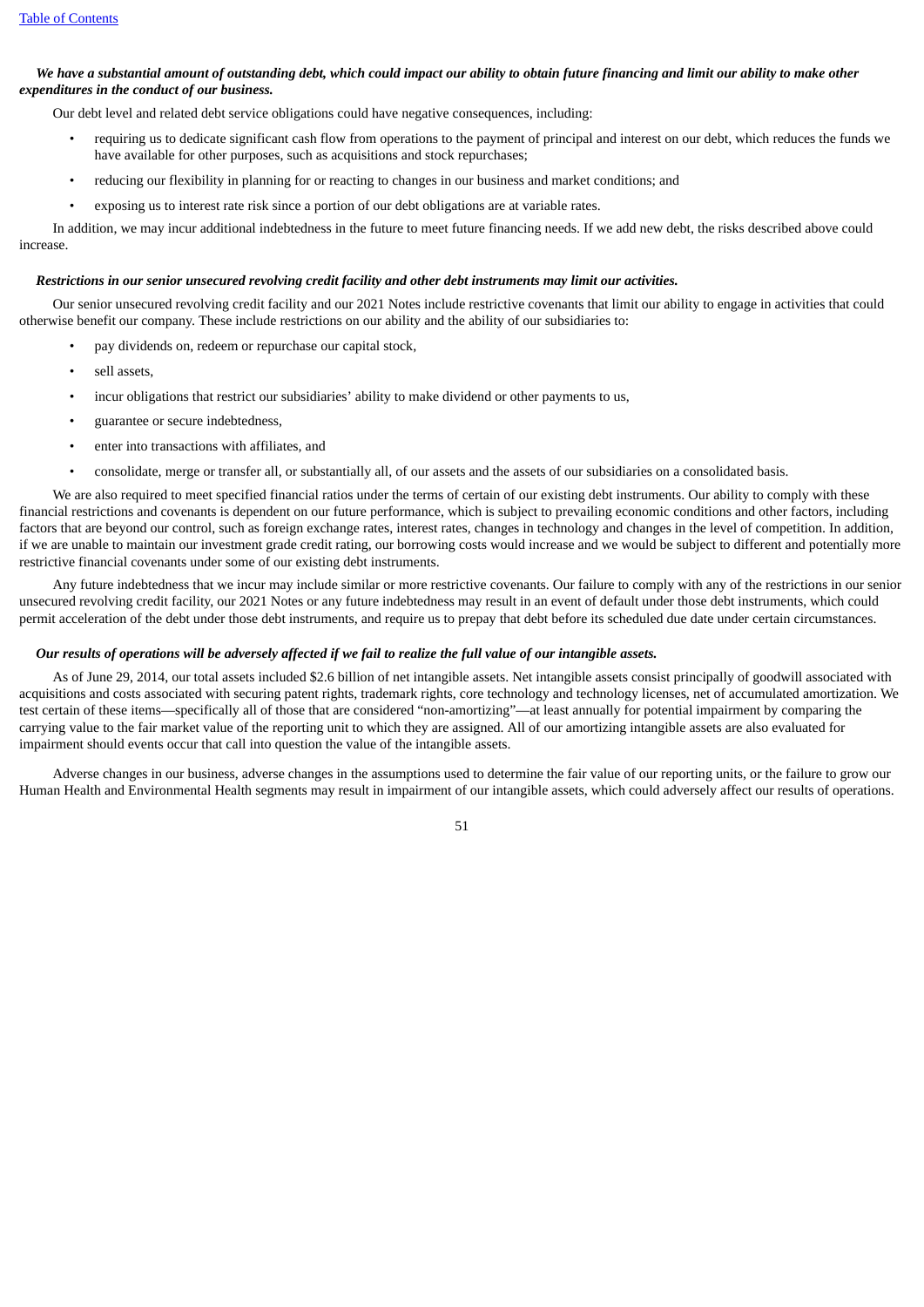***We have a substantial amount of outstanding debt, which could impact our ability to obtain future financing and limit our ability to make other expenditures in the conduct of our business.***

Our debt level and related debt service obligations could have negative consequences, including:

- requiring us to dedicate significant cash flow from operations to the payment of principal and interest on our debt, which reduces the funds we have available for other purposes, such as acquisitions and stock repurchases;
- reducing our flexibility in planning for or reacting to changes in our business and market conditions; and
- exposing us to interest rate risk since a portion of our debt obligations are at variable rates.

In addition, we may incur additional indebtedness in the future to meet future financing needs. If we add new debt, the risks described above could increase.

***Restrictions in our senior unsecured revolving credit facility and other debt instruments may limit our activities.***

Our senior unsecured revolving credit facility and our 2021 Notes include restrictive covenants that limit our ability to engage in activities that could otherwise benefit our company. These include restrictions on our ability and the ability of our subsidiaries to:

- pay dividends on, redeem or repurchase our capital stock,
- sell assets,
- incur obligations that restrict our subsidiaries' ability to make dividend or other payments to us,
- guarantee or secure indebtedness,
- enter into transactions with affiliates, and
- consolidate, merge or transfer all, or substantially all, of our assets and the assets of our subsidiaries on a consolidated basis.

We are also required to meet specified financial ratios under the terms of certain of our existing debt instruments. Our ability to comply with these financial restrictions and covenants is dependent on our future performance, which is subject to prevailing economic conditions and other factors, including factors that are beyond our control, such as foreign exchange rates, interest rates, changes in technology and changes in the level of competition. In addition, if we are unable to maintain our investment grade credit rating, our borrowing costs would increase and we would be subject to different and potentially more restrictive financial covenants under some of our existing debt instruments.

Any future indebtedness that we incur may include similar or more restrictive covenants. Our failure to comply with any of the restrictions in our senior unsecured revolving credit facility, our 2021 Notes or any future indebtedness may result in an event of default under those debt instruments, which could permit acceleration of the debt under those debt instruments, and require us to prepay that debt before its scheduled due date under certain circumstances.

***Our results of operations will be adversely affected if we fail to realize the full value of our intangible assets.***

As of June 29, 2014, our total assets included $2.6 billion of net intangible assets. Net intangible assets consist principally of goodwill associated with acquisitions and costs associated with securing patent rights, trademark rights, core technology and technology licenses, net of accumulated amortization. We test certain of these items—specifically all of those that are considered "non-amortizing"—at least annually for potential impairment by comparing the carrying value to the fair market value of the reporting unit to which they are assigned. All of our amortizing intangible assets are also evaluated for impairment should events occur that call into question the value of the intangible assets.

Adverse changes in our business, adverse changes in the assumptions used to determine the fair value of our reporting units, or the failure to grow our Human Health and Environmental Health segments may result in impairment of our intangible assets, which could adversely affect our results of operations.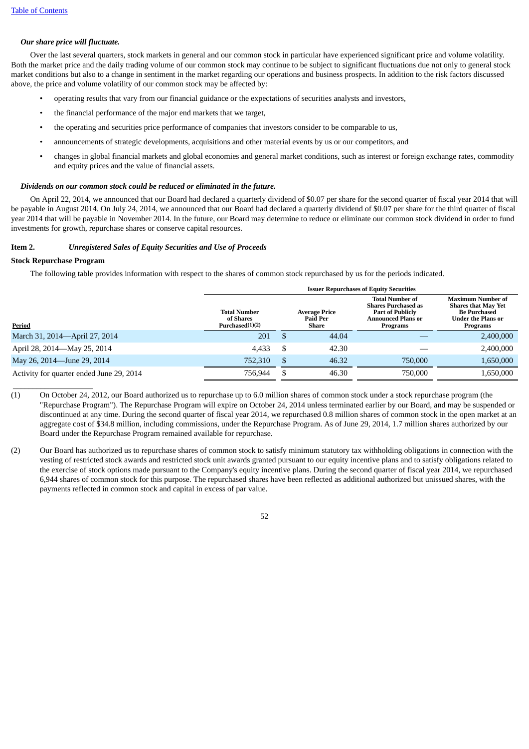[Table of Contents](#)

***Our share price will fluctuate.***

Over the last several quarters, stock markets in general and our common stock in particular have experienced significant price and volume volatility. Both the market price and the daily trading volume of our common stock may continue to be subject to significant fluctuations due not only to general stock market conditions but also to a change in sentiment in the market regarding our operations and business prospects. In addition to the risk factors discussed above, the price and volume volatility of our common stock may be affected by:

- operating results that vary from our financial guidance or the expectations of securities analysts and investors,
- the financial performance of the major end markets that we target,
- the operating and securities price performance of companies that investors consider to be comparable to us,
- announcements of strategic developments, acquisitions and other material events by us or our competitors, and
- changes in global financial markets and global economies and general market conditions, such as interest or foreign exchange rates, commodity and equity prices and the value of financial assets.

***Dividends on our common stock could be reduced or eliminated in the future.***

On April 22, 2014, we announced that our Board had declared a quarterly dividend of $0.07 per share for the second quarter of fiscal year 2014 that will be payable in August 2014. On July 24, 2014, we announced that our Board had declared a quarterly dividend of $0.07 per share for the third quarter of fiscal year 2014 that will be payable in November 2014. In the future, our Board may determine to reduce or eliminate our common stock dividend in order to fund investments for growth, repurchase shares or conserve capital resources.

**Item 2.** ***Unregistered Sales of Equity Securities and Use of Proceeds***

**Stock Repurchase Program**

The following table provides information with respect to the shares of common stock repurchased by us for the periods indicated.

| | Issuer Repurchases of Equity Securities | | | |
|---|---|---|---|---|
| **Period** | **Total Number of Shares Purchased(1)(2)** | **Average Price Paid Per Share** | **Total Number of Shares Purchased as Part of Publicly Announced Plans or Programs** | **Maximum Number of Shares that May Yet Be Purchased Under the Plans or Programs** |
| March 31, 2014—April 27, 2014 | 201 | $ 44.04 | — | 2,400,000 |
| April 28, 2014—May 25, 2014 | 4,433 | $ 42.30 | — | 2,400,000 |
| May 26, 2014—June 29, 2014 | 752,310 | $ 46.32 | 750,000 | 1,650,000 |
| Activity for quarter ended June 29, 2014 | 756,944 | $ 46.30 | 750,000 | 1,650,000 |

(1) On October 24, 2012, our Board authorized us to repurchase up to 6.0 million shares of common stock under a stock repurchase program (the "Repurchase Program"). The Repurchase Program will expire on October 24, 2014 unless terminated earlier by our Board, and may be suspended or discontinued at any time. During the second quarter of fiscal year 2014, we repurchased 0.8 million shares of common stock in the open market at an aggregate cost of $34.8 million, including commissions, under the Repurchase Program. As of June 29, 2014, 1.7 million shares authorized by our Board under the Repurchase Program remained available for repurchase.

(2) Our Board has authorized us to repurchase shares of common stock to satisfy minimum statutory tax withholding obligations in connection with the vesting of restricted stock awards and restricted stock unit awards granted pursuant to our equity incentive plans and to satisfy obligations related to the exercise of stock options made pursuant to the Company's equity incentive plans. During the second quarter of fiscal year 2014, we repurchased 6,944 shares of common stock for this purpose. The repurchased shares have been reflected as additional authorized but unissued shares, with the payments reflected in common stock and capital in excess of par value.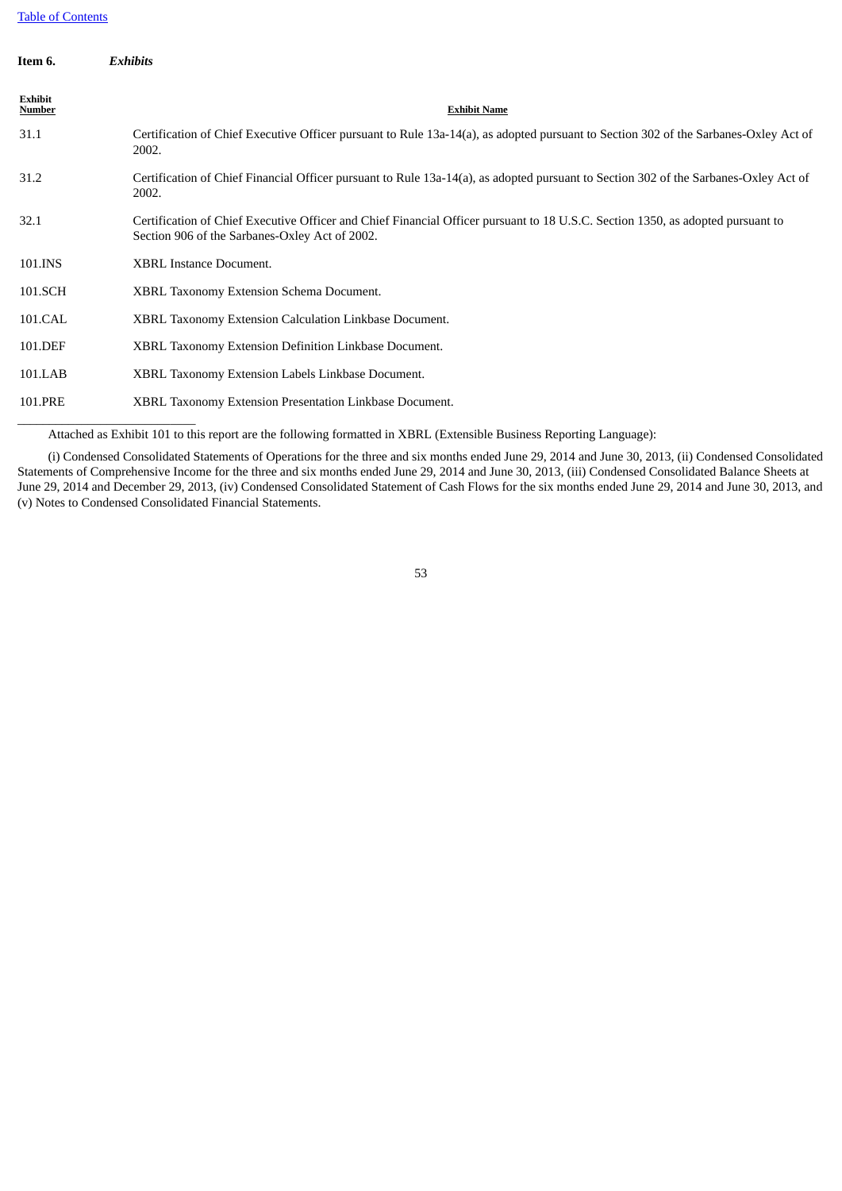[Table of Contents](#)

**Item 6.** ***Exhibits***

| Exhibit Number | Exhibit Name |
|---|---|
| 31.1 | Certification of Chief Executive Officer pursuant to Rule 13a-14(a), as adopted pursuant to Section 302 of the Sarbanes-Oxley Act of 2002. |
| 31.2 | Certification of Chief Financial Officer pursuant to Rule 13a-14(a), as adopted pursuant to Section 302 of the Sarbanes-Oxley Act of 2002. |
| 32.1 | Certification of Chief Executive Officer and Chief Financial Officer pursuant to 18 U.S.C. Section 1350, as adopted pursuant to Section 906 of the Sarbanes-Oxley Act of 2002. |
| 101.INS | XBRL Instance Document. |
| 101.SCH | XBRL Taxonomy Extension Schema Document. |
| 101.CAL | XBRL Taxonomy Extension Calculation Linkbase Document. |
| 101.DEF | XBRL Taxonomy Extension Definition Linkbase Document. |
| 101.LAB | XBRL Taxonomy Extension Labels Linkbase Document. |
| 101.PRE | XBRL Taxonomy Extension Presentation Linkbase Document. |

---

Attached as Exhibit 101 to this report are the following formatted in XBRL (Extensible Business Reporting Language):

(i) Condensed Consolidated Statements of Operations for the three and six months ended June 29, 2014 and June 30, 2013, (ii) Condensed Consolidated Statements of Comprehensive Income for the three and six months ended June 29, 2014 and June 30, 2013, (iii) Condensed Consolidated Balance Sheets at June 29, 2014 and December 29, 2013, (iv) Condensed Consolidated Statement of Cash Flows for the six months ended June 29, 2014 and June 30, 2013, and (v) Notes to Condensed Consolidated Financial Statements.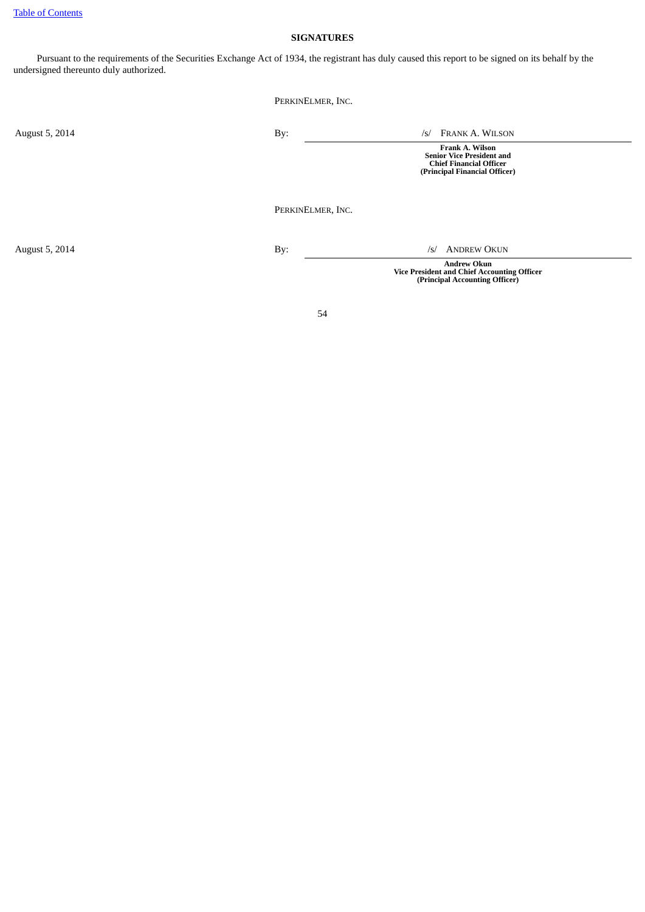Table of Contents

## SIGNATURES

Pursuant to the requirements of the Securities Exchange Act of 1934, the registrant has duly caused this report to be signed on its behalf by the undersigned thereunto duly authorized.

PERKINELMER, INC.

| | | |
|---|---|---|
| August 5, 2014 | By: | /s/ FRANK A. WILSON |
| | | **Frank A. Wilson**<br>**Senior Vice President and**<br>**Chief Financial Officer**<br>**(Principal Financial Officer)** |

PERKINELMER, INC.

| | | |
|---|---|---|
| August 5, 2014 | By: | /s/ ANDREW OKUN |
| | | **Andrew Okun**<br>**Vice President and Chief Accounting Officer**<br>**(Principal Accounting Officer)** |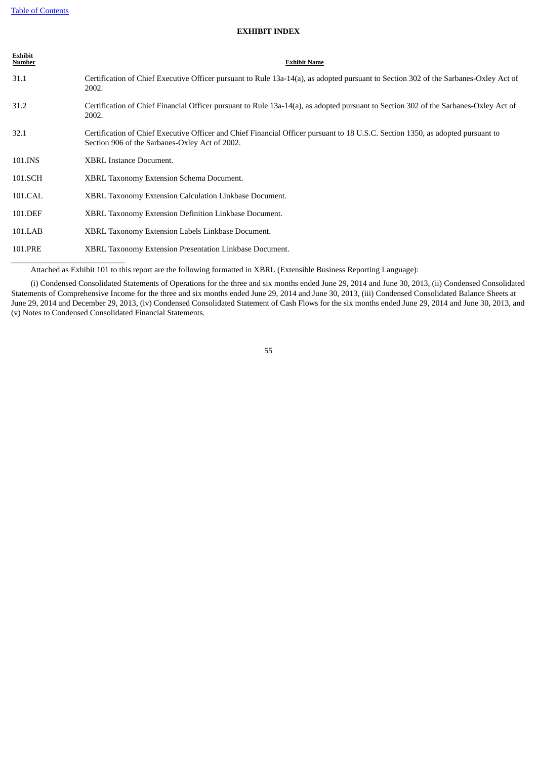## EXHIBIT INDEX

| Exhibit Number | Exhibit Name |
|---|---|
| 31.1 | Certification of Chief Executive Officer pursuant to Rule 13a-14(a), as adopted pursuant to Section 302 of the Sarbanes-Oxley Act of 2002. |
| 31.2 | Certification of Chief Financial Officer pursuant to Rule 13a-14(a), as adopted pursuant to Section 302 of the Sarbanes-Oxley Act of 2002. |
| 32.1 | Certification of Chief Executive Officer and Chief Financial Officer pursuant to 18 U.S.C. Section 1350, as adopted pursuant to Section 906 of the Sarbanes-Oxley Act of 2002. |
| 101.INS | XBRL Instance Document. |
| 101.SCH | XBRL Taxonomy Extension Schema Document. |
| 101.CAL | XBRL Taxonomy Extension Calculation Linkbase Document. |
| 101.DEF | XBRL Taxonomy Extension Definition Linkbase Document. |
| 101.LAB | XBRL Taxonomy Extension Labels Linkbase Document. |
| 101.PRE | XBRL Taxonomy Extension Presentation Linkbase Document. |

---

Attached as Exhibit 101 to this report are the following formatted in XBRL (Extensible Business Reporting Language):

(i) Condensed Consolidated Statements of Operations for the three and six months ended June 29, 2014 and June 30, 2013, (ii) Condensed Consolidated Statements of Comprehensive Income for the three and six months ended June 29, 2014 and June 30, 2013, (iii) Condensed Consolidated Balance Sheets at June 29, 2014 and December 29, 2013, (iv) Condensed Consolidated Statement of Cash Flows for the six months ended June 29, 2014 and June 30, 2013, and (v) Notes to Condensed Consolidated Financial Statements.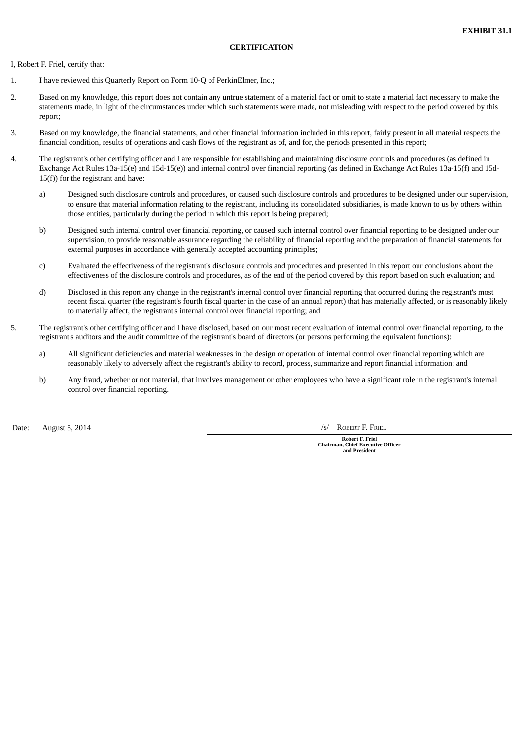**EXHIBIT 31.1**

**CERTIFICATION**

I, Robert F. Friel, certify that:

1. I have reviewed this Quarterly Report on Form 10-Q of PerkinElmer, Inc.;

2. Based on my knowledge, this report does not contain any untrue statement of a material fact or omit to state a material fact necessary to make the statements made, in light of the circumstances under which such statements were made, not misleading with respect to the period covered by this report;

3. Based on my knowledge, the financial statements, and other financial information included in this report, fairly present in all material respects the financial condition, results of operations and cash flows of the registrant as of, and for, the periods presented in this report;

4. The registrant's other certifying officer and I are responsible for establishing and maintaining disclosure controls and procedures (as defined in Exchange Act Rules 13a-15(e) and 15d-15(e)) and internal control over financial reporting (as defined in Exchange Act Rules 13a-15(f) and 15d-15(f)) for the registrant and have:

   a) Designed such disclosure controls and procedures, or caused such disclosure controls and procedures to be designed under our supervision, to ensure that material information relating to the registrant, including its consolidated subsidiaries, is made known to us by others within those entities, particularly during the period in which this report is being prepared;

   b) Designed such internal control over financial reporting, or caused such internal control over financial reporting to be designed under our supervision, to provide reasonable assurance regarding the reliability of financial reporting and the preparation of financial statements for external purposes in accordance with generally accepted accounting principles;

   c) Evaluated the effectiveness of the registrant's disclosure controls and procedures and presented in this report our conclusions about the effectiveness of the disclosure controls and procedures, as of the end of the period covered by this report based on such evaluation; and

   d) Disclosed in this report any change in the registrant's internal control over financial reporting that occurred during the registrant's most recent fiscal quarter (the registrant's fourth fiscal quarter in the case of an annual report) that has materially affected, or is reasonably likely to materially affect, the registrant's internal control over financial reporting; and

5. The registrant's other certifying officer and I have disclosed, based on our most recent evaluation of internal control over financial reporting, to the registrant's auditors and the audit committee of the registrant's board of directors (or persons performing the equivalent functions):

   a) All significant deficiencies and material weaknesses in the design or operation of internal control over financial reporting which are reasonably likely to adversely affect the registrant's ability to record, process, summarize and report financial information; and

   b) Any fraud, whether or not material, that involves management or other employees who have a significant role in the registrant's internal control over financial reporting.

Date: August 5, 2014

/s/ ROBERT F. FRIEL

**Robert F. Friel**
**Chairman, Chief Executive Officer and President**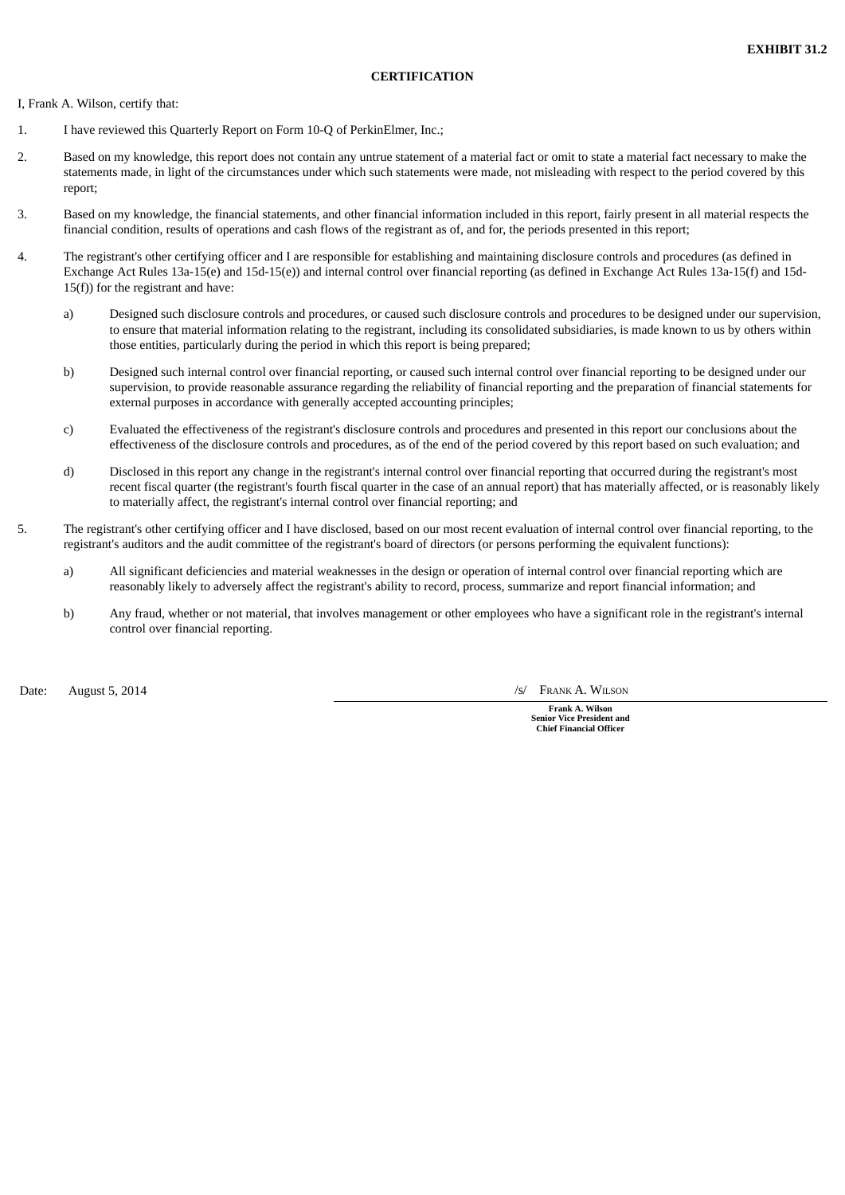**EXHIBIT 31.2**

**CERTIFICATION**

I, Frank A. Wilson, certify that:

1. I have reviewed this Quarterly Report on Form 10-Q of PerkinElmer, Inc.;

2. Based on my knowledge, this report does not contain any untrue statement of a material fact or omit to state a material fact necessary to make the statements made, in light of the circumstances under which such statements were made, not misleading with respect to the period covered by this report;

3. Based on my knowledge, the financial statements, and other financial information included in this report, fairly present in all material respects the financial condition, results of operations and cash flows of the registrant as of, and for, the periods presented in this report;

4. The registrant's other certifying officer and I are responsible for establishing and maintaining disclosure controls and procedures (as defined in Exchange Act Rules 13a-15(e) and 15d-15(e)) and internal control over financial reporting (as defined in Exchange Act Rules 13a-15(f) and 15d-15(f)) for the registrant and have:

   a) Designed such disclosure controls and procedures, or caused such disclosure controls and procedures to be designed under our supervision, to ensure that material information relating to the registrant, including its consolidated subsidiaries, is made known to us by others within those entities, particularly during the period in which this report is being prepared;

   b) Designed such internal control over financial reporting, or caused such internal control over financial reporting to be designed under our supervision, to provide reasonable assurance regarding the reliability of financial reporting and the preparation of financial statements for external purposes in accordance with generally accepted accounting principles;

   c) Evaluated the effectiveness of the registrant's disclosure controls and procedures and presented in this report our conclusions about the effectiveness of the disclosure controls and procedures, as of the end of the period covered by this report based on such evaluation; and

   d) Disclosed in this report any change in the registrant's internal control over financial reporting that occurred during the registrant's most recent fiscal quarter (the registrant's fourth fiscal quarter in the case of an annual report) that has materially affected, or is reasonably likely to materially affect, the registrant's internal control over financial reporting; and

5. The registrant's other certifying officer and I have disclosed, based on our most recent evaluation of internal control over financial reporting, to the registrant's auditors and the audit committee of the registrant's board of directors (or persons performing the equivalent functions):

   a) All significant deficiencies and material weaknesses in the design or operation of internal control over financial reporting which are reasonably likely to adversely affect the registrant's ability to record, process, summarize and report financial information; and

   b) Any fraud, whether or not material, that involves management or other employees who have a significant role in the registrant's internal control over financial reporting.

Date: August 5, 2014

/s/ Frank A. Wilson

**Frank A. Wilson**
**Senior Vice President and**
**Chief Financial Officer**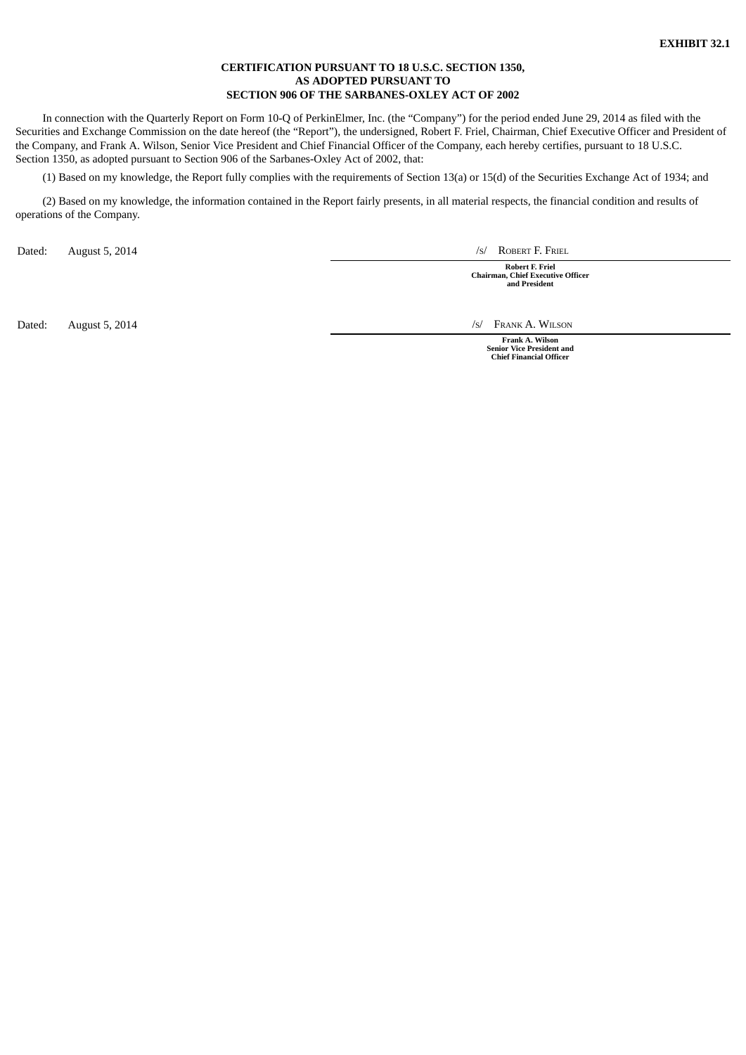**EXHIBIT 32.1**

**CERTIFICATION PURSUANT TO 18 U.S.C. SECTION 1350,
AS ADOPTED PURSUANT TO
SECTION 906 OF THE SARBANES-OXLEY ACT OF 2002**

In connection with the Quarterly Report on Form 10-Q of PerkinElmer, Inc. (the “Company”) for the period ended June 29, 2014 as filed with the Securities and Exchange Commission on the date hereof (the “Report”), the undersigned, Robert F. Friel, Chairman, Chief Executive Officer and President of the Company, and Frank A. Wilson, Senior Vice President and Chief Financial Officer of the Company, each hereby certifies, pursuant to 18 U.S.C. Section 1350, as adopted pursuant to Section 906 of the Sarbanes-Oxley Act of 2002, that:

(1) Based on my knowledge, the Report fully complies with the requirements of Section 13(a) or 15(d) of the Securities Exchange Act of 1934; and

(2) Based on my knowledge, the information contained in the Report fairly presents, in all material respects, the financial condition and results of operations of the Company.

| | | |
|---|---|---|
| Dated: | August 5, 2014 | /s/ ROBERT F. FRIEL |
| | | **Robert F. Friel**<br>**Chairman, Chief Executive Officer and President** |
| Dated: | August 5, 2014 | /s/ FRANK A. WILSON |
| | | **Frank A. Wilson**<br>**Senior Vice President and Chief Financial Officer** |